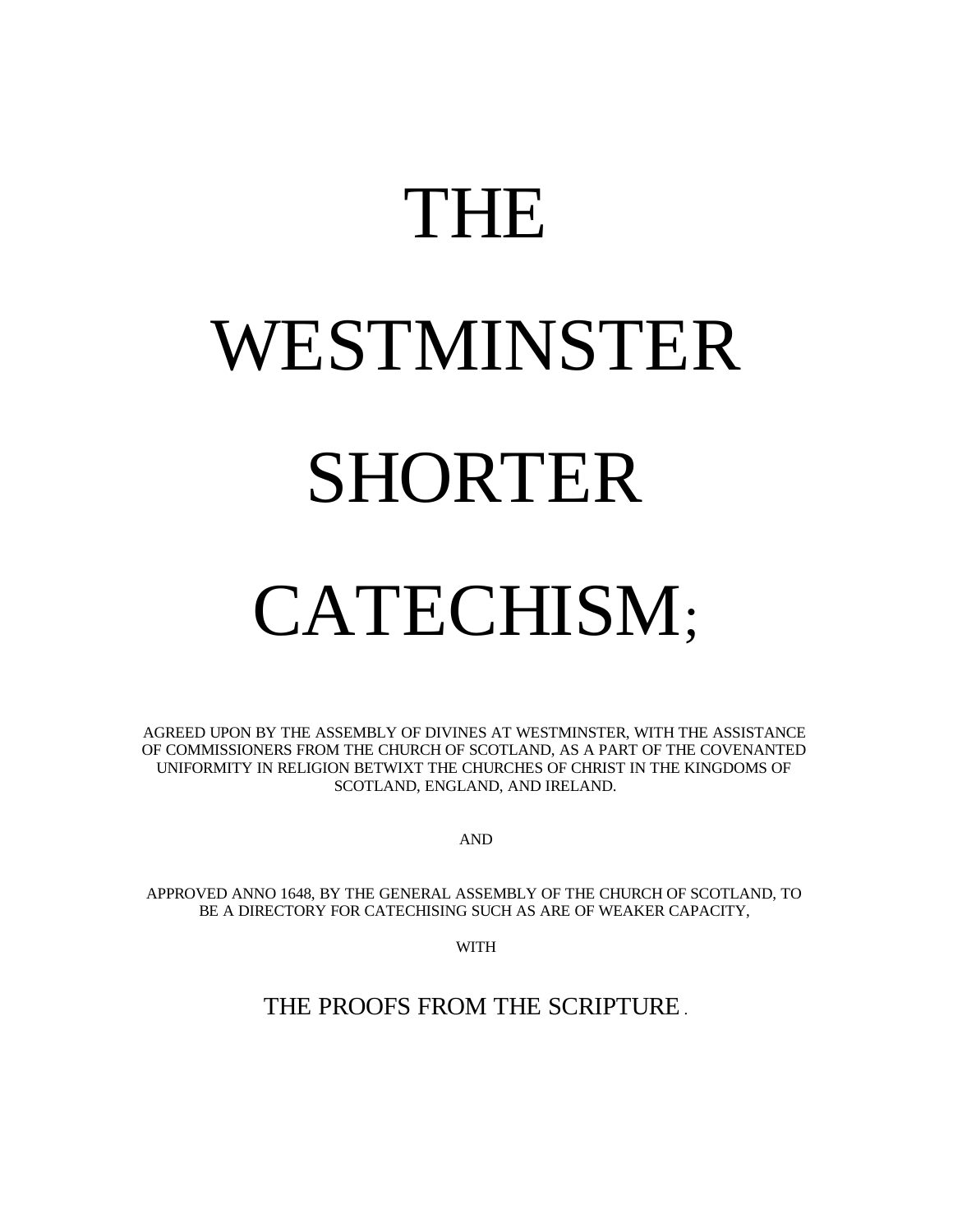# THE WESTMINSTER SHORTER CATECHISM;

AGREED UPON BY THE ASSEMBLY OF DIVINES AT WESTMINSTER, WITH THE ASSISTANCE OF COMMISSIONERS FROM THE CHURCH OF SCOTLAND, AS A PART OF THE COVENANTED UNIFORMITY IN RELIGION BETWIXT THE CHURCHES OF CHRIST IN THE KINGDOMS OF SCOTLAND, ENGLAND, AND IRELAND.

AND

APPROVED ANNO 1648, BY THE GENERAL ASSEMBLY OF THE CHURCH OF SCOTLAND, TO BE A DIRECTORY FOR CATECHISING SUCH AS ARE OF WEAKER CAPACITY,

WITH

THE PROOFS FROM THE SCRIPTURE.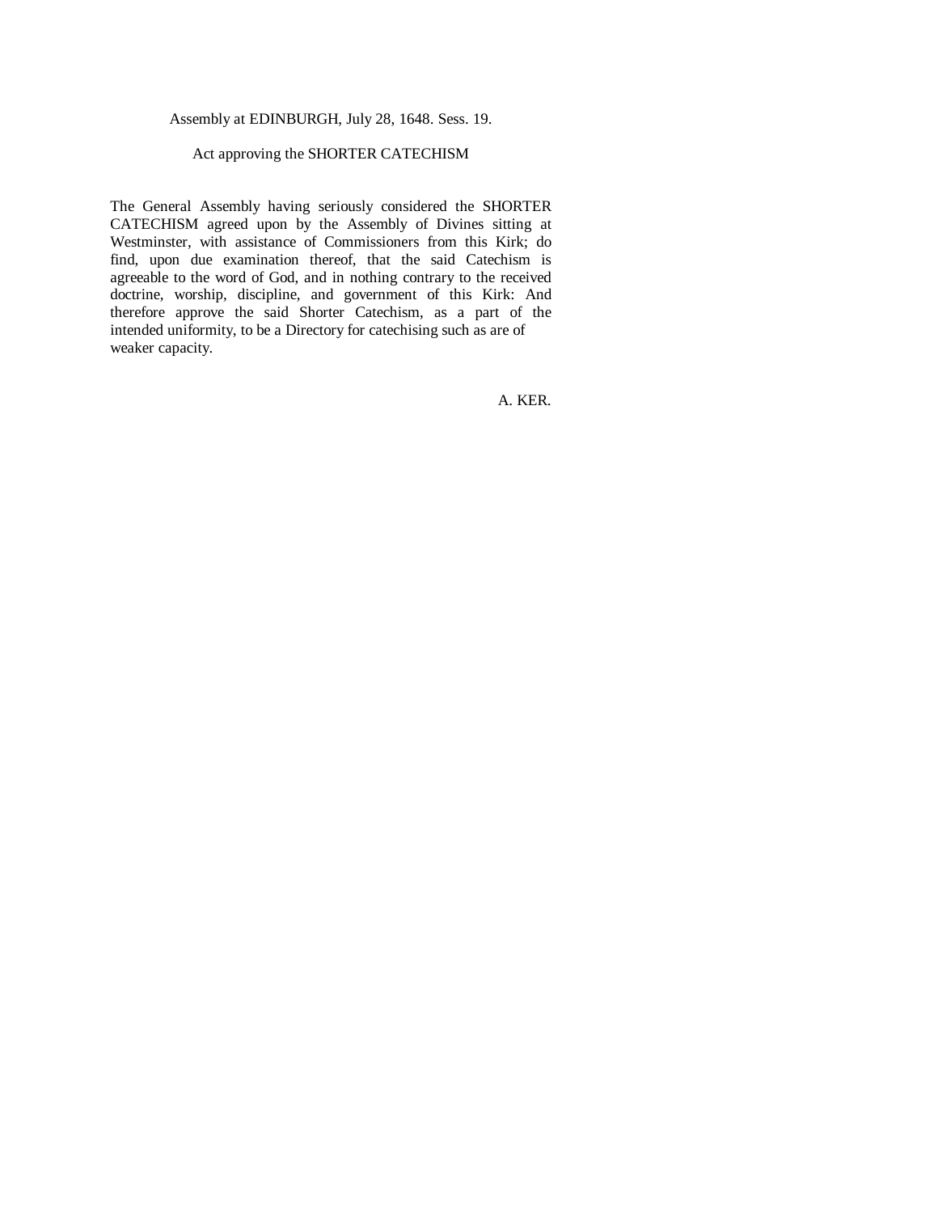Assembly at EDINBURGH, July 28, 1648. Sess. 19.

## Act approving the SHORTER CATECHISM

The General Assembly having seriously considered the SHORTER CATECHISM agreed upon by the Assembly of Divines sitting at Westminster, with assistance of Commissioners from this Kirk; do find, upon due examination thereof, that the said Catechism is agreeable to the word of God, and in nothing contrary to the received doctrine, worship, discipline, and government of this Kirk: And therefore approve the said Shorter Catechism, as a part of the intended uniformity, to be a Directory for catechising such as are of weaker capacity.

A. KER.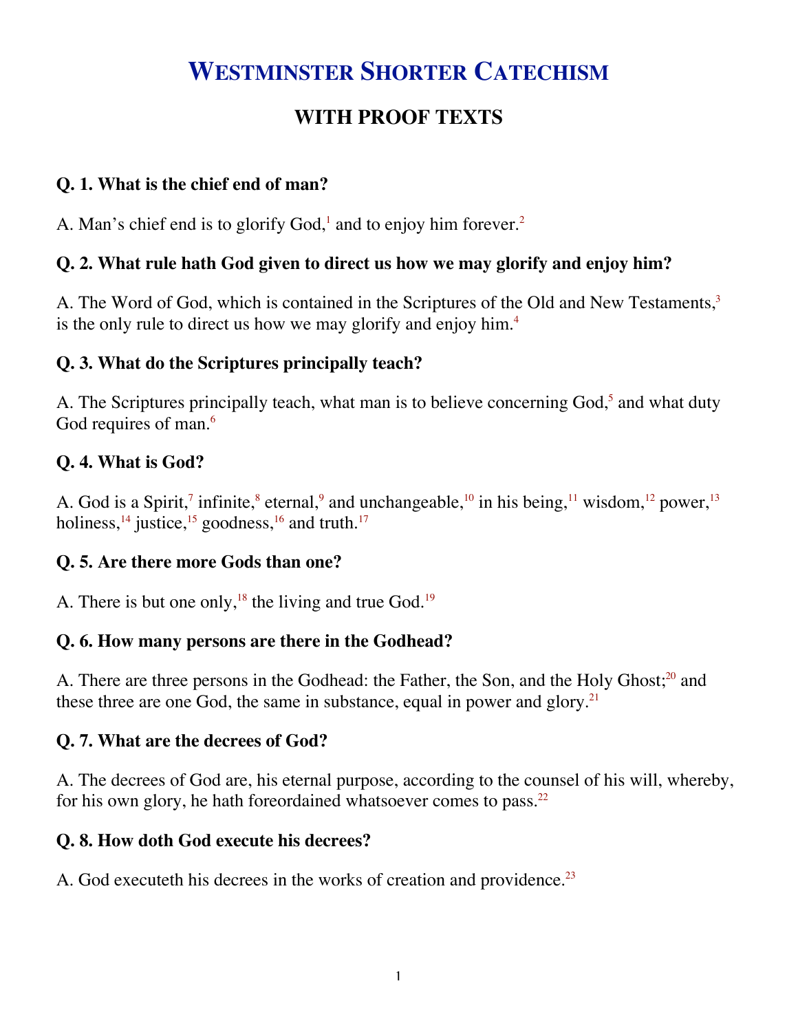# WESTMINSTER SHORTER CATECHISM

## WITH PROOF TEXTS

### Q. 1. What is the chief end of man?

A. Man's chief end is to glorify God,[1] and to enjoy him forever.[2]

### Q. 2. What rule hath God given to direct us how we may glorify and enjoy him?

A. The Word of God, which is contained in the Scriptures of the Old and New Testaments,[3] is the only rule to direct us how we may glorify and enjoy him.[4]

### Q. 3. What do the Scriptures principally teach?

A. The Scriptures principally teach, what man is to believe concerning God,[5] and what duty God requires of man.[6]

### Q. 4. What is God?

A. God is a Spirit,[7] infinite,[8] eternal,[9] and unchangeable,[10] in his being,[11] wisdom,[12] power,[13] holiness,[14] justice,[15] goodness,[16] and truth.[17]

### Q. 5. Are there more Gods than one?

A. There is but one only,[18] the living and true God.[19]

### Q. 6. How many persons are there in the Godhead?

A. There are three persons in the Godhead: the Father, the Son, and the Holy Ghost;[20] and these three are one God, the same in substance, equal in power and glory.[21]

### Q. 7. What are the decrees of God?

A. The decrees of God are, his eternal purpose, according to the counsel of his will, whereby, for his own glory, he hath foreordained whatsoever comes to pass.[22]

### Q. 8. How doth God execute his decrees?

A. God executeth his decrees in the works of creation and providence.[23]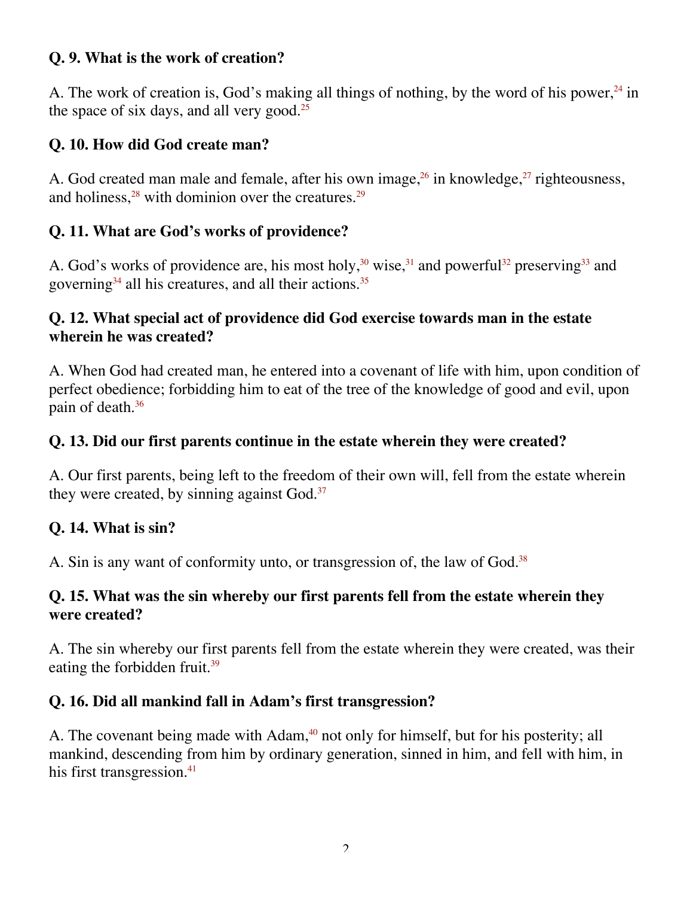**Q. 9. What is the work of creation?**

A. The work of creation is, God's making all things of nothing, by the word of his power,[24] in the space of six days, and all very good.[25]

**Q. 10. How did God create man?**

A. God created man male and female, after his own image,[26] in knowledge,[27] righteousness, and holiness,[28] with dominion over the creatures.[29]

**Q. 11. What are God's works of providence?**

A. God's works of providence are, his most holy,[30] wise,[31] and powerful[32] preserving[33] and governing[34] all his creatures, and all their actions.[35]

**Q. 12. What special act of providence did God exercise towards man in the estate wherein he was created?**

A. When God had created man, he entered into a covenant of life with him, upon condition of perfect obedience; forbidding him to eat of the tree of the knowledge of good and evil, upon pain of death.[36]

**Q. 13. Did our first parents continue in the estate wherein they were created?**

A. Our first parents, being left to the freedom of their own will, fell from the estate wherein they were created, by sinning against God.[37]

**Q. 14. What is sin?**

A. Sin is any want of conformity unto, or transgression of, the law of God.[38]

**Q. 15. What was the sin whereby our first parents fell from the estate wherein they were created?**

A. The sin whereby our first parents fell from the estate wherein they were created, was their eating the forbidden fruit.[39]

**Q. 16. Did all mankind fall in Adam's first transgression?**

A. The covenant being made with Adam,[40] not only for himself, but for his posterity; all mankind, descending from him by ordinary generation, sinned in him, and fell with him, in his first transgression.[41]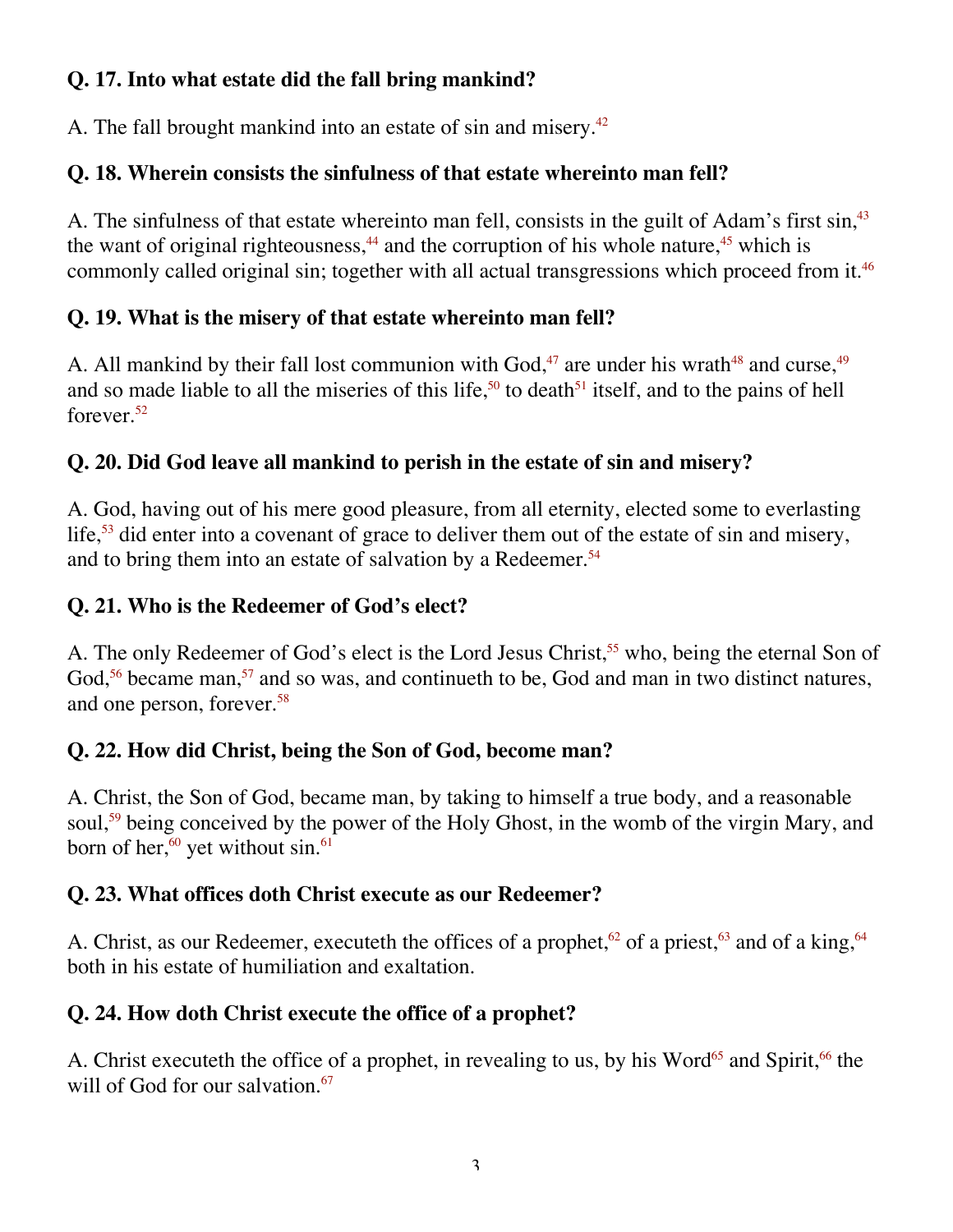**Q. 17. Into what estate did the fall bring mankind?**

A. The fall brought mankind into an estate of sin and misery.[42]

**Q. 18. Wherein consists the sinfulness of that estate whereinto man fell?**

A. The sinfulness of that estate whereinto man fell, consists in the guilt of Adam's first sin,[43] the want of original righteousness,[44] and the corruption of his whole nature,[45] which is commonly called original sin; together with all actual transgressions which proceed from it.[46]

**Q. 19. What is the misery of that estate whereinto man fell?**

A. All mankind by their fall lost communion with God,[47] are under his wrath[48] and curse,[49] and so made liable to all the miseries of this life,[50] to death[51] itself, and to the pains of hell forever.[52]

**Q. 20. Did God leave all mankind to perish in the estate of sin and misery?**

A. God, having out of his mere good pleasure, from all eternity, elected some to everlasting life,[53] did enter into a covenant of grace to deliver them out of the estate of sin and misery, and to bring them into an estate of salvation by a Redeemer.[54]

**Q. 21. Who is the Redeemer of God's elect?**

A. The only Redeemer of God's elect is the Lord Jesus Christ,[55] who, being the eternal Son of God,[56] became man,[57] and so was, and continueth to be, God and man in two distinct natures, and one person, forever.[58]

**Q. 22. How did Christ, being the Son of God, become man?**

A. Christ, the Son of God, became man, by taking to himself a true body, and a reasonable soul,[59] being conceived by the power of the Holy Ghost, in the womb of the virgin Mary, and born of her,[60] yet without sin.[61]

**Q. 23. What offices doth Christ execute as our Redeemer?**

A. Christ, as our Redeemer, executeth the offices of a prophet,[62] of a priest,[63] and of a king,[64] both in his estate of humiliation and exaltation.

**Q. 24. How doth Christ execute the office of a prophet?**

A. Christ executeth the office of a prophet, in revealing to us, by his Word[65] and Spirit,[66] the will of God for our salvation.[67]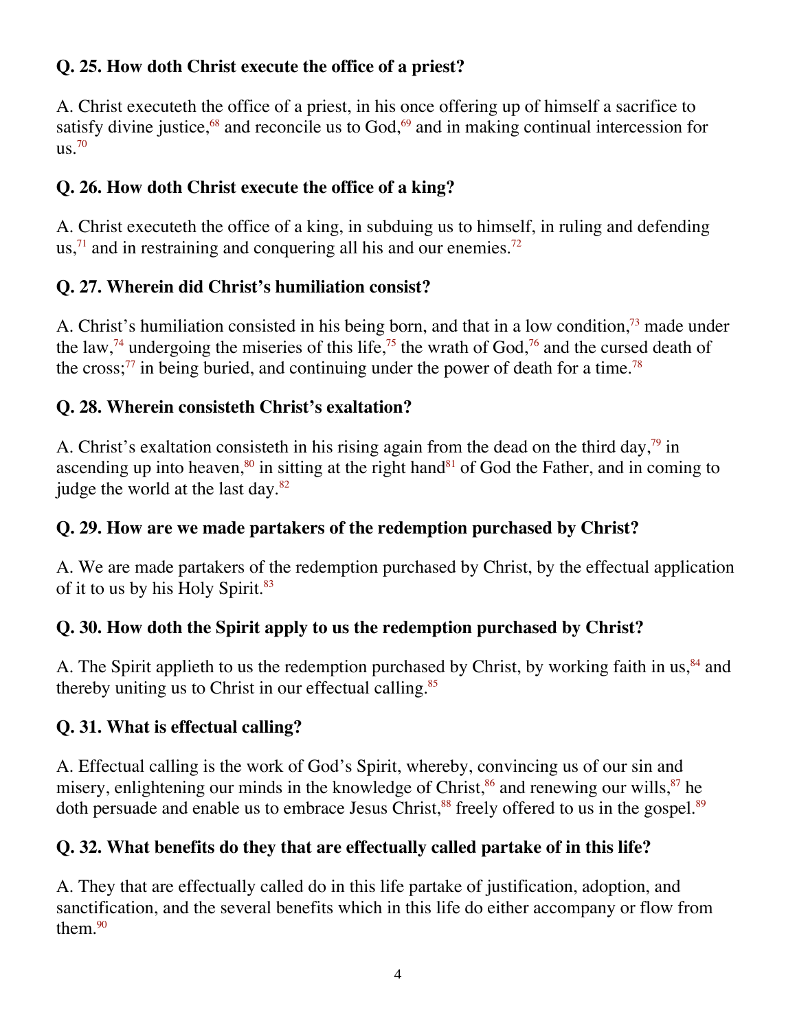**Q. 25. How doth Christ execute the office of a priest?**

A. Christ executeth the office of a priest, in his once offering up of himself a sacrifice to satisfy divine justice,[68] and reconcile us to God,[69] and in making continual intercession for us.[70]

**Q. 26. How doth Christ execute the office of a king?**

A. Christ executeth the office of a king, in subduing us to himself, in ruling and defending us,[71] and in restraining and conquering all his and our enemies.[72]

**Q. 27. Wherein did Christ's humiliation consist?**

A. Christ's humiliation consisted in his being born, and that in a low condition,[73] made under the law,[74] undergoing the miseries of this life,[75] the wrath of God,[76] and the cursed death of the cross;[77] in being buried, and continuing under the power of death for a time.[78]

**Q. 28. Wherein consisteth Christ's exaltation?**

A. Christ's exaltation consisteth in his rising again from the dead on the third day,[79] in ascending up into heaven,[80] in sitting at the right hand[81] of God the Father, and in coming to judge the world at the last day.[82]

**Q. 29. How are we made partakers of the redemption purchased by Christ?**

A. We are made partakers of the redemption purchased by Christ, by the effectual application of it to us by his Holy Spirit.[83]

**Q. 30. How doth the Spirit apply to us the redemption purchased by Christ?**

A. The Spirit applieth to us the redemption purchased by Christ, by working faith in us,[84] and thereby uniting us to Christ in our effectual calling.[85]

**Q. 31. What is effectual calling?**

A. Effectual calling is the work of God's Spirit, whereby, convincing us of our sin and misery, enlightening our minds in the knowledge of Christ,[86] and renewing our wills,[87] he doth persuade and enable us to embrace Jesus Christ,[88] freely offered to us in the gospel.[89]

**Q. 32. What benefits do they that are effectually called partake of in this life?**

A. They that are effectually called do in this life partake of justification, adoption, and sanctification, and the several benefits which in this life do either accompany or flow from them.[90]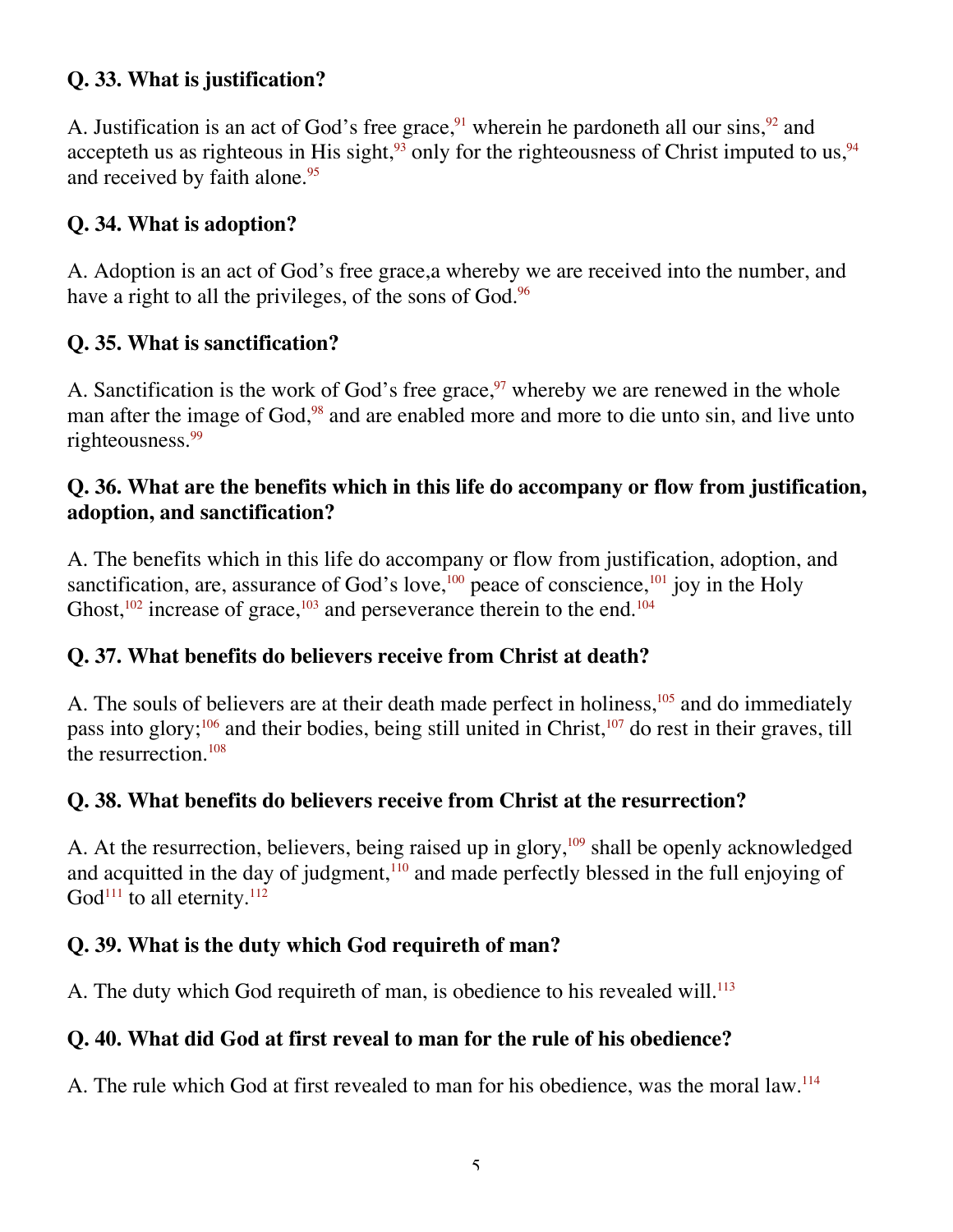**Q. 33. What is justification?**

A. Justification is an act of God's free grace,[91] wherein he pardoneth all our sins,[92] and accepteth us as righteous in His sight,[93] only for the righteousness of Christ imputed to us,[94] and received by faith alone.[95]

**Q. 34. What is adoption?**

A. Adoption is an act of God's free grace,a whereby we are received into the number, and have a right to all the privileges, of the sons of God.[96]

**Q. 35. What is sanctification?**

A. Sanctification is the work of God's free grace,[97] whereby we are renewed in the whole man after the image of God,[98] and are enabled more and more to die unto sin, and live unto righteousness.[99]

**Q. 36. What are the benefits which in this life do accompany or flow from justification, adoption, and sanctification?**

A. The benefits which in this life do accompany or flow from justification, adoption, and sanctification, are, assurance of God's love,[100] peace of conscience,[101] joy in the Holy Ghost,[102] increase of grace,[103] and perseverance therein to the end.[104]

**Q. 37. What benefits do believers receive from Christ at death?**

A. The souls of believers are at their death made perfect in holiness,[105] and do immediately pass into glory;[106] and their bodies, being still united in Christ,[107] do rest in their graves, till the resurrection.[108]

**Q. 38. What benefits do believers receive from Christ at the resurrection?**

A. At the resurrection, believers, being raised up in glory,[109] shall be openly acknowledged and acquitted in the day of judgment,[110] and made perfectly blessed in the full enjoying of God[111] to all eternity.[112]

**Q. 39. What is the duty which God requireth of man?**

A. The duty which God requireth of man, is obedience to his revealed will.[113]

**Q. 40. What did God at first reveal to man for the rule of his obedience?**

A. The rule which God at first revealed to man for his obedience, was the moral law.[114]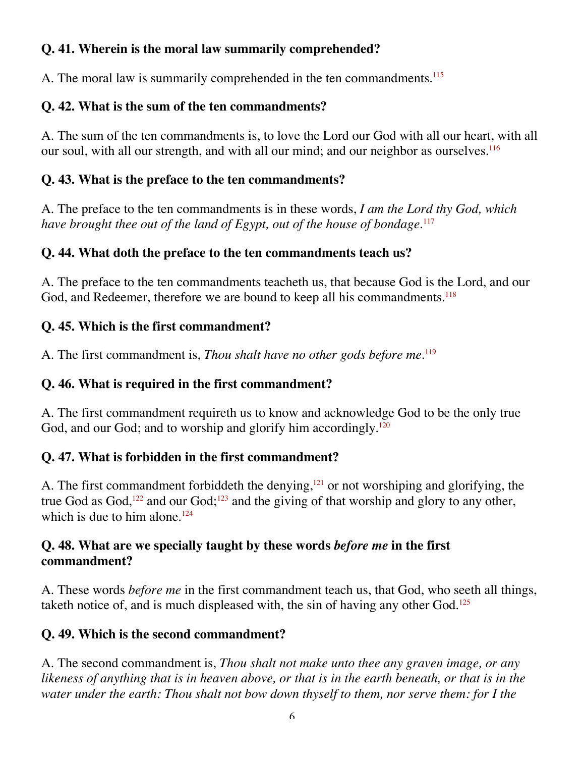**Q. 41. Wherein is the moral law summarily comprehended?**

A. The moral law is summarily comprehended in the ten commandments.[115]

**Q. 42. What is the sum of the ten commandments?**

A. The sum of the ten commandments is, to love the Lord our God with all our heart, with all our soul, with all our strength, and with all our mind; and our neighbor as ourselves.[116]

**Q. 43. What is the preface to the ten commandments?**

A. The preface to the ten commandments is in these words, *I am the Lord thy God, which have brought thee out of the land of Egypt, out of the house of bondage*.[117]

**Q. 44. What doth the preface to the ten commandments teach us?**

A. The preface to the ten commandments teacheth us, that because God is the Lord, and our God, and Redeemer, therefore we are bound to keep all his commandments.[118]

**Q. 45. Which is the first commandment?**

A. The first commandment is, *Thou shalt have no other gods before me*.[119]

**Q. 46. What is required in the first commandment?**

A. The first commandment requireth us to know and acknowledge God to be the only true God, and our God; and to worship and glorify him accordingly.[120]

**Q. 47. What is forbidden in the first commandment?**

A. The first commandment forbiddeth the denying,[121] or not worshiping and glorifying, the true God as God,[122] and our God;[123] and the giving of that worship and glory to any other, which is due to him alone.[124]

**Q. 48. What are we specially taught by these words *before me* in the first commandment?**

A. These words *before me* in the first commandment teach us, that God, who seeth all things, taketh notice of, and is much displeased with, the sin of having any other God.[125]

**Q. 49. Which is the second commandment?**

A. The second commandment is, *Thou shalt not make unto thee any graven image, or any likeness of anything that is in heaven above, or that is in the earth beneath, or that is in the water under the earth: Thou shalt not bow down thyself to them, nor serve them: for I the*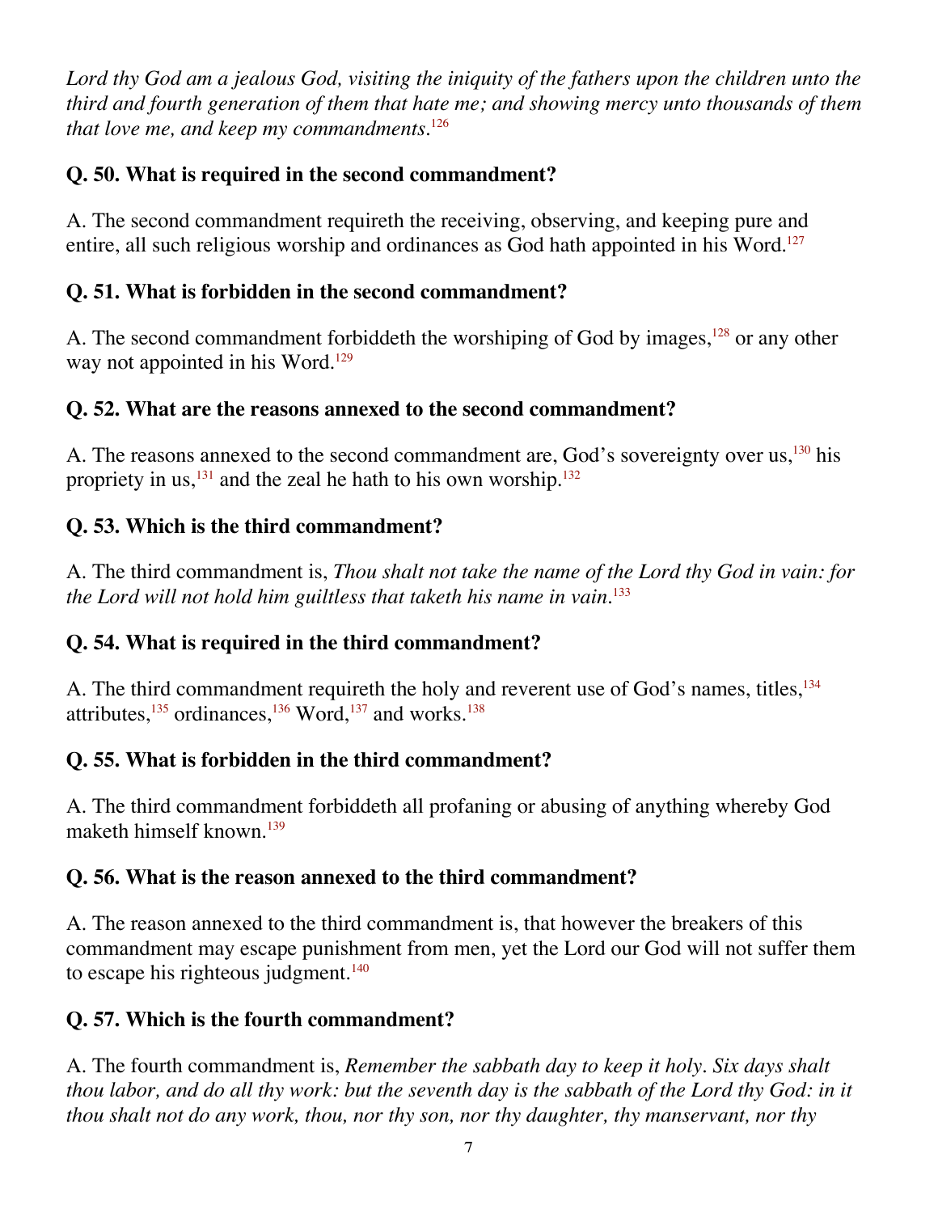*Lord thy God am a jealous God, visiting the iniquity of the fathers upon the children unto the third and fourth generation of them that hate me; and showing mercy unto thousands of them that love me, and keep my commandments.*[126]

**Q. 50. What is required in the second commandment?**

A. The second commandment requireth the receiving, observing, and keeping pure and entire, all such religious worship and ordinances as God hath appointed in his Word.[127]

**Q. 51. What is forbidden in the second commandment?**

A. The second commandment forbiddeth the worshiping of God by images,[128] or any other way not appointed in his Word.[129]

**Q. 52. What are the reasons annexed to the second commandment?**

A. The reasons annexed to the second commandment are, God's sovereignty over us,[130] his propriety in us,[131] and the zeal he hath to his own worship.[132]

**Q. 53. Which is the third commandment?**

A. The third commandment is, *Thou shalt not take the name of the Lord thy God in vain: for the Lord will not hold him guiltless that taketh his name in vain.*[133]

**Q. 54. What is required in the third commandment?**

A. The third commandment requireth the holy and reverent use of God's names, titles,[134] attributes,[135] ordinances,[136] Word,[137] and works.[138]

**Q. 55. What is forbidden in the third commandment?**

A. The third commandment forbiddeth all profaning or abusing of anything whereby God maketh himself known.[139]

**Q. 56. What is the reason annexed to the third commandment?**

A. The reason annexed to the third commandment is, that however the breakers of this commandment may escape punishment from men, yet the Lord our God will not suffer them to escape his righteous judgment.[140]

**Q. 57. Which is the fourth commandment?**

A. The fourth commandment is, *Remember the sabbath day to keep it holy. Six days shalt thou labor, and do all thy work: but the seventh day is the sabbath of the Lord thy God: in it thou shalt not do any work, thou, nor thy son, nor thy daughter, thy manservant, nor thy*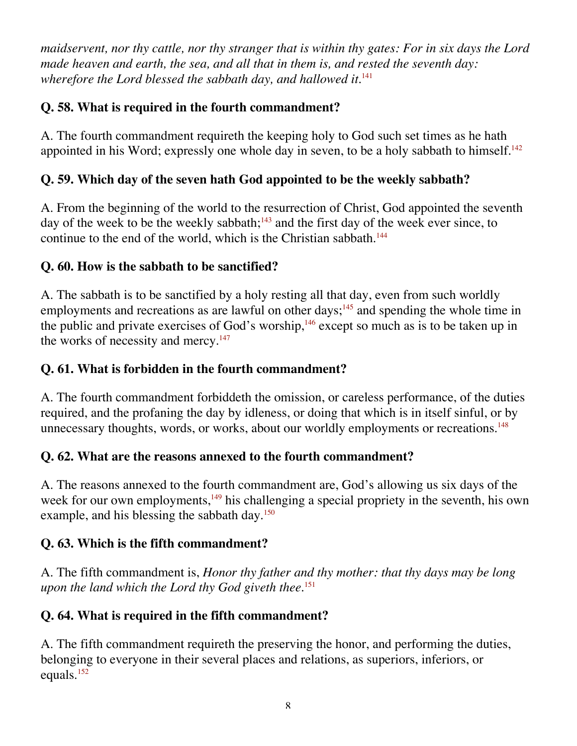*maidservent, nor thy cattle, nor thy stranger that is within thy gates: For in six days the Lord made heaven and earth, the sea, and all that in them is, and rested the seventh day: wherefore the Lord blessed the sabbath day, and hallowed it.*[141]

**Q. 58. What is required in the fourth commandment?**

A. The fourth commandment requireth the keeping holy to God such set times as he hath appointed in his Word; expressly one whole day in seven, to be a holy sabbath to himself.[142]

**Q. 59. Which day of the seven hath God appointed to be the weekly sabbath?**

A. From the beginning of the world to the resurrection of Christ, God appointed the seventh day of the week to be the weekly sabbath;[143] and the first day of the week ever since, to continue to the end of the world, which is the Christian sabbath.[144]

**Q. 60. How is the sabbath to be sanctified?**

A. The sabbath is to be sanctified by a holy resting all that day, even from such worldly employments and recreations as are lawful on other days;[145] and spending the whole time in the public and private exercises of God's worship,[146] except so much as is to be taken up in the works of necessity and mercy.[147]

**Q. 61. What is forbidden in the fourth commandment?**

A. The fourth commandment forbiddeth the omission, or careless performance, of the duties required, and the profaning the day by idleness, or doing that which is in itself sinful, or by unnecessary thoughts, words, or works, about our worldly employments or recreations.[148]

**Q. 62. What are the reasons annexed to the fourth commandment?**

A. The reasons annexed to the fourth commandment are, God's allowing us six days of the week for our own employments,[149] his challenging a special propriety in the seventh, his own example, and his blessing the sabbath day.[150]

**Q. 63. Which is the fifth commandment?**

A. The fifth commandment is, *Honor thy father and thy mother: that thy days may be long upon the land which the Lord thy God giveth thee.*[151]

**Q. 64. What is required in the fifth commandment?**

A. The fifth commandment requireth the preserving the honor, and performing the duties, belonging to everyone in their several places and relations, as superiors, inferiors, or equals.[152]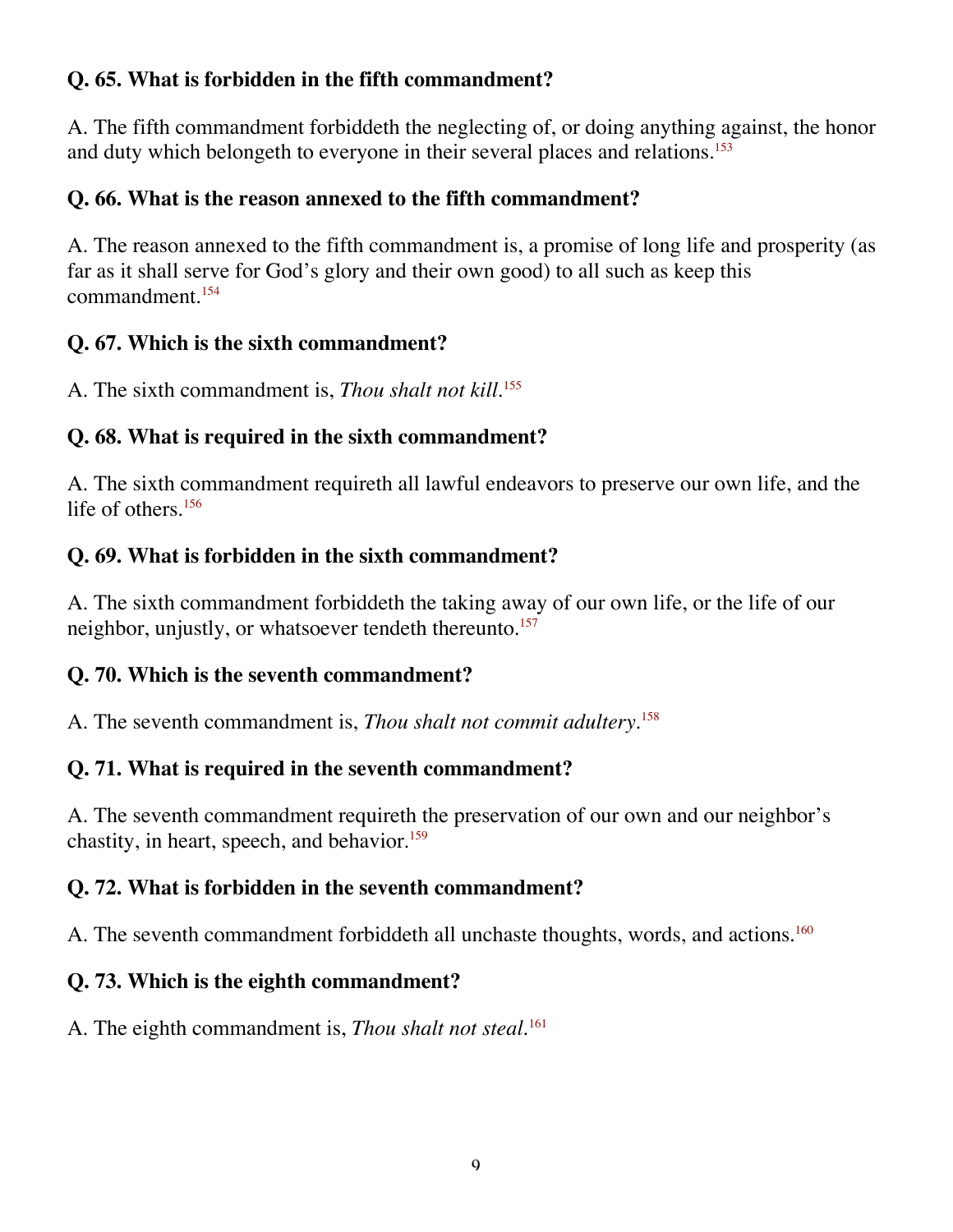**Q. 65. What is forbidden in the fifth commandment?**

A. The fifth commandment forbiddeth the neglecting of, or doing anything against, the honor and duty which belongeth to everyone in their several places and relations.[153]

**Q. 66. What is the reason annexed to the fifth commandment?**

A. The reason annexed to the fifth commandment is, a promise of long life and prosperity (as far as it shall serve for God's glory and their own good) to all such as keep this commandment.[154]

**Q. 67. Which is the sixth commandment?**

A. The sixth commandment is, *Thou shalt not kill*.[155]

**Q. 68. What is required in the sixth commandment?**

A. The sixth commandment requireth all lawful endeavors to preserve our own life, and the life of others.[156]

**Q. 69. What is forbidden in the sixth commandment?**

A. The sixth commandment forbiddeth the taking away of our own life, or the life of our neighbor, unjustly, or whatsoever tendeth thereunto.[157]

**Q. 70. Which is the seventh commandment?**

A. The seventh commandment is, *Thou shalt not commit adultery*.[158]

**Q. 71. What is required in the seventh commandment?**

A. The seventh commandment requireth the preservation of our own and our neighbor's chastity, in heart, speech, and behavior.[159]

**Q. 72. What is forbidden in the seventh commandment?**

A. The seventh commandment forbiddeth all unchaste thoughts, words, and actions.[160]

**Q. 73. Which is the eighth commandment?**

A. The eighth commandment is, *Thou shalt not steal*.[161]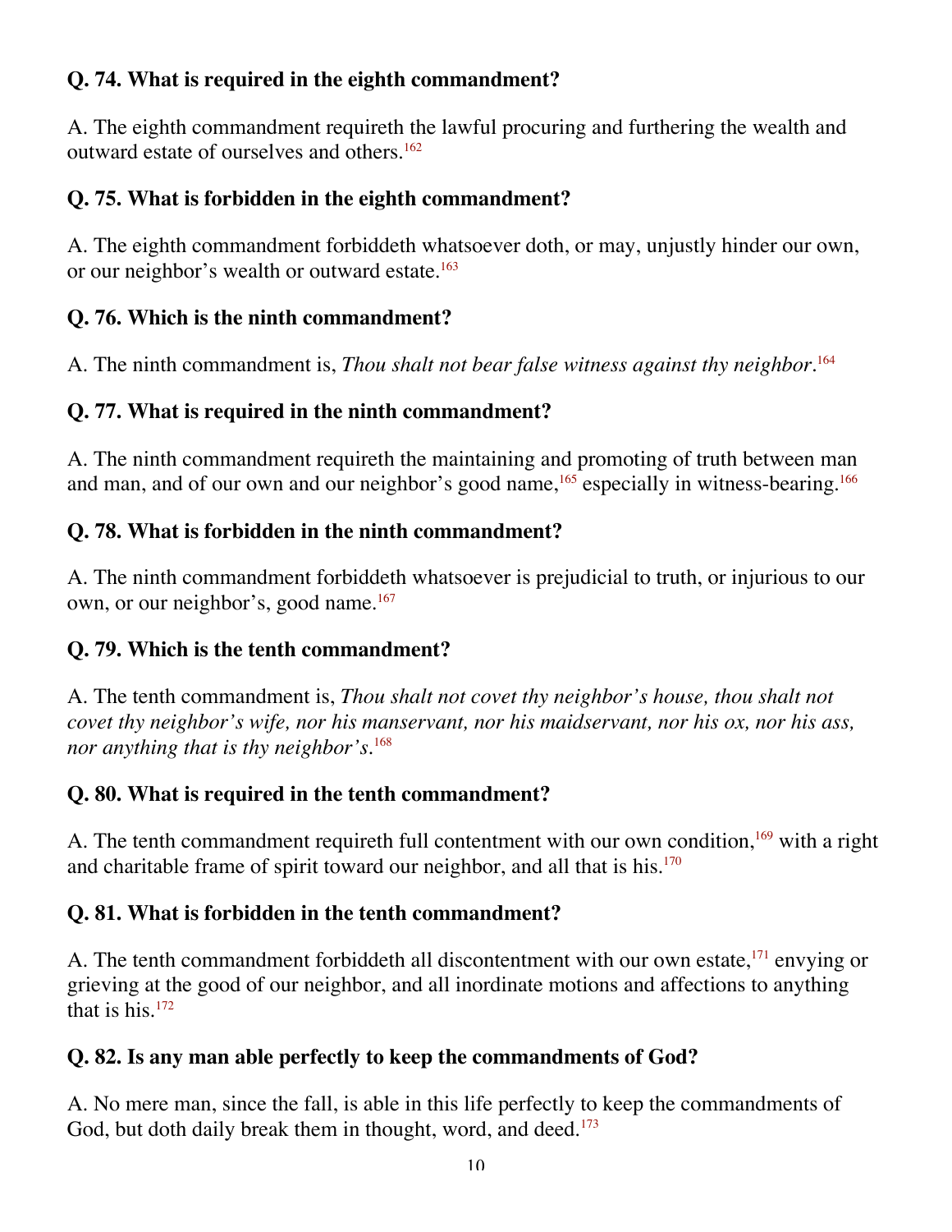**Q. 74. What is required in the eighth commandment?**

A. The eighth commandment requireth the lawful procuring and furthering the wealth and outward estate of ourselves and others.[162]

**Q. 75. What is forbidden in the eighth commandment?**

A. The eighth commandment forbiddeth whatsoever doth, or may, unjustly hinder our own, or our neighbor's wealth or outward estate.[163]

**Q. 76. Which is the ninth commandment?**

A. The ninth commandment is, *Thou shalt not bear false witness against thy neighbor*.[164]

**Q. 77. What is required in the ninth commandment?**

A. The ninth commandment requireth the maintaining and promoting of truth between man and man, and of our own and our neighbor's good name,[165] especially in witness-bearing.[166]

**Q. 78. What is forbidden in the ninth commandment?**

A. The ninth commandment forbiddeth whatsoever is prejudicial to truth, or injurious to our own, or our neighbor's, good name.[167]

**Q. 79. Which is the tenth commandment?**

A. The tenth commandment is, *Thou shalt not covet thy neighbor's house, thou shalt not covet thy neighbor's wife, nor his manservant, nor his maidservant, nor his ox, nor his ass, nor anything that is thy neighbor's*.[168]

**Q. 80. What is required in the tenth commandment?**

A. The tenth commandment requireth full contentment with our own condition,[169] with a right and charitable frame of spirit toward our neighbor, and all that is his.[170]

**Q. 81. What is forbidden in the tenth commandment?**

A. The tenth commandment forbiddeth all discontentment with our own estate,[171] envying or grieving at the good of our neighbor, and all inordinate motions and affections to anything that is his.[172]

**Q. 82. Is any man able perfectly to keep the commandments of God?**

A. No mere man, since the fall, is able in this life perfectly to keep the commandments of God, but doth daily break them in thought, word, and deed.[173]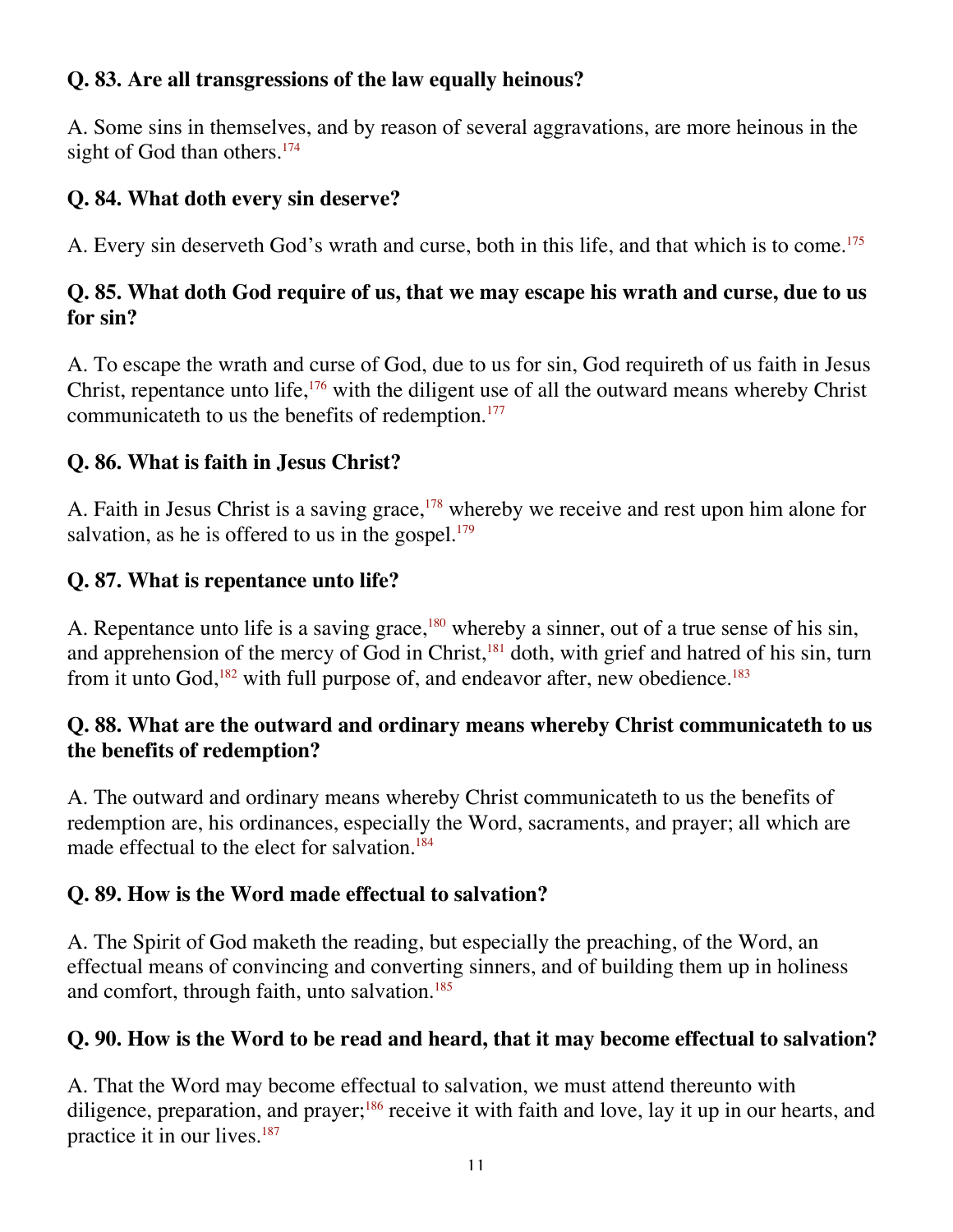**Q. 83. Are all transgressions of the law equally heinous?**

A. Some sins in themselves, and by reason of several aggravations, are more heinous in the sight of God than others.[174]

**Q. 84. What doth every sin deserve?**

A. Every sin deserveth God's wrath and curse, both in this life, and that which is to come.[175]

**Q. 85. What doth God require of us, that we may escape his wrath and curse, due to us for sin?**

A. To escape the wrath and curse of God, due to us for sin, God requireth of us faith in Jesus Christ, repentance unto life,[176] with the diligent use of all the outward means whereby Christ communicateth to us the benefits of redemption.[177]

**Q. 86. What is faith in Jesus Christ?**

A. Faith in Jesus Christ is a saving grace,[178] whereby we receive and rest upon him alone for salvation, as he is offered to us in the gospel.[179]

**Q. 87. What is repentance unto life?**

A. Repentance unto life is a saving grace,[180] whereby a sinner, out of a true sense of his sin, and apprehension of the mercy of God in Christ,[181] doth, with grief and hatred of his sin, turn from it unto God,[182] with full purpose of, and endeavor after, new obedience.[183]

**Q. 88. What are the outward and ordinary means whereby Christ communicateth to us the benefits of redemption?**

A. The outward and ordinary means whereby Christ communicateth to us the benefits of redemption are, his ordinances, especially the Word, sacraments, and prayer; all which are made effectual to the elect for salvation.[184]

**Q. 89. How is the Word made effectual to salvation?**

A. The Spirit of God maketh the reading, but especially the preaching, of the Word, an effectual means of convincing and converting sinners, and of building them up in holiness and comfort, through faith, unto salvation.[185]

**Q. 90. How is the Word to be read and heard, that it may become effectual to salvation?**

A. That the Word may become effectual to salvation, we must attend thereunto with diligence, preparation, and prayer;[186] receive it with faith and love, lay it up in our hearts, and practice it in our lives.[187]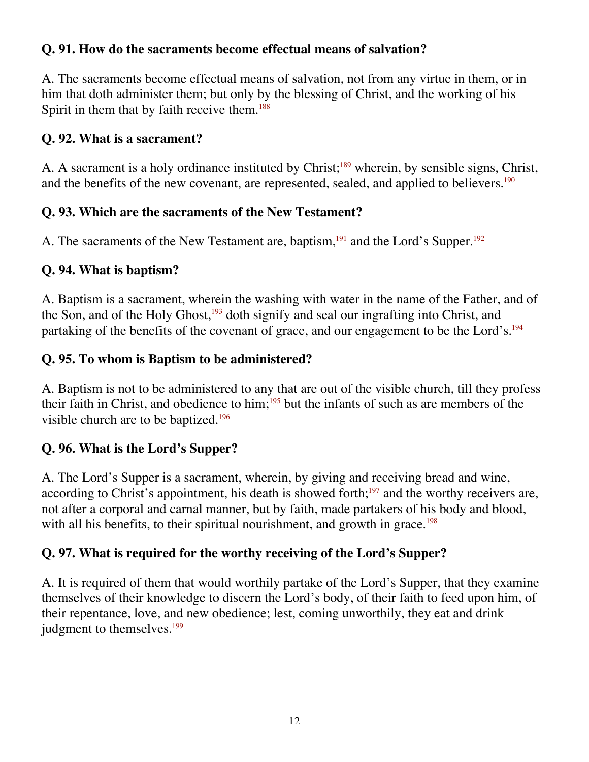**Q. 91. How do the sacraments become effectual means of salvation?**

A. The sacraments become effectual means of salvation, not from any virtue in them, or in him that doth administer them; but only by the blessing of Christ, and the working of his Spirit in them that by faith receive them.[188]

**Q. 92. What is a sacrament?**

A. A sacrament is a holy ordinance instituted by Christ;[189] wherein, by sensible signs, Christ, and the benefits of the new covenant, are represented, sealed, and applied to believers.[190]

**Q. 93. Which are the sacraments of the New Testament?**

A. The sacraments of the New Testament are, baptism,[191] and the Lord's Supper.[192]

**Q. 94. What is baptism?**

A. Baptism is a sacrament, wherein the washing with water in the name of the Father, and of the Son, and of the Holy Ghost,[193] doth signify and seal our ingrafting into Christ, and partaking of the benefits of the covenant of grace, and our engagement to be the Lord's.[194]

**Q. 95. To whom is Baptism to be administered?**

A. Baptism is not to be administered to any that are out of the visible church, till they profess their faith in Christ, and obedience to him;[195] but the infants of such as are members of the visible church are to be baptized.[196]

**Q. 96. What is the Lord's Supper?**

A. The Lord's Supper is a sacrament, wherein, by giving and receiving bread and wine, according to Christ's appointment, his death is showed forth;[197] and the worthy receivers are, not after a corporal and carnal manner, but by faith, made partakers of his body and blood, with all his benefits, to their spiritual nourishment, and growth in grace.[198]

**Q. 97. What is required for the worthy receiving of the Lord's Supper?**

A. It is required of them that would worthily partake of the Lord's Supper, that they examine themselves of their knowledge to discern the Lord's body, of their faith to feed upon him, of their repentance, love, and new obedience; lest, coming unworthily, they eat and drink judgment to themselves.[199]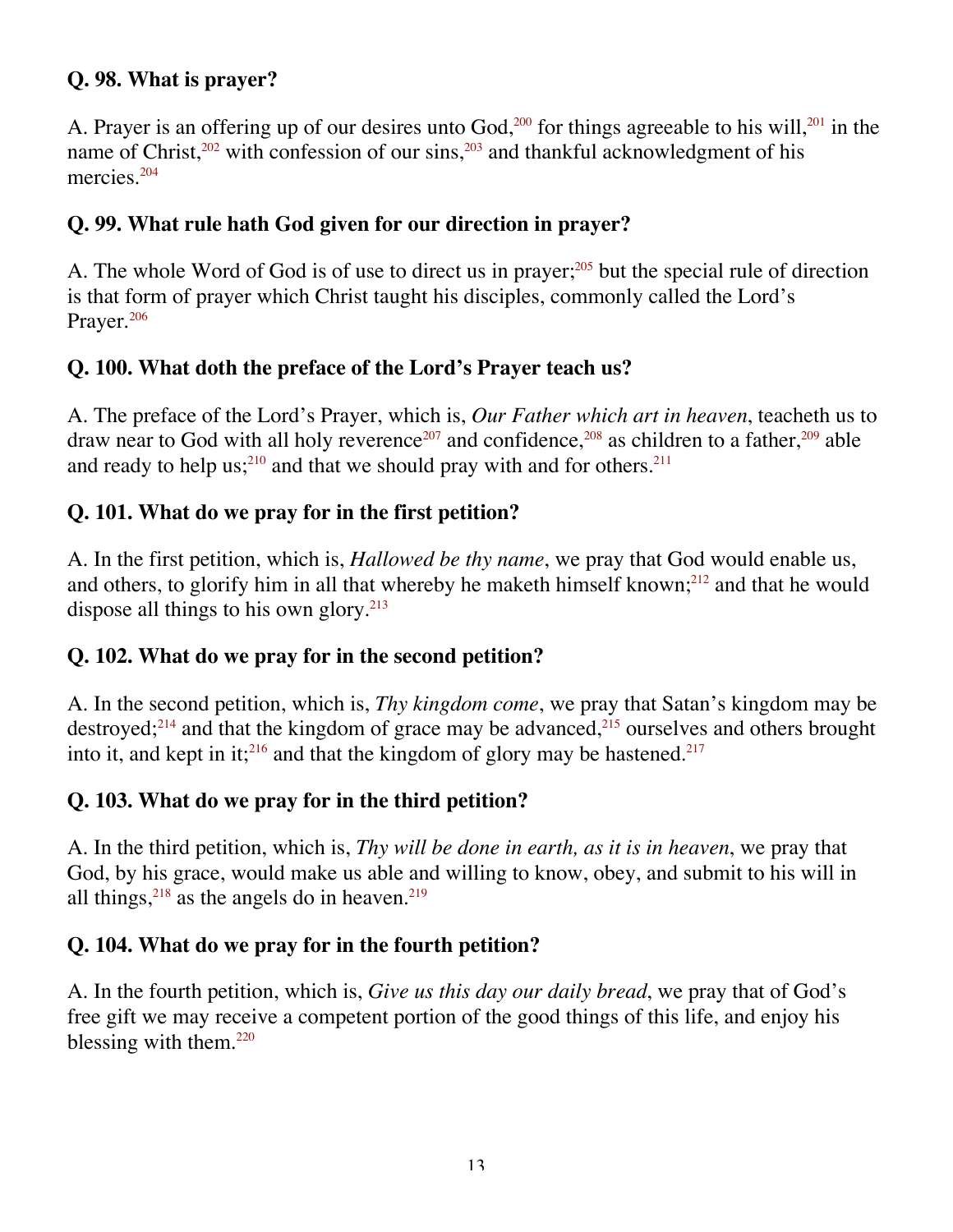**Q. 98. What is prayer?**

A. Prayer is an offering up of our desires unto God,[200] for things agreeable to his will,[201] in the name of Christ,[202] with confession of our sins,[203] and thankful acknowledgment of his mercies.[204]

**Q. 99. What rule hath God given for our direction in prayer?**

A. The whole Word of God is of use to direct us in prayer;[205] but the special rule of direction is that form of prayer which Christ taught his disciples, commonly called the Lord's Prayer.[206]

**Q. 100. What doth the preface of the Lord's Prayer teach us?**

A. The preface of the Lord's Prayer, which is, *Our Father which art in heaven*, teacheth us to draw near to God with all holy reverence[207] and confidence,[208] as children to a father,[209] able and ready to help us;[210] and that we should pray with and for others.[211]

**Q. 101. What do we pray for in the first petition?**

A. In the first petition, which is, *Hallowed be thy name*, we pray that God would enable us, and others, to glorify him in all that whereby he maketh himself known;[212] and that he would dispose all things to his own glory.[213]

**Q. 102. What do we pray for in the second petition?**

A. In the second petition, which is, *Thy kingdom come*, we pray that Satan's kingdom may be destroyed;[214] and that the kingdom of grace may be advanced,[215] ourselves and others brought into it, and kept in it;[216] and that the kingdom of glory may be hastened.[217]

**Q. 103. What do we pray for in the third petition?**

A. In the third petition, which is, *Thy will be done in earth, as it is in heaven*, we pray that God, by his grace, would make us able and willing to know, obey, and submit to his will in all things,[218] as the angels do in heaven.[219]

**Q. 104. What do we pray for in the fourth petition?**

A. In the fourth petition, which is, *Give us this day our daily bread*, we pray that of God's free gift we may receive a competent portion of the good things of this life, and enjoy his blessing with them.[220]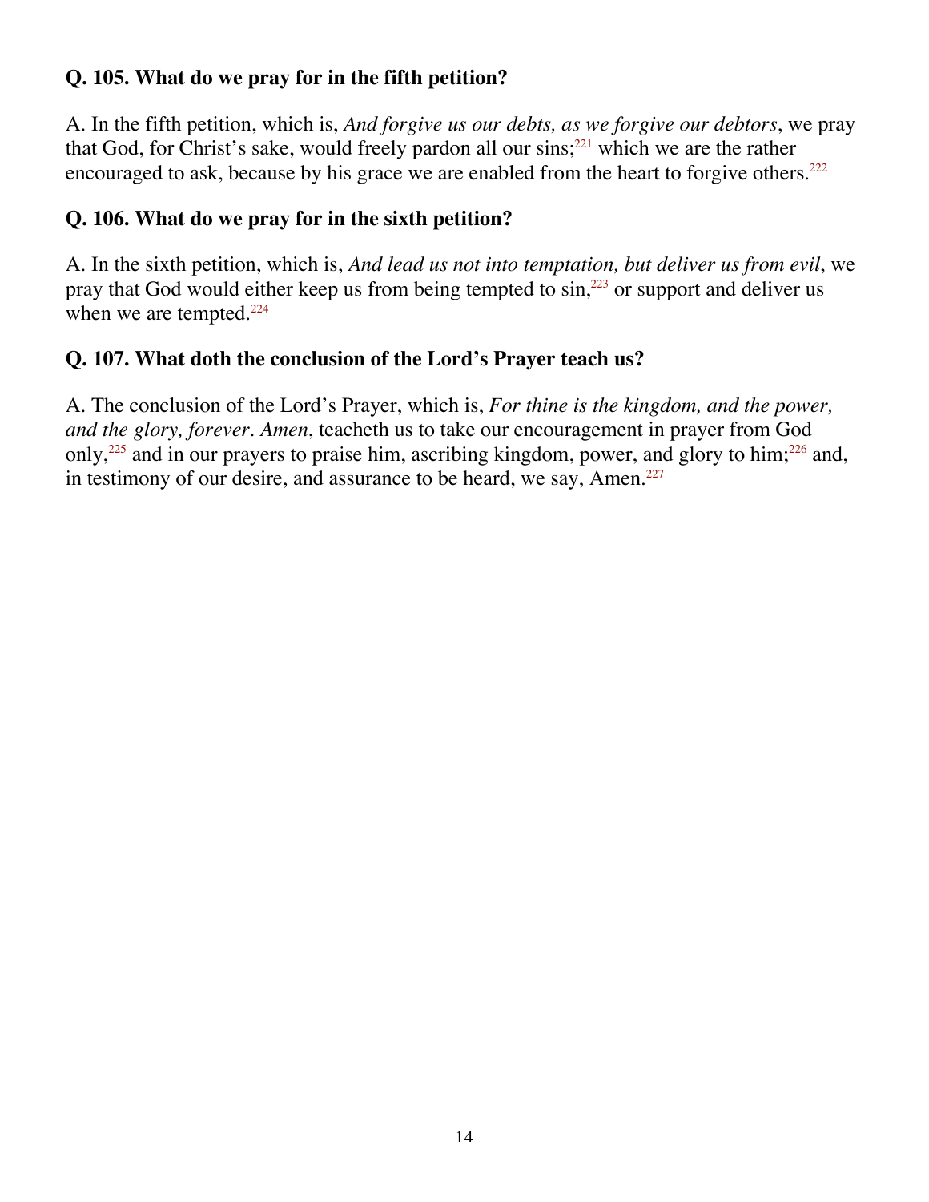### Q. 105. What do we pray for in the fifth petition?

A. In the fifth petition, which is, *And forgive us our debts, as we forgive our debtors*, we pray that God, for Christ's sake, would freely pardon all our sins;[221] which we are the rather encouraged to ask, because by his grace we are enabled from the heart to forgive others.[222]

### Q. 106. What do we pray for in the sixth petition?

A. In the sixth petition, which is, *And lead us not into temptation, but deliver us from evil*, we pray that God would either keep us from being tempted to sin,[223] or support and deliver us when we are tempted.[224]

### Q. 107. What doth the conclusion of the Lord's Prayer teach us?

A. The conclusion of the Lord's Prayer, which is, *For thine is the kingdom, and the power, and the glory, forever. Amen*, teacheth us to take our encouragement in prayer from God only,[225] and in our prayers to praise him, ascribing kingdom, power, and glory to him;[226] and, in testimony of our desire, and assurance to be heard, we say, Amen.[227]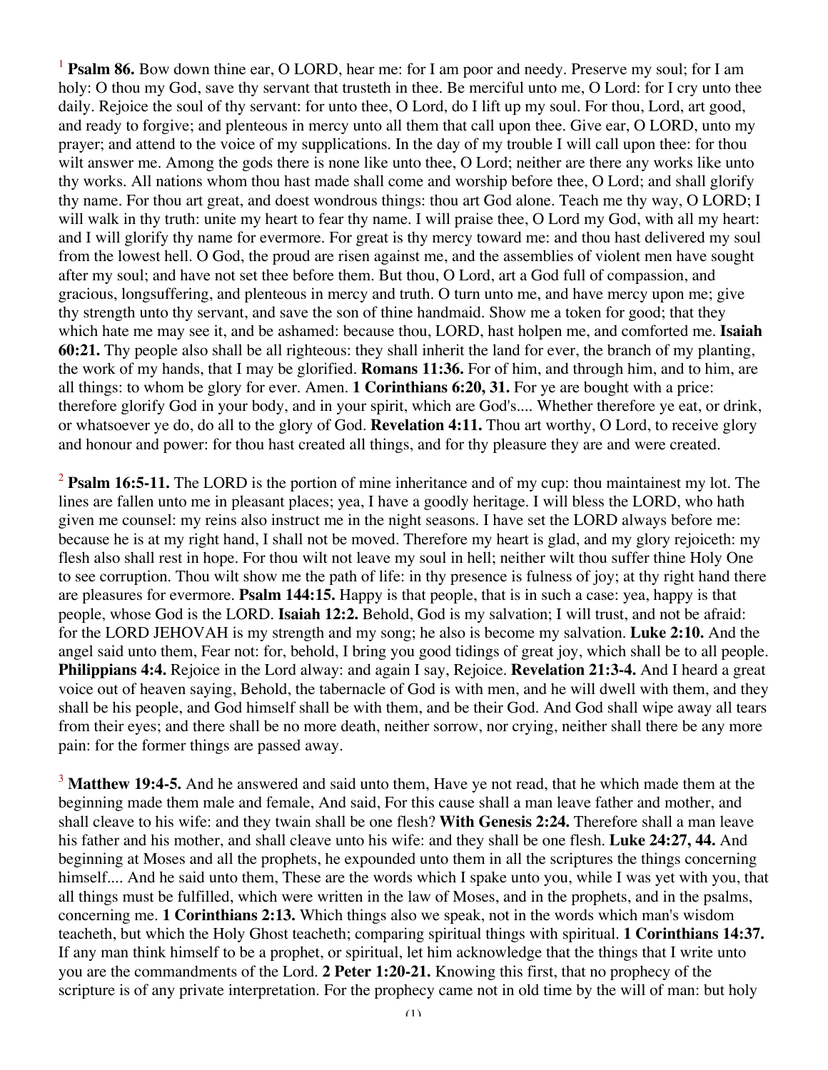[1] **Psalm 86.** Bow down thine ear, O LORD, hear me: for I am poor and needy. Preserve my soul; for I am holy: O thou my God, save thy servant that trusteth in thee. Be merciful unto me, O Lord: for I cry unto thee daily. Rejoice the soul of thy servant: for unto thee, O Lord, do I lift up my soul. For thou, Lord, art good, and ready to forgive; and plenteous in mercy unto all them that call upon thee. Give ear, O LORD, unto my prayer; and attend to the voice of my supplications. In the day of my trouble I will call upon thee: for thou wilt answer me. Among the gods there is none like unto thee, O Lord; neither are there any works like unto thy works. All nations whom thou hast made shall come and worship before thee, O Lord; and shall glorify thy name. For thou art great, and doest wondrous things: thou art God alone. Teach me thy way, O LORD; I will walk in thy truth: unite my heart to fear thy name. I will praise thee, O Lord my God, with all my heart: and I will glorify thy name for evermore. For great is thy mercy toward me: and thou hast delivered my soul from the lowest hell. O God, the proud are risen against me, and the assemblies of violent men have sought after my soul; and have not set thee before them. But thou, O Lord, art a God full of compassion, and gracious, longsuffering, and plenteous in mercy and truth. O turn unto me, and have mercy upon me; give thy strength unto thy servant, and save the son of thine handmaid. Show me a token for good; that they which hate me may see it, and be ashamed: because thou, LORD, hast holpen me, and comforted me. **Isaiah 60:21.** Thy people also shall be all righteous: they shall inherit the land for ever, the branch of my planting, the work of my hands, that I may be glorified. **Romans 11:36.** For of him, and through him, and to him, are all things: to whom be glory for ever. Amen. **1 Corinthians 6:20, 31.** For ye are bought with a price: therefore glorify God in your body, and in your spirit, which are God's.... Whether therefore ye eat, or drink, or whatsoever ye do, do all to the glory of God. **Revelation 4:11.** Thou art worthy, O Lord, to receive glory and honour and power: for thou hast created all things, and for thy pleasure they are and were created.

[2] **Psalm 16:5-11.** The LORD is the portion of mine inheritance and of my cup: thou maintainest my lot. The lines are fallen unto me in pleasant places; yea, I have a goodly heritage. I will bless the LORD, who hath given me counsel: my reins also instruct me in the night seasons. I have set the LORD always before me: because he is at my right hand, I shall not be moved. Therefore my heart is glad, and my glory rejoiceth: my flesh also shall rest in hope. For thou wilt not leave my soul in hell; neither wilt thou suffer thine Holy One to see corruption. Thou wilt show me the path of life: in thy presence is fulness of joy; at thy right hand there are pleasures for evermore. **Psalm 144:15.** Happy is that people, that is in such a case: yea, happy is that people, whose God is the LORD. **Isaiah 12:2.** Behold, God is my salvation; I will trust, and not be afraid: for the LORD JEHOVAH is my strength and my song; he also is become my salvation. **Luke 2:10.** And the angel said unto them, Fear not: for, behold, I bring you good tidings of great joy, which shall be to all people. **Philippians 4:4.** Rejoice in the Lord alway: and again I say, Rejoice. **Revelation 21:3-4.** And I heard a great voice out of heaven saying, Behold, the tabernacle of God is with men, and he will dwell with them, and they shall be his people, and God himself shall be with them, and be their God. And God shall wipe away all tears from their eyes; and there shall be no more death, neither sorrow, nor crying, neither shall there be any more pain: for the former things are passed away.

[3] **Matthew 19:4-5.** And he answered and said unto them, Have ye not read, that he which made them at the beginning made them male and female, And said, For this cause shall a man leave father and mother, and shall cleave to his wife: and they twain shall be one flesh? **With Genesis 2:24.** Therefore shall a man leave his father and his mother, and shall cleave unto his wife: and they shall be one flesh. **Luke 24:27, 44.** And beginning at Moses and all the prophets, he expounded unto them in all the scriptures the things concerning himself.... And he said unto them, These are the words which I spake unto you, while I was yet with you, that all things must be fulfilled, which were written in the law of Moses, and in the prophets, and in the psalms, concerning me. **1 Corinthians 2:13.** Which things also we speak, not in the words which man's wisdom teacheth, but which the Holy Ghost teacheth; comparing spiritual things with spiritual. **1 Corinthians 14:37.** If any man think himself to be a prophet, or spiritual, let him acknowledge that the things that I write unto you are the commandments of the Lord. **2 Peter 1:20-21.** Knowing this first, that no prophecy of the scripture is of any private interpretation. For the prophecy came not in old time by the will of man: but holy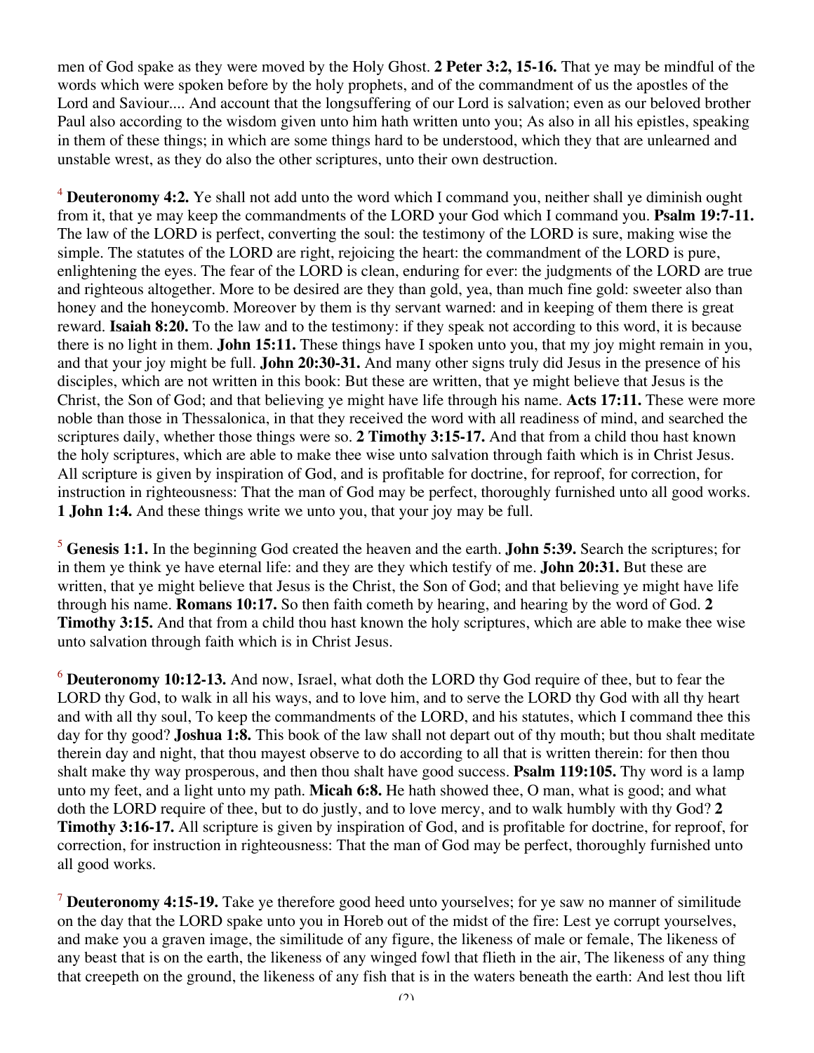men of God spake as they were moved by the Holy Ghost. **2 Peter 3:2, 15-16.** That ye may be mindful of the words which were spoken before by the holy prophets, and of the commandment of us the apostles of the Lord and Saviour.... And account that the longsuffering of our Lord is salvation; even as our beloved brother Paul also according to the wisdom given unto him hath written unto you; As also in all his epistles, speaking in them of these things; in which are some things hard to be understood, which they that are unlearned and unstable wrest, as they do also the other scriptures, unto their own destruction.

[4] **Deuteronomy 4:2.** Ye shall not add unto the word which I command you, neither shall ye diminish ought from it, that ye may keep the commandments of the LORD your God which I command you. **Psalm 19:7-11.** The law of the LORD is perfect, converting the soul: the testimony of the LORD is sure, making wise the simple. The statutes of the LORD are right, rejoicing the heart: the commandment of the LORD is pure, enlightening the eyes. The fear of the LORD is clean, enduring for ever: the judgments of the LORD are true and righteous altogether. More to be desired are they than gold, yea, than much fine gold: sweeter also than honey and the honeycomb. Moreover by them is thy servant warned: and in keeping of them there is great reward. **Isaiah 8:20.** To the law and to the testimony: if they speak not according to this word, it is because there is no light in them. **John 15:11.** These things have I spoken unto you, that my joy might remain in you, and that your joy might be full. **John 20:30-31.** And many other signs truly did Jesus in the presence of his disciples, which are not written in this book: But these are written, that ye might believe that Jesus is the Christ, the Son of God; and that believing ye might have life through his name. **Acts 17:11.** These were more noble than those in Thessalonica, in that they received the word with all readiness of mind, and searched the scriptures daily, whether those things were so. **2 Timothy 3:15-17.** And that from a child thou hast known the holy scriptures, which are able to make thee wise unto salvation through faith which is in Christ Jesus. All scripture is given by inspiration of God, and is profitable for doctrine, for reproof, for correction, for instruction in righteousness: That the man of God may be perfect, thoroughly furnished unto all good works. **1 John 1:4.** And these things write we unto you, that your joy may be full.

[5] **Genesis 1:1.** In the beginning God created the heaven and the earth. **John 5:39.** Search the scriptures; for in them ye think ye have eternal life: and they are they which testify of me. **John 20:31.** But these are written, that ye might believe that Jesus is the Christ, the Son of God; and that believing ye might have life through his name. **Romans 10:17.** So then faith cometh by hearing, and hearing by the word of God. **2 Timothy 3:15.** And that from a child thou hast known the holy scriptures, which are able to make thee wise unto salvation through faith which is in Christ Jesus.

[6] **Deuteronomy 10:12-13.** And now, Israel, what doth the LORD thy God require of thee, but to fear the LORD thy God, to walk in all his ways, and to love him, and to serve the LORD thy God with all thy heart and with all thy soul, To keep the commandments of the LORD, and his statutes, which I command thee this day for thy good? **Joshua 1:8.** This book of the law shall not depart out of thy mouth; but thou shalt meditate therein day and night, that thou mayest observe to do according to all that is written therein: for then thou shalt make thy way prosperous, and then thou shalt have good success. **Psalm 119:105.** Thy word is a lamp unto my feet, and a light unto my path. **Micah 6:8.** He hath showed thee, O man, what is good; and what doth the LORD require of thee, but to do justly, and to love mercy, and to walk humbly with thy God? **2 Timothy 3:16-17.** All scripture is given by inspiration of God, and is profitable for doctrine, for reproof, for correction, for instruction in righteousness: That the man of God may be perfect, thoroughly furnished unto all good works.

[7] **Deuteronomy 4:15-19.** Take ye therefore good heed unto yourselves; for ye saw no manner of similitude on the day that the LORD spake unto you in Horeb out of the midst of the fire: Lest ye corrupt yourselves, and make you a graven image, the similitude of any figure, the likeness of male or female, The likeness of any beast that is on the earth, the likeness of any winged fowl that flieth in the air, The likeness of any thing that creepeth on the ground, the likeness of any fish that is in the waters beneath the earth: And lest thou lift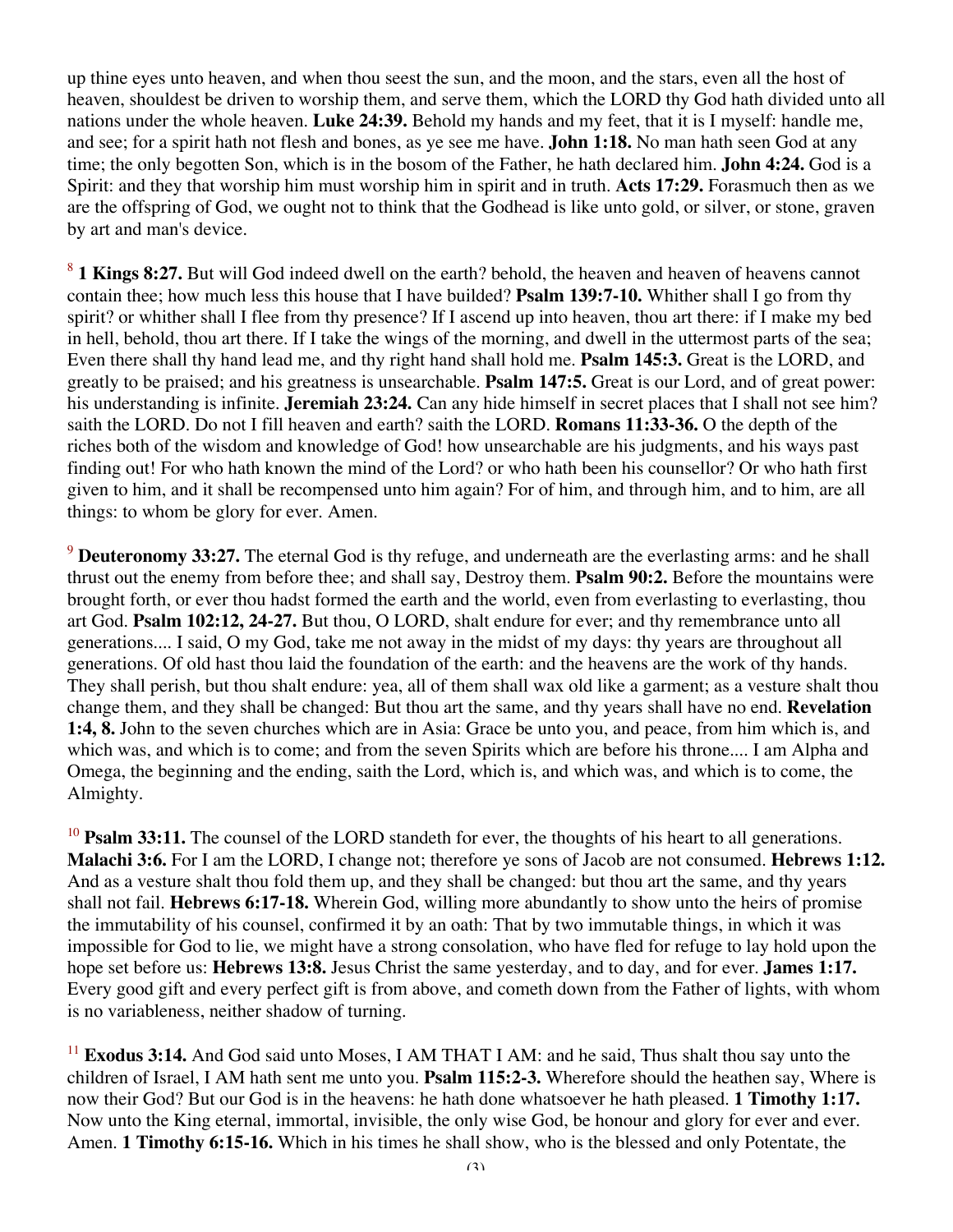up thine eyes unto heaven, and when thou seest the sun, and the moon, and the stars, even all the host of heaven, shouldest be driven to worship them, and serve them, which the LORD thy God hath divided unto all nations under the whole heaven. **Luke 24:39.** Behold my hands and my feet, that it is I myself: handle me, and see; for a spirit hath not flesh and bones, as ye see me have. **John 1:18.** No man hath seen God at any time; the only begotten Son, which is in the bosom of the Father, he hath declared him. **John 4:24.** God is a Spirit: and they that worship him must worship him in spirit and in truth. **Acts 17:29.** Forasmuch then as we are the offspring of God, we ought not to think that the Godhead is like unto gold, or silver, or stone, graven by art and man's device.

[8] **1 Kings 8:27.** But will God indeed dwell on the earth? behold, the heaven and heaven of heavens cannot contain thee; how much less this house that I have builded? **Psalm 139:7-10.** Whither shall I go from thy spirit? or whither shall I flee from thy presence? If I ascend up into heaven, thou art there: if I make my bed in hell, behold, thou art there. If I take the wings of the morning, and dwell in the uttermost parts of the sea; Even there shall thy hand lead me, and thy right hand shall hold me. **Psalm 145:3.** Great is the LORD, and greatly to be praised; and his greatness is unsearchable. **Psalm 147:5.** Great is our Lord, and of great power: his understanding is infinite. **Jeremiah 23:24.** Can any hide himself in secret places that I shall not see him? saith the LORD. Do not I fill heaven and earth? saith the LORD. **Romans 11:33-36.** O the depth of the riches both of the wisdom and knowledge of God! how unsearchable are his judgments, and his ways past finding out! For who hath known the mind of the Lord? or who hath been his counsellor? Or who hath first given to him, and it shall be recompensed unto him again? For of him, and through him, and to him, are all things: to whom be glory for ever. Amen.

[9] **Deuteronomy 33:27.** The eternal God is thy refuge, and underneath are the everlasting arms: and he shall thrust out the enemy from before thee; and shall say, Destroy them. **Psalm 90:2.** Before the mountains were brought forth, or ever thou hadst formed the earth and the world, even from everlasting to everlasting, thou art God. **Psalm 102:12, 24-27.** But thou, O LORD, shalt endure for ever; and thy remembrance unto all generations.... I said, O my God, take me not away in the midst of my days: thy years are throughout all generations. Of old hast thou laid the foundation of the earth: and the heavens are the work of thy hands. They shall perish, but thou shalt endure: yea, all of them shall wax old like a garment; as a vesture shalt thou change them, and they shall be changed: But thou art the same, and thy years shall have no end. **Revelation 1:4, 8.** John to the seven churches which are in Asia: Grace be unto you, and peace, from him which is, and which was, and which is to come; and from the seven Spirits which are before his throne.... I am Alpha and Omega, the beginning and the ending, saith the Lord, which is, and which was, and which is to come, the Almighty.

[10] **Psalm 33:11.** The counsel of the LORD standeth for ever, the thoughts of his heart to all generations. **Malachi 3:6.** For I am the LORD, I change not; therefore ye sons of Jacob are not consumed. **Hebrews 1:12.** And as a vesture shalt thou fold them up, and they shall be changed: but thou art the same, and thy years shall not fail. **Hebrews 6:17-18.** Wherein God, willing more abundantly to show unto the heirs of promise the immutability of his counsel, confirmed it by an oath: That by two immutable things, in which it was impossible for God to lie, we might have a strong consolation, who have fled for refuge to lay hold upon the hope set before us: **Hebrews 13:8.** Jesus Christ the same yesterday, and to day, and for ever. **James 1:17.** Every good gift and every perfect gift is from above, and cometh down from the Father of lights, with whom is no variableness, neither shadow of turning.

[11] **Exodus 3:14.** And God said unto Moses, I AM THAT I AM: and he said, Thus shalt thou say unto the children of Israel, I AM hath sent me unto you. **Psalm 115:2-3.** Wherefore should the heathen say, Where is now their God? But our God is in the heavens: he hath done whatsoever he hath pleased. **1 Timothy 1:17.** Now unto the King eternal, immortal, invisible, the only wise God, be honour and glory for ever and ever. Amen. **1 Timothy 6:15-16.** Which in his times he shall show, who is the blessed and only Potentate, the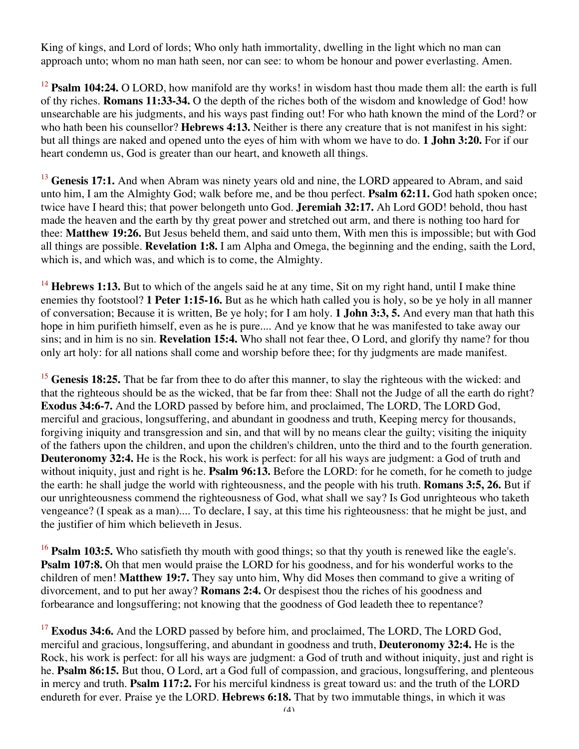King of kings, and Lord of lords; Who only hath immortality, dwelling in the light which no man can approach unto; whom no man hath seen, nor can see: to whom be honour and power everlasting. Amen.

[12] **Psalm 104:24.** O LORD, how manifold are thy works! in wisdom hast thou made them all: the earth is full of thy riches. **Romans 11:33-34.** O the depth of the riches both of the wisdom and knowledge of God! how unsearchable are his judgments, and his ways past finding out! For who hath known the mind of the Lord? or who hath been his counsellor? **Hebrews 4:13.** Neither is there any creature that is not manifest in his sight: but all things are naked and opened unto the eyes of him with whom we have to do. **1 John 3:20.** For if our heart condemn us, God is greater than our heart, and knoweth all things.

[13] **Genesis 17:1.** And when Abram was ninety years old and nine, the LORD appeared to Abram, and said unto him, I am the Almighty God; walk before me, and be thou perfect. **Psalm 62:11.** God hath spoken once; twice have I heard this; that power belongeth unto God. **Jeremiah 32:17.** Ah Lord GOD! behold, thou hast made the heaven and the earth by thy great power and stretched out arm, and there is nothing too hard for thee: **Matthew 19:26.** But Jesus beheld them, and said unto them, With men this is impossible; but with God all things are possible. **Revelation 1:8.** I am Alpha and Omega, the beginning and the ending, saith the Lord, which is, and which was, and which is to come, the Almighty.

[14] **Hebrews 1:13.** But to which of the angels said he at any time, Sit on my right hand, until I make thine enemies thy footstool? **1 Peter 1:15-16.** But as he which hath called you is holy, so be ye holy in all manner of conversation; Because it is written, Be ye holy; for I am holy. **1 John 3:3, 5.** And every man that hath this hope in him purifieth himself, even as he is pure.... And ye know that he was manifested to take away our sins; and in him is no sin. **Revelation 15:4.** Who shall not fear thee, O Lord, and glorify thy name? for thou only art holy: for all nations shall come and worship before thee; for thy judgments are made manifest.

[15] **Genesis 18:25.** That be far from thee to do after this manner, to slay the righteous with the wicked: and that the righteous should be as the wicked, that be far from thee: Shall not the Judge of all the earth do right? **Exodus 34:6-7.** And the LORD passed by before him, and proclaimed, The LORD, The LORD God, merciful and gracious, longsuffering, and abundant in goodness and truth, Keeping mercy for thousands, forgiving iniquity and transgression and sin, and that will by no means clear the guilty; visiting the iniquity of the fathers upon the children, and upon the children's children, unto the third and to the fourth generation. **Deuteronomy 32:4.** He is the Rock, his work is perfect: for all his ways are judgment: a God of truth and without iniquity, just and right is he. **Psalm 96:13.** Before the LORD: for he cometh, for he cometh to judge the earth: he shall judge the world with righteousness, and the people with his truth. **Romans 3:5, 26.** But if our unrighteousness commend the righteousness of God, what shall we say? Is God unrighteous who taketh vengeance? (I speak as a man).... To declare, I say, at this time his righteousness: that he might be just, and the justifier of him which believeth in Jesus.

[16] **Psalm 103:5.** Who satisfieth thy mouth with good things; so that thy youth is renewed like the eagle's. **Psalm 107:8.** Oh that men would praise the LORD for his goodness, and for his wonderful works to the children of men! **Matthew 19:7.** They say unto him, Why did Moses then command to give a writing of divorcement, and to put her away? **Romans 2:4.** Or despisest thou the riches of his goodness and forbearance and longsuffering; not knowing that the goodness of God leadeth thee to repentance?

[17] **Exodus 34:6.** And the LORD passed by before him, and proclaimed, The LORD, The LORD God, merciful and gracious, longsuffering, and abundant in goodness and truth, **Deuteronomy 32:4.** He is the Rock, his work is perfect: for all his ways are judgment: a God of truth and without iniquity, just and right is he. **Psalm 86:15.** But thou, O Lord, art a God full of compassion, and gracious, longsuffering, and plenteous in mercy and truth. **Psalm 117:2.** For his merciful kindness is great toward us: and the truth of the LORD endureth for ever. Praise ye the LORD. **Hebrews 6:18.** That by two immutable things, in which it was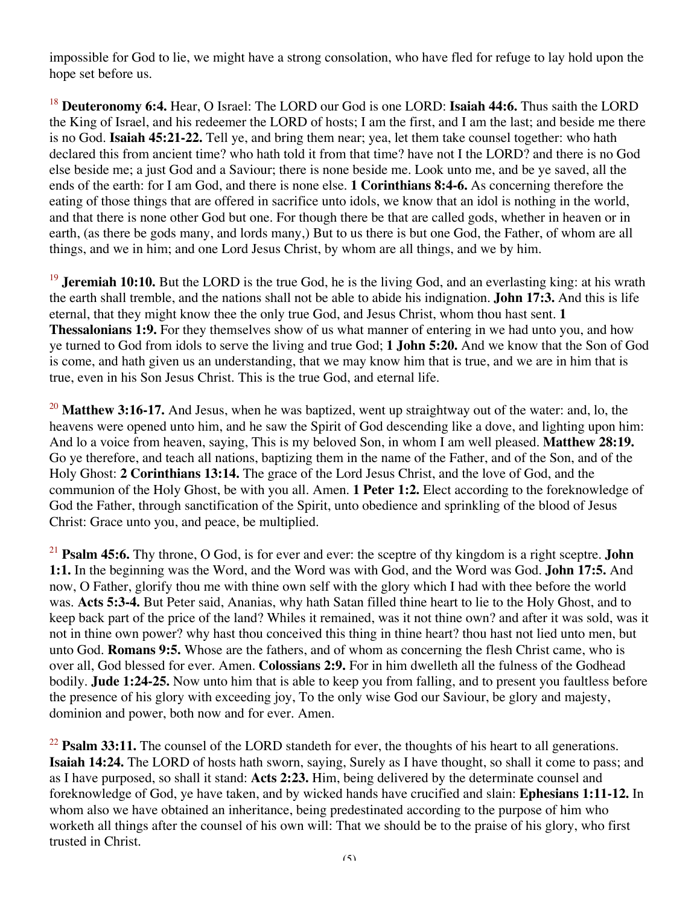impossible for God to lie, we might have a strong consolation, who have fled for refuge to lay hold upon the hope set before us.

[18] **Deuteronomy 6:4.** Hear, O Israel: The LORD our God is one LORD: **Isaiah 44:6.** Thus saith the LORD the King of Israel, and his redeemer the LORD of hosts; I am the first, and I am the last; and beside me there is no God. **Isaiah 45:21-22.** Tell ye, and bring them near; yea, let them take counsel together: who hath declared this from ancient time? who hath told it from that time? have not I the LORD? and there is no God else beside me; a just God and a Saviour; there is none beside me. Look unto me, and be ye saved, all the ends of the earth: for I am God, and there is none else. **1 Corinthians 8:4-6.** As concerning therefore the eating of those things that are offered in sacrifice unto idols, we know that an idol is nothing in the world, and that there is none other God but one. For though there be that are called gods, whether in heaven or in earth, (as there be gods many, and lords many,) But to us there is but one God, the Father, of whom are all things, and we in him; and one Lord Jesus Christ, by whom are all things, and we by him.

[19] **Jeremiah 10:10.** But the LORD is the true God, he is the living God, and an everlasting king: at his wrath the earth shall tremble, and the nations shall not be able to abide his indignation. **John 17:3.** And this is life eternal, that they might know thee the only true God, and Jesus Christ, whom thou hast sent. **1 Thessalonians 1:9.** For they themselves show of us what manner of entering in we had unto you, and how ye turned to God from idols to serve the living and true God; **1 John 5:20.** And we know that the Son of God is come, and hath given us an understanding, that we may know him that is true, and we are in him that is true, even in his Son Jesus Christ. This is the true God, and eternal life.

[20] **Matthew 3:16-17.** And Jesus, when he was baptized, went up straightway out of the water: and, lo, the heavens were opened unto him, and he saw the Spirit of God descending like a dove, and lighting upon him: And lo a voice from heaven, saying, This is my beloved Son, in whom I am well pleased. **Matthew 28:19.** Go ye therefore, and teach all nations, baptizing them in the name of the Father, and of the Son, and of the Holy Ghost: **2 Corinthians 13:14.** The grace of the Lord Jesus Christ, and the love of God, and the communion of the Holy Ghost, be with you all. Amen. **1 Peter 1:2.** Elect according to the foreknowledge of God the Father, through sanctification of the Spirit, unto obedience and sprinkling of the blood of Jesus Christ: Grace unto you, and peace, be multiplied.

[21] **Psalm 45:6.** Thy throne, O God, is for ever and ever: the sceptre of thy kingdom is a right sceptre. **John 1:1.** In the beginning was the Word, and the Word was with God, and the Word was God. **John 17:5.** And now, O Father, glorify thou me with thine own self with the glory which I had with thee before the world was. **Acts 5:3-4.** But Peter said, Ananias, why hath Satan filled thine heart to lie to the Holy Ghost, and to keep back part of the price of the land? Whiles it remained, was it not thine own? and after it was sold, was it not in thine own power? why hast thou conceived this thing in thine heart? thou hast not lied unto men, but unto God. **Romans 9:5.** Whose are the fathers, and of whom as concerning the flesh Christ came, who is over all, God blessed for ever. Amen. **Colossians 2:9.** For in him dwelleth all the fulness of the Godhead bodily. **Jude 1:24-25.** Now unto him that is able to keep you from falling, and to present you faultless before the presence of his glory with exceeding joy, To the only wise God our Saviour, be glory and majesty, dominion and power, both now and for ever. Amen.

[22] **Psalm 33:11.** The counsel of the LORD standeth for ever, the thoughts of his heart to all generations. **Isaiah 14:24.** The LORD of hosts hath sworn, saying, Surely as I have thought, so shall it come to pass; and as I have purposed, so shall it stand: **Acts 2:23.** Him, being delivered by the determinate counsel and foreknowledge of God, ye have taken, and by wicked hands have crucified and slain: **Ephesians 1:11-12.** In whom also we have obtained an inheritance, being predestinated according to the purpose of him who worketh all things after the counsel of his own will: That we should be to the praise of his glory, who first trusted in Christ.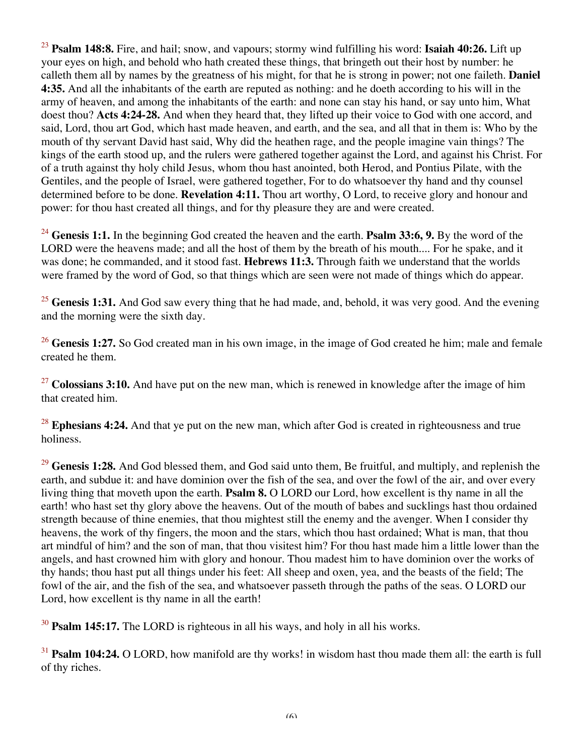[23] **Psalm 148:8.** Fire, and hail; snow, and vapours; stormy wind fulfilling his word: **Isaiah 40:26.** Lift up your eyes on high, and behold who hath created these things, that bringeth out their host by number: he calleth them all by names by the greatness of his might, for that he is strong in power; not one faileth. **Daniel 4:35.** And all the inhabitants of the earth are reputed as nothing: and he doeth according to his will in the army of heaven, and among the inhabitants of the earth: and none can stay his hand, or say unto him, What doest thou? **Acts 4:24-28.** And when they heard that, they lifted up their voice to God with one accord, and said, Lord, thou art God, which hast made heaven, and earth, and the sea, and all that in them is: Who by the mouth of thy servant David hast said, Why did the heathen rage, and the people imagine vain things? The kings of the earth stood up, and the rulers were gathered together against the Lord, and against his Christ. For of a truth against thy holy child Jesus, whom thou hast anointed, both Herod, and Pontius Pilate, with the Gentiles, and the people of Israel, were gathered together, For to do whatsoever thy hand and thy counsel determined before to be done. **Revelation 4:11.** Thou art worthy, O Lord, to receive glory and honour and power: for thou hast created all things, and for thy pleasure they are and were created.

[24] **Genesis 1:1.** In the beginning God created the heaven and the earth. **Psalm 33:6, 9.** By the word of the LORD were the heavens made; and all the host of them by the breath of his mouth.... For he spake, and it was done; he commanded, and it stood fast. **Hebrews 11:3.** Through faith we understand that the worlds were framed by the word of God, so that things which are seen were not made of things which do appear.

[25] **Genesis 1:31.** And God saw every thing that he had made, and, behold, it was very good. And the evening and the morning were the sixth day.

[26] **Genesis 1:27.** So God created man in his own image, in the image of God created he him; male and female created he them.

[27] **Colossians 3:10.** And have put on the new man, which is renewed in knowledge after the image of him that created him.

[28] **Ephesians 4:24.** And that ye put on the new man, which after God is created in righteousness and true holiness.

[29] **Genesis 1:28.** And God blessed them, and God said unto them, Be fruitful, and multiply, and replenish the earth, and subdue it: and have dominion over the fish of the sea, and over the fowl of the air, and over every living thing that moveth upon the earth. **Psalm 8.** O LORD our Lord, how excellent is thy name in all the earth! who hast set thy glory above the heavens. Out of the mouth of babes and sucklings hast thou ordained strength because of thine enemies, that thou mightest still the enemy and the avenger. When I consider thy heavens, the work of thy fingers, the moon and the stars, which thou hast ordained; What is man, that thou art mindful of him? and the son of man, that thou visitest him? For thou hast made him a little lower than the angels, and hast crowned him with glory and honour. Thou madest him to have dominion over the works of thy hands; thou hast put all things under his feet: All sheep and oxen, yea, and the beasts of the field; The fowl of the air, and the fish of the sea, and whatsoever passeth through the paths of the seas. O LORD our Lord, how excellent is thy name in all the earth!

[30] **Psalm 145:17.** The LORD is righteous in all his ways, and holy in all his works.

[31] **Psalm 104:24.** O LORD, how manifold are thy works! in wisdom hast thou made them all: the earth is full of thy riches.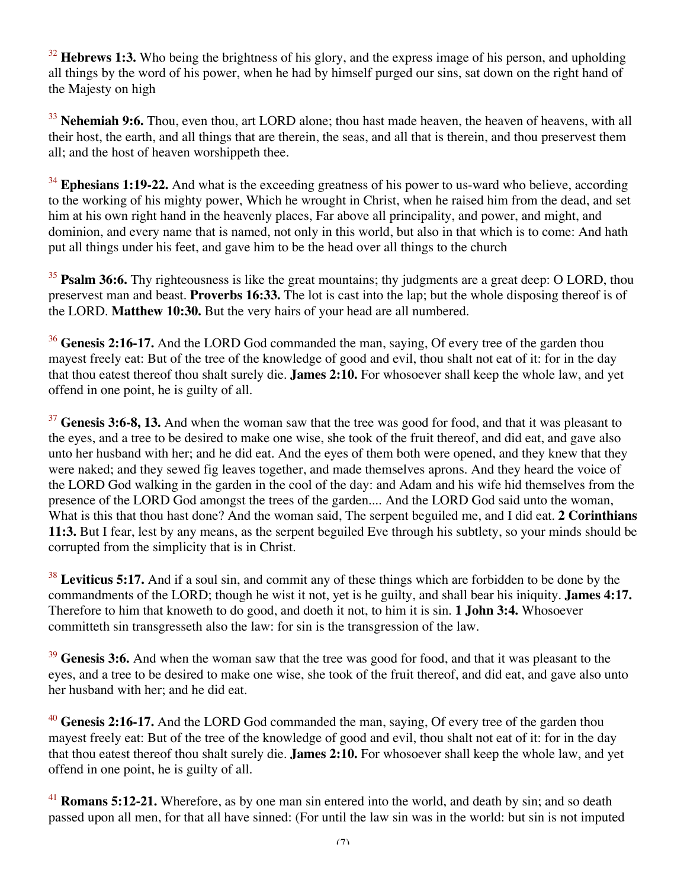[32] **Hebrews 1:3.** Who being the brightness of his glory, and the express image of his person, and upholding all things by the word of his power, when he had by himself purged our sins, sat down on the right hand of the Majesty on high

[33] **Nehemiah 9:6.** Thou, even thou, art LORD alone; thou hast made heaven, the heaven of heavens, with all their host, the earth, and all things that are therein, the seas, and all that is therein, and thou preservest them all; and the host of heaven worshippeth thee.

[34] **Ephesians 1:19-22.** And what is the exceeding greatness of his power to us-ward who believe, according to the working of his mighty power, Which he wrought in Christ, when he raised him from the dead, and set him at his own right hand in the heavenly places, Far above all principality, and power, and might, and dominion, and every name that is named, not only in this world, but also in that which is to come: And hath put all things under his feet, and gave him to be the head over all things to the church

[35] **Psalm 36:6.** Thy righteousness is like the great mountains; thy judgments are a great deep: O LORD, thou preservest man and beast. **Proverbs 16:33.** The lot is cast into the lap; but the whole disposing thereof is of the LORD. **Matthew 10:30.** But the very hairs of your head are all numbered.

[36] **Genesis 2:16-17.** And the LORD God commanded the man, saying, Of every tree of the garden thou mayest freely eat: But of the tree of the knowledge of good and evil, thou shalt not eat of it: for in the day that thou eatest thereof thou shalt surely die. **James 2:10.** For whosoever shall keep the whole law, and yet offend in one point, he is guilty of all.

[37] **Genesis 3:6-8, 13.** And when the woman saw that the tree was good for food, and that it was pleasant to the eyes, and a tree to be desired to make one wise, she took of the fruit thereof, and did eat, and gave also unto her husband with her; and he did eat. And the eyes of them both were opened, and they knew that they were naked; and they sewed fig leaves together, and made themselves aprons. And they heard the voice of the LORD God walking in the garden in the cool of the day: and Adam and his wife hid themselves from the presence of the LORD God amongst the trees of the garden.... And the LORD God said unto the woman, What is this that thou hast done? And the woman said, The serpent beguiled me, and I did eat. **2 Corinthians 11:3.** But I fear, lest by any means, as the serpent beguiled Eve through his subtlety, so your minds should be corrupted from the simplicity that is in Christ.

[38] **Leviticus 5:17.** And if a soul sin, and commit any of these things which are forbidden to be done by the commandments of the LORD; though he wist it not, yet is he guilty, and shall bear his iniquity. **James 4:17.** Therefore to him that knoweth to do good, and doeth it not, to him it is sin. **1 John 3:4.** Whosoever committeth sin transgresseth also the law: for sin is the transgression of the law.

[39] **Genesis 3:6.** And when the woman saw that the tree was good for food, and that it was pleasant to the eyes, and a tree to be desired to make one wise, she took of the fruit thereof, and did eat, and gave also unto her husband with her; and he did eat.

[40] **Genesis 2:16-17.** And the LORD God commanded the man, saying, Of every tree of the garden thou mayest freely eat: But of the tree of the knowledge of good and evil, thou shalt not eat of it: for in the day that thou eatest thereof thou shalt surely die. **James 2:10.** For whosoever shall keep the whole law, and yet offend in one point, he is guilty of all.

[41] **Romans 5:12-21.** Wherefore, as by one man sin entered into the world, and death by sin; and so death passed upon all men, for that all have sinned: (For until the law sin was in the world: but sin is not imputed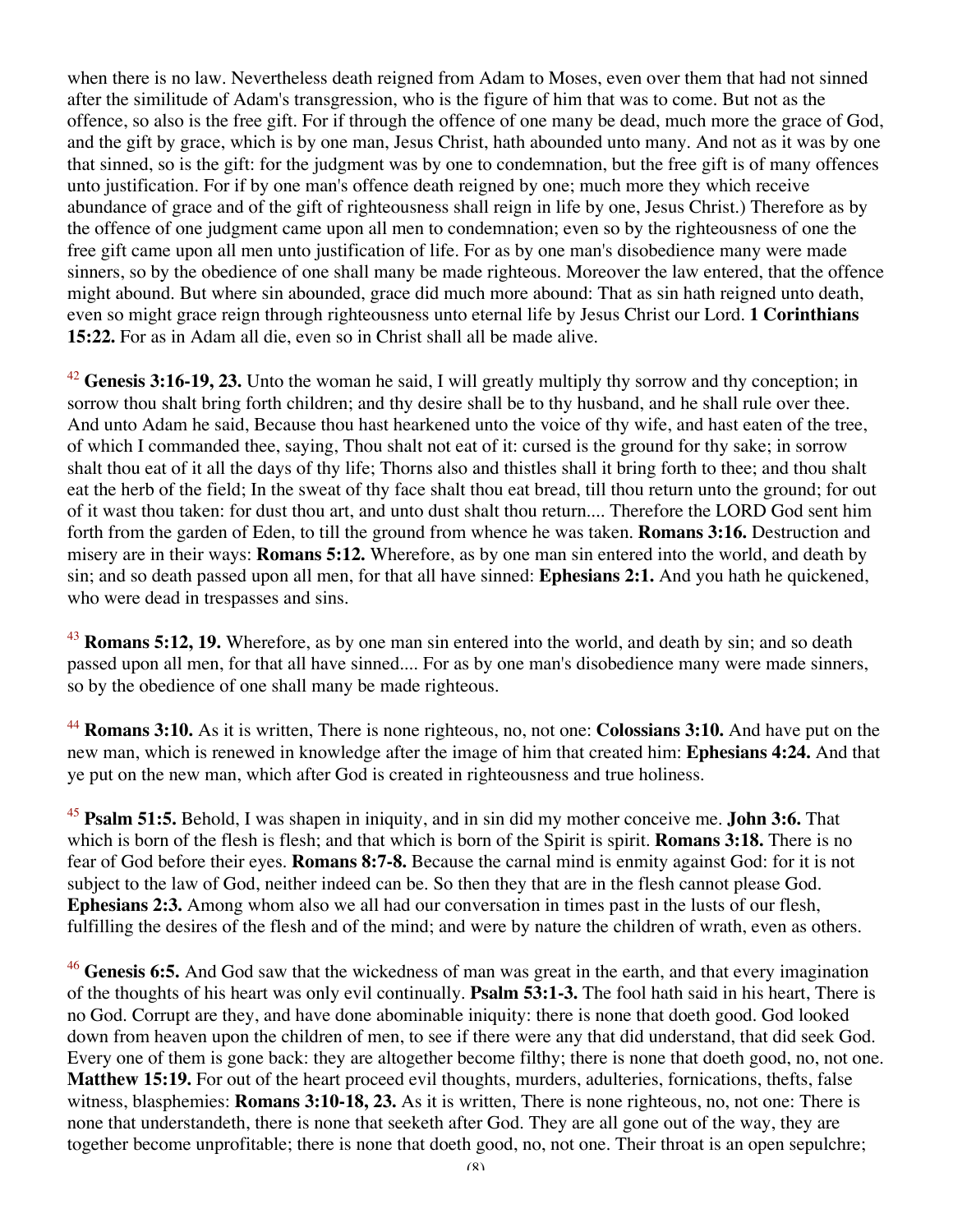when there is no law. Nevertheless death reigned from Adam to Moses, even over them that had not sinned after the similitude of Adam's transgression, who is the figure of him that was to come. But not as the offence, so also is the free gift. For if through the offence of one many be dead, much more the grace of God, and the gift by grace, which is by one man, Jesus Christ, hath abounded unto many. And not as it was by one that sinned, so is the gift: for the judgment was by one to condemnation, but the free gift is of many offences unto justification. For if by one man's offence death reigned by one; much more they which receive abundance of grace and of the gift of righteousness shall reign in life by one, Jesus Christ.) Therefore as by the offence of one judgment came upon all men to condemnation; even so by the righteousness of one the free gift came upon all men unto justification of life. For as by one man's disobedience many were made sinners, so by the obedience of one shall many be made righteous. Moreover the law entered, that the offence might abound. But where sin abounded, grace did much more abound: That as sin hath reigned unto death, even so might grace reign through righteousness unto eternal life by Jesus Christ our Lord. **1 Corinthians 15:22.** For as in Adam all die, even so in Christ shall all be made alive.

[42] **Genesis 3:16-19, 23.** Unto the woman he said, I will greatly multiply thy sorrow and thy conception; in sorrow thou shalt bring forth children; and thy desire shall be to thy husband, and he shall rule over thee. And unto Adam he said, Because thou hast hearkened unto the voice of thy wife, and hast eaten of the tree, of which I commanded thee, saying, Thou shalt not eat of it: cursed is the ground for thy sake; in sorrow shalt thou eat of it all the days of thy life; Thorns also and thistles shall it bring forth to thee; and thou shalt eat the herb of the field; In the sweat of thy face shalt thou eat bread, till thou return unto the ground; for out of it wast thou taken: for dust thou art, and unto dust shalt thou return.... Therefore the LORD God sent him forth from the garden of Eden, to till the ground from whence he was taken. **Romans 3:16.** Destruction and misery are in their ways: **Romans 5:12.** Wherefore, as by one man sin entered into the world, and death by sin; and so death passed upon all men, for that all have sinned: **Ephesians 2:1.** And you hath he quickened, who were dead in trespasses and sins.

[43] **Romans 5:12, 19.** Wherefore, as by one man sin entered into the world, and death by sin; and so death passed upon all men, for that all have sinned.... For as by one man's disobedience many were made sinners, so by the obedience of one shall many be made righteous.

[44] **Romans 3:10.** As it is written, There is none righteous, no, not one: **Colossians 3:10.** And have put on the new man, which is renewed in knowledge after the image of him that created him: **Ephesians 4:24.** And that ye put on the new man, which after God is created in righteousness and true holiness.

[45] **Psalm 51:5.** Behold, I was shapen in iniquity, and in sin did my mother conceive me. **John 3:6.** That which is born of the flesh is flesh; and that which is born of the Spirit is spirit. **Romans 3:18.** There is no fear of God before their eyes. **Romans 8:7-8.** Because the carnal mind is enmity against God: for it is not subject to the law of God, neither indeed can be. So then they that are in the flesh cannot please God. **Ephesians 2:3.** Among whom also we all had our conversation in times past in the lusts of our flesh, fulfilling the desires of the flesh and of the mind; and were by nature the children of wrath, even as others.

[46] **Genesis 6:5.** And God saw that the wickedness of man was great in the earth, and that every imagination of the thoughts of his heart was only evil continually. **Psalm 53:1-3.** The fool hath said in his heart, There is no God. Corrupt are they, and have done abominable iniquity: there is none that doeth good. God looked down from heaven upon the children of men, to see if there were any that did understand, that did seek God. Every one of them is gone back: they are altogether become filthy; there is none that doeth good, no, not one. **Matthew 15:19.** For out of the heart proceed evil thoughts, murders, adulteries, fornications, thefts, false witness, blasphemies: **Romans 3:10-18, 23.** As it is written, There is none righteous, no, not one: There is none that understandeth, there is none that seeketh after God. They are all gone out of the way, they are together become unprofitable; there is none that doeth good, no, not one. Their throat is an open sepulchre;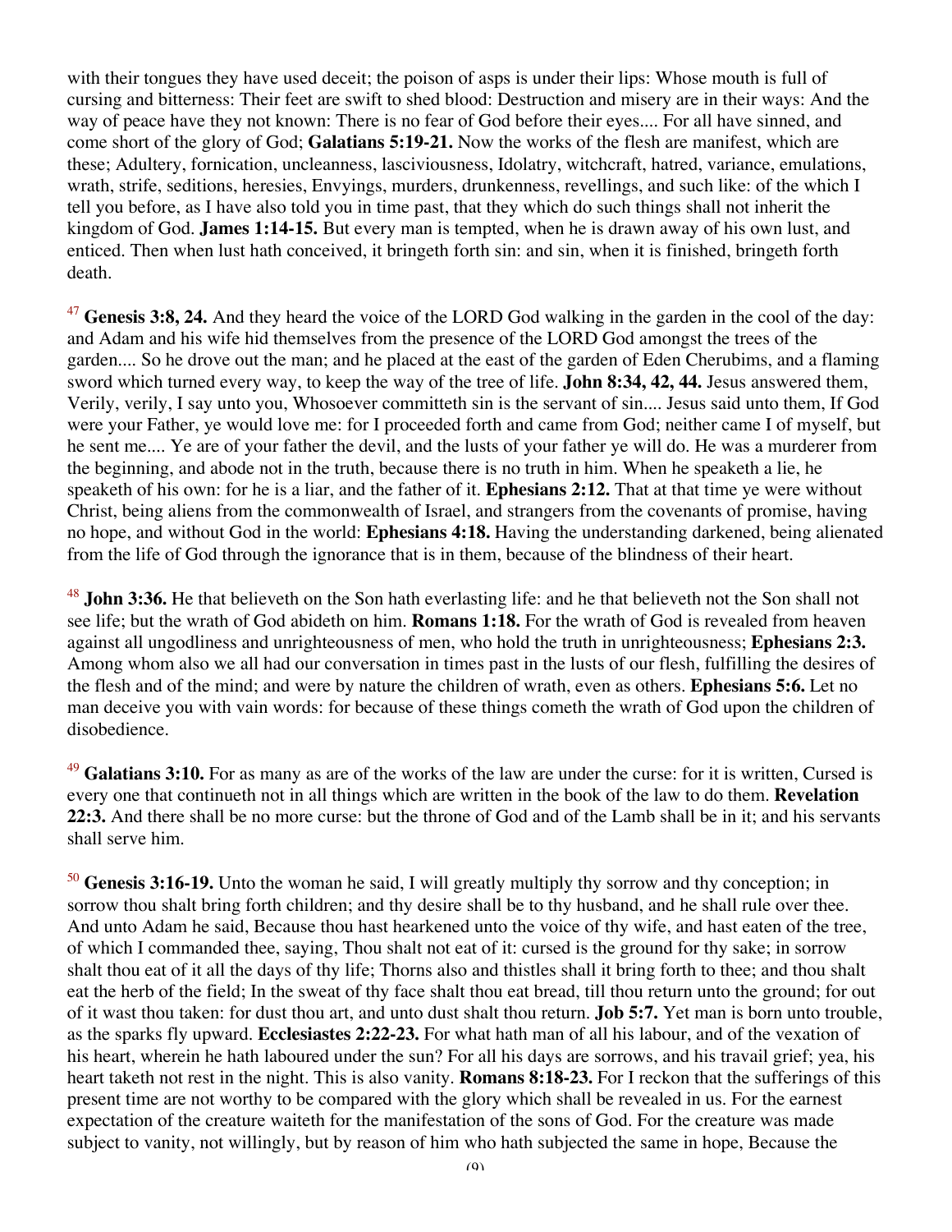with their tongues they have used deceit; the poison of asps is under their lips: Whose mouth is full of cursing and bitterness: Their feet are swift to shed blood: Destruction and misery are in their ways: And the way of peace have they not known: There is no fear of God before their eyes.... For all have sinned, and come short of the glory of God; **Galatians 5:19-21.** Now the works of the flesh are manifest, which are these; Adultery, fornication, uncleanness, lasciviousness, Idolatry, witchcraft, hatred, variance, emulations, wrath, strife, seditions, heresies, Envyings, murders, drunkenness, revellings, and such like: of the which I tell you before, as I have also told you in time past, that they which do such things shall not inherit the kingdom of God. **James 1:14-15.** But every man is tempted, when he is drawn away of his own lust, and enticed. Then when lust hath conceived, it bringeth forth sin: and sin, when it is finished, bringeth forth death.

[47] **Genesis 3:8, 24.** And they heard the voice of the LORD God walking in the garden in the cool of the day: and Adam and his wife hid themselves from the presence of the LORD God amongst the trees of the garden.... So he drove out the man; and he placed at the east of the garden of Eden Cherubims, and a flaming sword which turned every way, to keep the way of the tree of life. **John 8:34, 42, 44.** Jesus answered them, Verily, verily, I say unto you, Whosoever committeth sin is the servant of sin.... Jesus said unto them, If God were your Father, ye would love me: for I proceeded forth and came from God; neither came I of myself, but he sent me.... Ye are of your father the devil, and the lusts of your father ye will do. He was a murderer from the beginning, and abode not in the truth, because there is no truth in him. When he speaketh a lie, he speaketh of his own: for he is a liar, and the father of it. **Ephesians 2:12.** That at that time ye were without Christ, being aliens from the commonwealth of Israel, and strangers from the covenants of promise, having no hope, and without God in the world: **Ephesians 4:18.** Having the understanding darkened, being alienated from the life of God through the ignorance that is in them, because of the blindness of their heart.

[48] **John 3:36.** He that believeth on the Son hath everlasting life: and he that believeth not the Son shall not see life; but the wrath of God abideth on him. **Romans 1:18.** For the wrath of God is revealed from heaven against all ungodliness and unrighteousness of men, who hold the truth in unrighteousness; **Ephesians 2:3.** Among whom also we all had our conversation in times past in the lusts of our flesh, fulfilling the desires of the flesh and of the mind; and were by nature the children of wrath, even as others. **Ephesians 5:6.** Let no man deceive you with vain words: for because of these things cometh the wrath of God upon the children of disobedience.

[49] **Galatians 3:10.** For as many as are of the works of the law are under the curse: for it is written, Cursed is every one that continueth not in all things which are written in the book of the law to do them. **Revelation 22:3.** And there shall be no more curse: but the throne of God and of the Lamb shall be in it; and his servants shall serve him.

[50] **Genesis 3:16-19.** Unto the woman he said, I will greatly multiply thy sorrow and thy conception; in sorrow thou shalt bring forth children; and thy desire shall be to thy husband, and he shall rule over thee. And unto Adam he said, Because thou hast hearkened unto the voice of thy wife, and hast eaten of the tree, of which I commanded thee, saying, Thou shalt not eat of it: cursed is the ground for thy sake; in sorrow shalt thou eat of it all the days of thy life; Thorns also and thistles shall it bring forth to thee; and thou shalt eat the herb of the field; In the sweat of thy face shalt thou eat bread, till thou return unto the ground; for out of it wast thou taken: for dust thou art, and unto dust shalt thou return. **Job 5:7.** Yet man is born unto trouble, as the sparks fly upward. **Ecclesiastes 2:22-23.** For what hath man of all his labour, and of the vexation of his heart, wherein he hath laboured under the sun? For all his days are sorrows, and his travail grief; yea, his heart taketh not rest in the night. This is also vanity. **Romans 8:18-23.** For I reckon that the sufferings of this present time are not worthy to be compared with the glory which shall be revealed in us. For the earnest expectation of the creature waiteth for the manifestation of the sons of God. For the creature was made subject to vanity, not willingly, but by reason of him who hath subjected the same in hope, Because the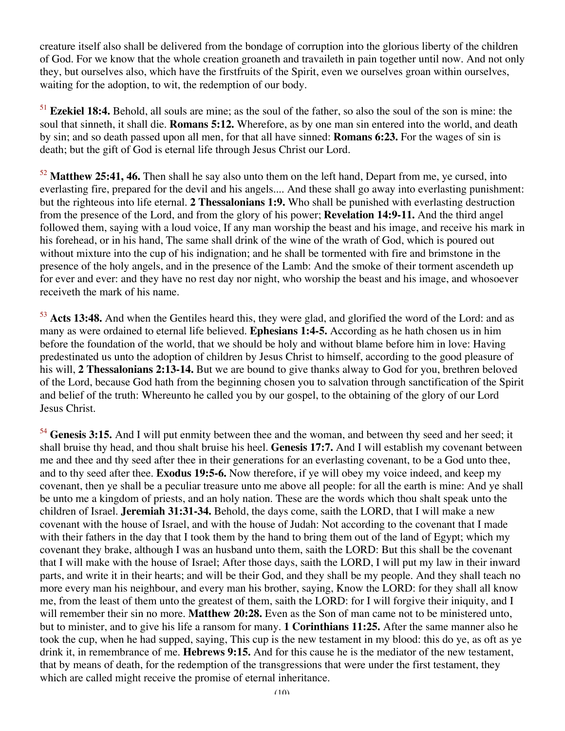creature itself also shall be delivered from the bondage of corruption into the glorious liberty of the children of God. For we know that the whole creation groaneth and travaileth in pain together until now. And not only they, but ourselves also, which have the firstfruits of the Spirit, even we ourselves groan within ourselves, waiting for the adoption, to wit, the redemption of our body.

[51] **Ezekiel 18:4.** Behold, all souls are mine; as the soul of the father, so also the soul of the son is mine: the soul that sinneth, it shall die. **Romans 5:12.** Wherefore, as by one man sin entered into the world, and death by sin; and so death passed upon all men, for that all have sinned: **Romans 6:23.** For the wages of sin is death; but the gift of God is eternal life through Jesus Christ our Lord.

[52] **Matthew 25:41, 46.** Then shall he say also unto them on the left hand, Depart from me, ye cursed, into everlasting fire, prepared for the devil and his angels.... And these shall go away into everlasting punishment: but the righteous into life eternal. **2 Thessalonians 1:9.** Who shall be punished with everlasting destruction from the presence of the Lord, and from the glory of his power; **Revelation 14:9-11.** And the third angel followed them, saying with a loud voice, If any man worship the beast and his image, and receive his mark in his forehead, or in his hand, The same shall drink of the wine of the wrath of God, which is poured out without mixture into the cup of his indignation; and he shall be tormented with fire and brimstone in the presence of the holy angels, and in the presence of the Lamb: And the smoke of their torment ascendeth up for ever and ever: and they have no rest day nor night, who worship the beast and his image, and whosoever receiveth the mark of his name.

[53] **Acts 13:48.** And when the Gentiles heard this, they were glad, and glorified the word of the Lord: and as many as were ordained to eternal life believed. **Ephesians 1:4-5.** According as he hath chosen us in him before the foundation of the world, that we should be holy and without blame before him in love: Having predestinated us unto the adoption of children by Jesus Christ to himself, according to the good pleasure of his will, **2 Thessalonians 2:13-14.** But we are bound to give thanks alway to God for you, brethren beloved of the Lord, because God hath from the beginning chosen you to salvation through sanctification of the Spirit and belief of the truth: Whereunto he called you by our gospel, to the obtaining of the glory of our Lord Jesus Christ.

[54] **Genesis 3:15.** And I will put enmity between thee and the woman, and between thy seed and her seed; it shall bruise thy head, and thou shalt bruise his heel. **Genesis 17:7.** And I will establish my covenant between me and thee and thy seed after thee in their generations for an everlasting covenant, to be a God unto thee, and to thy seed after thee. **Exodus 19:5-6.** Now therefore, if ye will obey my voice indeed, and keep my covenant, then ye shall be a peculiar treasure unto me above all people: for all the earth is mine: And ye shall be unto me a kingdom of priests, and an holy nation. These are the words which thou shalt speak unto the children of Israel. **Jeremiah 31:31-34.** Behold, the days come, saith the LORD, that I will make a new covenant with the house of Israel, and with the house of Judah: Not according to the covenant that I made with their fathers in the day that I took them by the hand to bring them out of the land of Egypt; which my covenant they brake, although I was an husband unto them, saith the LORD: But this shall be the covenant that I will make with the house of Israel; After those days, saith the LORD, I will put my law in their inward parts, and write it in their hearts; and will be their God, and they shall be my people. And they shall teach no more every man his neighbour, and every man his brother, saying, Know the LORD: for they shall all know me, from the least of them unto the greatest of them, saith the LORD: for I will forgive their iniquity, and I will remember their sin no more. **Matthew 20:28.** Even as the Son of man came not to be ministered unto, but to minister, and to give his life a ransom for many. **1 Corinthians 11:25.** After the same manner also he took the cup, when he had supped, saying, This cup is the new testament in my blood: this do ye, as oft as ye drink it, in remembrance of me. **Hebrews 9:15.** And for this cause he is the mediator of the new testament, that by means of death, for the redemption of the transgressions that were under the first testament, they which are called might receive the promise of eternal inheritance.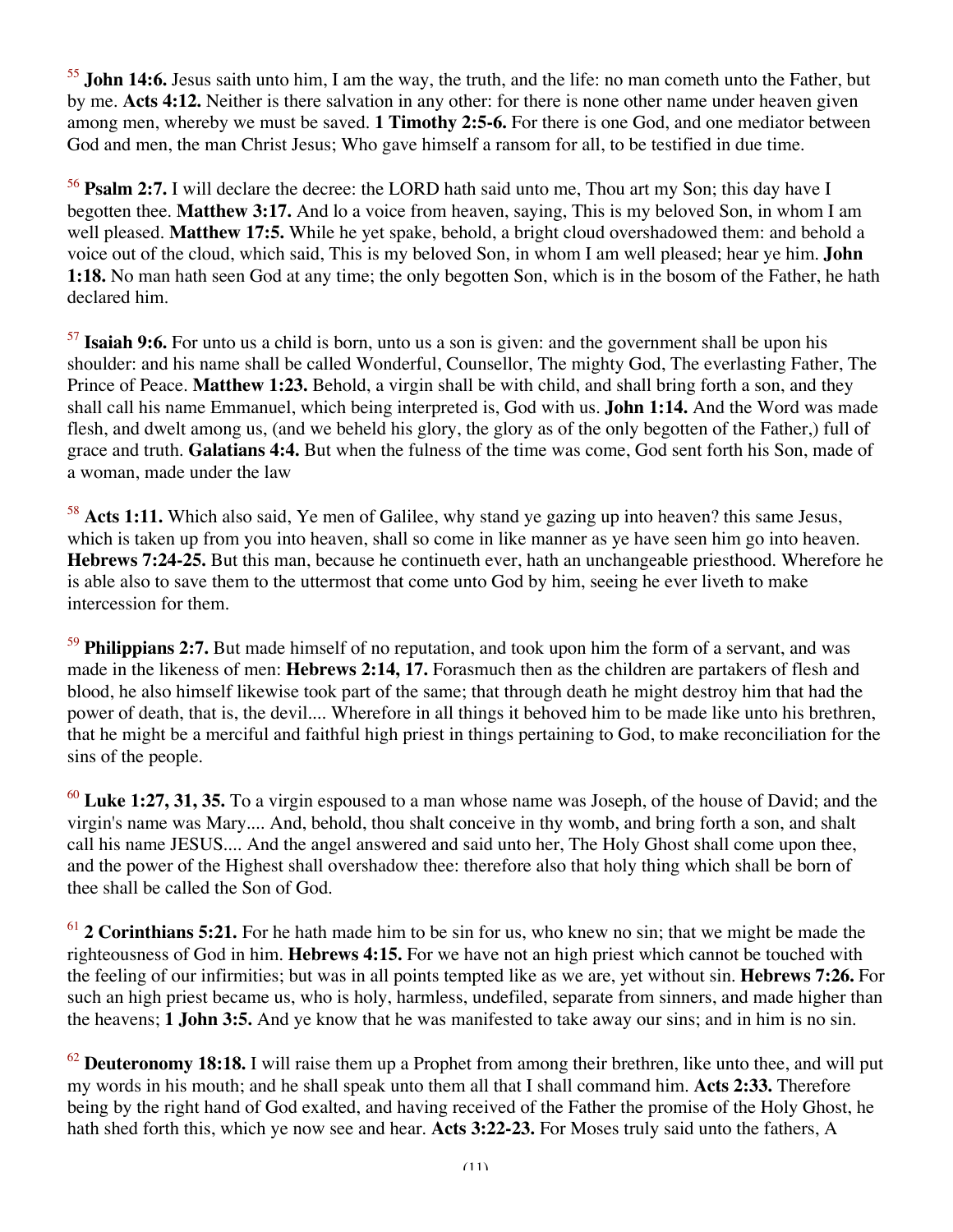[55] **John 14:6.** Jesus saith unto him, I am the way, the truth, and the life: no man cometh unto the Father, but by me. **Acts 4:12.** Neither is there salvation in any other: for there is none other name under heaven given among men, whereby we must be saved. **1 Timothy 2:5-6.** For there is one God, and one mediator between God and men, the man Christ Jesus; Who gave himself a ransom for all, to be testified in due time.

[56] **Psalm 2:7.** I will declare the decree: the LORD hath said unto me, Thou art my Son; this day have I begotten thee. **Matthew 3:17.** And lo a voice from heaven, saying, This is my beloved Son, in whom I am well pleased. **Matthew 17:5.** While he yet spake, behold, a bright cloud overshadowed them: and behold a voice out of the cloud, which said, This is my beloved Son, in whom I am well pleased; hear ye him. **John 1:18.** No man hath seen God at any time; the only begotten Son, which is in the bosom of the Father, he hath declared him.

[57] **Isaiah 9:6.** For unto us a child is born, unto us a son is given: and the government shall be upon his shoulder: and his name shall be called Wonderful, Counsellor, The mighty God, The everlasting Father, The Prince of Peace. **Matthew 1:23.** Behold, a virgin shall be with child, and shall bring forth a son, and they shall call his name Emmanuel, which being interpreted is, God with us. **John 1:14.** And the Word was made flesh, and dwelt among us, (and we beheld his glory, the glory as of the only begotten of the Father,) full of grace and truth. **Galatians 4:4.** But when the fulness of the time was come, God sent forth his Son, made of a woman, made under the law

[58] **Acts 1:11.** Which also said, Ye men of Galilee, why stand ye gazing up into heaven? this same Jesus, which is taken up from you into heaven, shall so come in like manner as ye have seen him go into heaven. **Hebrews 7:24-25.** But this man, because he continueth ever, hath an unchangeable priesthood. Wherefore he is able also to save them to the uttermost that come unto God by him, seeing he ever liveth to make intercession for them.

[59] **Philippians 2:7.** But made himself of no reputation, and took upon him the form of a servant, and was made in the likeness of men: **Hebrews 2:14, 17.** Forasmuch then as the children are partakers of flesh and blood, he also himself likewise took part of the same; that through death he might destroy him that had the power of death, that is, the devil.... Wherefore in all things it behoved him to be made like unto his brethren, that he might be a merciful and faithful high priest in things pertaining to God, to make reconciliation for the sins of the people.

[60] **Luke 1:27, 31, 35.** To a virgin espoused to a man whose name was Joseph, of the house of David; and the virgin's name was Mary.... And, behold, thou shalt conceive in thy womb, and bring forth a son, and shalt call his name JESUS.... And the angel answered and said unto her, The Holy Ghost shall come upon thee, and the power of the Highest shall overshadow thee: therefore also that holy thing which shall be born of thee shall be called the Son of God.

[61] **2 Corinthians 5:21.** For he hath made him to be sin for us, who knew no sin; that we might be made the righteousness of God in him. **Hebrews 4:15.** For we have not an high priest which cannot be touched with the feeling of our infirmities; but was in all points tempted like as we are, yet without sin. **Hebrews 7:26.** For such an high priest became us, who is holy, harmless, undefiled, separate from sinners, and made higher than the heavens; **1 John 3:5.** And ye know that he was manifested to take away our sins; and in him is no sin.

[62] **Deuteronomy 18:18.** I will raise them up a Prophet from among their brethren, like unto thee, and will put my words in his mouth; and he shall speak unto them all that I shall command him. **Acts 2:33.** Therefore being by the right hand of God exalted, and having received of the Father the promise of the Holy Ghost, he hath shed forth this, which ye now see and hear. **Acts 3:22-23.** For Moses truly said unto the fathers, A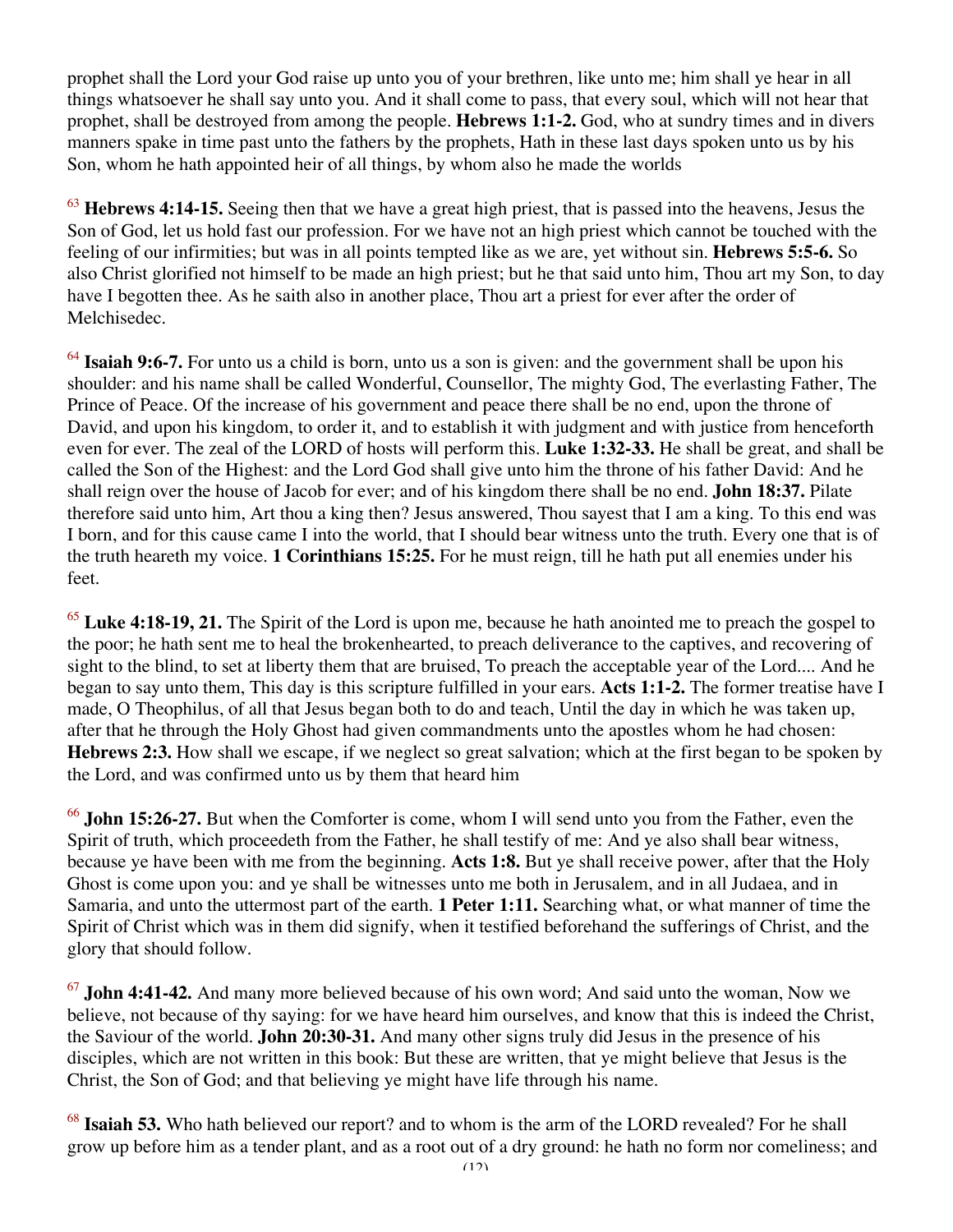prophet shall the Lord your God raise up unto you of your brethren, like unto me; him shall ye hear in all things whatsoever he shall say unto you. And it shall come to pass, that every soul, which will not hear that prophet, shall be destroyed from among the people. **Hebrews 1:1-2.** God, who at sundry times and in divers manners spake in time past unto the fathers by the prophets, Hath in these last days spoken unto us by his Son, whom he hath appointed heir of all things, by whom also he made the worlds

[63] **Hebrews 4:14-15.** Seeing then that we have a great high priest, that is passed into the heavens, Jesus the Son of God, let us hold fast our profession. For we have not an high priest which cannot be touched with the feeling of our infirmities; but was in all points tempted like as we are, yet without sin. **Hebrews 5:5-6.** So also Christ glorified not himself to be made an high priest; but he that said unto him, Thou art my Son, to day have I begotten thee. As he saith also in another place, Thou art a priest for ever after the order of Melchisedec.

[64] **Isaiah 9:6-7.** For unto us a child is born, unto us a son is given: and the government shall be upon his shoulder: and his name shall be called Wonderful, Counsellor, The mighty God, The everlasting Father, The Prince of Peace. Of the increase of his government and peace there shall be no end, upon the throne of David, and upon his kingdom, to order it, and to establish it with judgment and with justice from henceforth even for ever. The zeal of the LORD of hosts will perform this. **Luke 1:32-33.** He shall be great, and shall be called the Son of the Highest: and the Lord God shall give unto him the throne of his father David: And he shall reign over the house of Jacob for ever; and of his kingdom there shall be no end. **John 18:37.** Pilate therefore said unto him, Art thou a king then? Jesus answered, Thou sayest that I am a king. To this end was I born, and for this cause came I into the world, that I should bear witness unto the truth. Every one that is of the truth heareth my voice. **1 Corinthians 15:25.** For he must reign, till he hath put all enemies under his feet.

[65] **Luke 4:18-19, 21.** The Spirit of the Lord is upon me, because he hath anointed me to preach the gospel to the poor; he hath sent me to heal the brokenhearted, to preach deliverance to the captives, and recovering of sight to the blind, to set at liberty them that are bruised, To preach the acceptable year of the Lord.... And he began to say unto them, This day is this scripture fulfilled in your ears. **Acts 1:1-2.** The former treatise have I made, O Theophilus, of all that Jesus began both to do and teach, Until the day in which he was taken up, after that he through the Holy Ghost had given commandments unto the apostles whom he had chosen: **Hebrews 2:3.** How shall we escape, if we neglect so great salvation; which at the first began to be spoken by the Lord, and was confirmed unto us by them that heard him

[66] **John 15:26-27.** But when the Comforter is come, whom I will send unto you from the Father, even the Spirit of truth, which proceedeth from the Father, he shall testify of me: And ye also shall bear witness, because ye have been with me from the beginning. **Acts 1:8.** But ye shall receive power, after that the Holy Ghost is come upon you: and ye shall be witnesses unto me both in Jerusalem, and in all Judaea, and in Samaria, and unto the uttermost part of the earth. **1 Peter 1:11.** Searching what, or what manner of time the Spirit of Christ which was in them did signify, when it testified beforehand the sufferings of Christ, and the glory that should follow.

[67] **John 4:41-42.** And many more believed because of his own word; And said unto the woman, Now we believe, not because of thy saying: for we have heard him ourselves, and know that this is indeed the Christ, the Saviour of the world. **John 20:30-31.** And many other signs truly did Jesus in the presence of his disciples, which are not written in this book: But these are written, that ye might believe that Jesus is the Christ, the Son of God; and that believing ye might have life through his name.

[68] **Isaiah 53.** Who hath believed our report? and to whom is the arm of the LORD revealed? For he shall grow up before him as a tender plant, and as a root out of a dry ground: he hath no form nor comeliness; and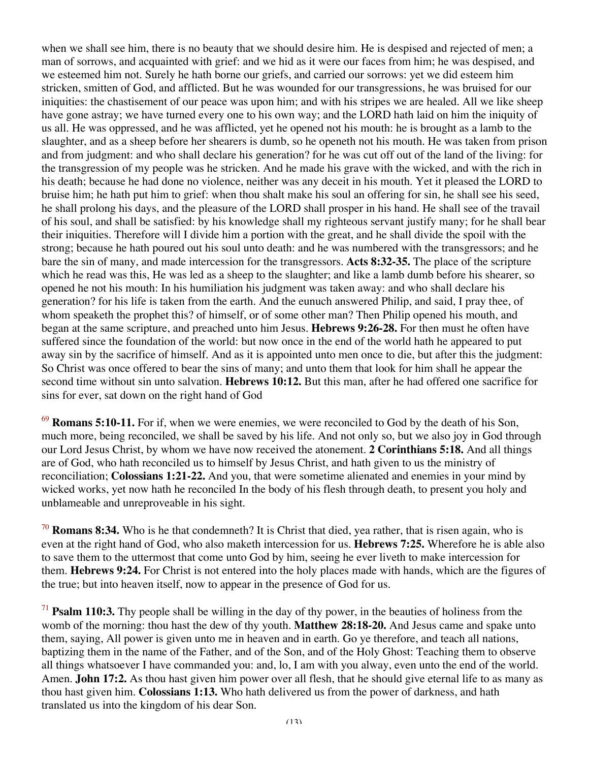when we shall see him, there is no beauty that we should desire him. He is despised and rejected of men; a man of sorrows, and acquainted with grief: and we hid as it were our faces from him; he was despised, and we esteemed him not. Surely he hath borne our griefs, and carried our sorrows: yet we did esteem him stricken, smitten of God, and afflicted. But he was wounded for our transgressions, he was bruised for our iniquities: the chastisement of our peace was upon him; and with his stripes we are healed. All we like sheep have gone astray; we have turned every one to his own way; and the LORD hath laid on him the iniquity of us all. He was oppressed, and he was afflicted, yet he opened not his mouth: he is brought as a lamb to the slaughter, and as a sheep before her shearers is dumb, so he openeth not his mouth. He was taken from prison and from judgment: and who shall declare his generation? for he was cut off out of the land of the living: for the transgression of my people was he stricken. And he made his grave with the wicked, and with the rich in his death; because he had done no violence, neither was any deceit in his mouth. Yet it pleased the LORD to bruise him; he hath put him to grief: when thou shalt make his soul an offering for sin, he shall see his seed, he shall prolong his days, and the pleasure of the LORD shall prosper in his hand. He shall see of the travail of his soul, and shall be satisfied: by his knowledge shall my righteous servant justify many; for he shall bear their iniquities. Therefore will I divide him a portion with the great, and he shall divide the spoil with the strong; because he hath poured out his soul unto death: and he was numbered with the transgressors; and he bare the sin of many, and made intercession for the transgressors. **Acts 8:32-35.** The place of the scripture which he read was this, He was led as a sheep to the slaughter; and like a lamb dumb before his shearer, so opened he not his mouth: In his humiliation his judgment was taken away: and who shall declare his generation? for his life is taken from the earth. And the eunuch answered Philip, and said, I pray thee, of whom speaketh the prophet this? of himself, or of some other man? Then Philip opened his mouth, and began at the same scripture, and preached unto him Jesus. **Hebrews 9:26-28.** For then must he often have suffered since the foundation of the world: but now once in the end of the world hath he appeared to put away sin by the sacrifice of himself. And as it is appointed unto men once to die, but after this the judgment: So Christ was once offered to bear the sins of many; and unto them that look for him shall he appear the second time without sin unto salvation. **Hebrews 10:12.** But this man, after he had offered one sacrifice for sins for ever, sat down on the right hand of God

[69] **Romans 5:10-11.** For if, when we were enemies, we were reconciled to God by the death of his Son, much more, being reconciled, we shall be saved by his life. And not only so, but we also joy in God through our Lord Jesus Christ, by whom we have now received the atonement. **2 Corinthians 5:18.** And all things are of God, who hath reconciled us to himself by Jesus Christ, and hath given to us the ministry of reconciliation; **Colossians 1:21-22.** And you, that were sometime alienated and enemies in your mind by wicked works, yet now hath he reconciled In the body of his flesh through death, to present you holy and unblameable and unreproveable in his sight.

[70] **Romans 8:34.** Who is he that condemneth? It is Christ that died, yea rather, that is risen again, who is even at the right hand of God, who also maketh intercession for us. **Hebrews 7:25.** Wherefore he is able also to save them to the uttermost that come unto God by him, seeing he ever liveth to make intercession for them. **Hebrews 9:24.** For Christ is not entered into the holy places made with hands, which are the figures of the true; but into heaven itself, now to appear in the presence of God for us.

[71] **Psalm 110:3.** Thy people shall be willing in the day of thy power, in the beauties of holiness from the womb of the morning: thou hast the dew of thy youth. **Matthew 28:18-20.** And Jesus came and spake unto them, saying, All power is given unto me in heaven and in earth. Go ye therefore, and teach all nations, baptizing them in the name of the Father, and of the Son, and of the Holy Ghost: Teaching them to observe all things whatsoever I have commanded you: and, lo, I am with you alway, even unto the end of the world. Amen. **John 17:2.** As thou hast given him power over all flesh, that he should give eternal life to as many as thou hast given him. **Colossians 1:13.** Who hath delivered us from the power of darkness, and hath translated us into the kingdom of his dear Son.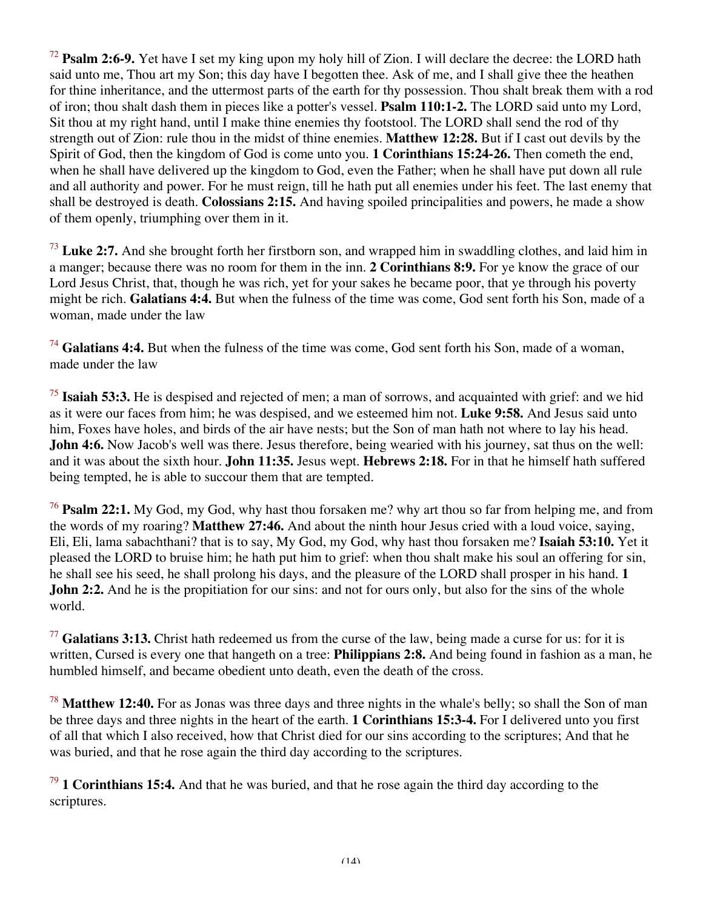[72] **Psalm 2:6-9.** Yet have I set my king upon my holy hill of Zion. I will declare the decree: the LORD hath said unto me, Thou art my Son; this day have I begotten thee. Ask of me, and I shall give thee the heathen for thine inheritance, and the uttermost parts of the earth for thy possession. Thou shalt break them with a rod of iron; thou shalt dash them in pieces like a potter's vessel. **Psalm 110:1-2.** The LORD said unto my Lord, Sit thou at my right hand, until I make thine enemies thy footstool. The LORD shall send the rod of thy strength out of Zion: rule thou in the midst of thine enemies. **Matthew 12:28.** But if I cast out devils by the Spirit of God, then the kingdom of God is come unto you. **1 Corinthians 15:24-26.** Then cometh the end, when he shall have delivered up the kingdom to God, even the Father; when he shall have put down all rule and all authority and power. For he must reign, till he hath put all enemies under his feet. The last enemy that shall be destroyed is death. **Colossians 2:15.** And having spoiled principalities and powers, he made a show of them openly, triumphing over them in it.

[73] **Luke 2:7.** And she brought forth her firstborn son, and wrapped him in swaddling clothes, and laid him in a manger; because there was no room for them in the inn. **2 Corinthians 8:9.** For ye know the grace of our Lord Jesus Christ, that, though he was rich, yet for your sakes he became poor, that ye through his poverty might be rich. **Galatians 4:4.** But when the fulness of the time was come, God sent forth his Son, made of a woman, made under the law

[74] **Galatians 4:4.** But when the fulness of the time was come, God sent forth his Son, made of a woman, made under the law

[75] **Isaiah 53:3.** He is despised and rejected of men; a man of sorrows, and acquainted with grief: and we hid as it were our faces from him; he was despised, and we esteemed him not. **Luke 9:58.** And Jesus said unto him, Foxes have holes, and birds of the air have nests; but the Son of man hath not where to lay his head. **John 4:6.** Now Jacob's well was there. Jesus therefore, being wearied with his journey, sat thus on the well: and it was about the sixth hour. **John 11:35.** Jesus wept. **Hebrews 2:18.** For in that he himself hath suffered being tempted, he is able to succour them that are tempted.

[76] **Psalm 22:1.** My God, my God, why hast thou forsaken me? why art thou so far from helping me, and from the words of my roaring? **Matthew 27:46.** And about the ninth hour Jesus cried with a loud voice, saying, Eli, Eli, lama sabachthani? that is to say, My God, my God, why hast thou forsaken me? **Isaiah 53:10.** Yet it pleased the LORD to bruise him; he hath put him to grief: when thou shalt make his soul an offering for sin, he shall see his seed, he shall prolong his days, and the pleasure of the LORD shall prosper in his hand. **1 John 2:2.** And he is the propitiation for our sins: and not for ours only, but also for the sins of the whole world.

[77] **Galatians 3:13.** Christ hath redeemed us from the curse of the law, being made a curse for us: for it is written, Cursed is every one that hangeth on a tree: **Philippians 2:8.** And being found in fashion as a man, he humbled himself, and became obedient unto death, even the death of the cross.

[78] **Matthew 12:40.** For as Jonas was three days and three nights in the whale's belly; so shall the Son of man be three days and three nights in the heart of the earth. **1 Corinthians 15:3-4.** For I delivered unto you first of all that which I also received, how that Christ died for our sins according to the scriptures; And that he was buried, and that he rose again the third day according to the scriptures.

[79] **1 Corinthians 15:4.** And that he was buried, and that he rose again the third day according to the scriptures.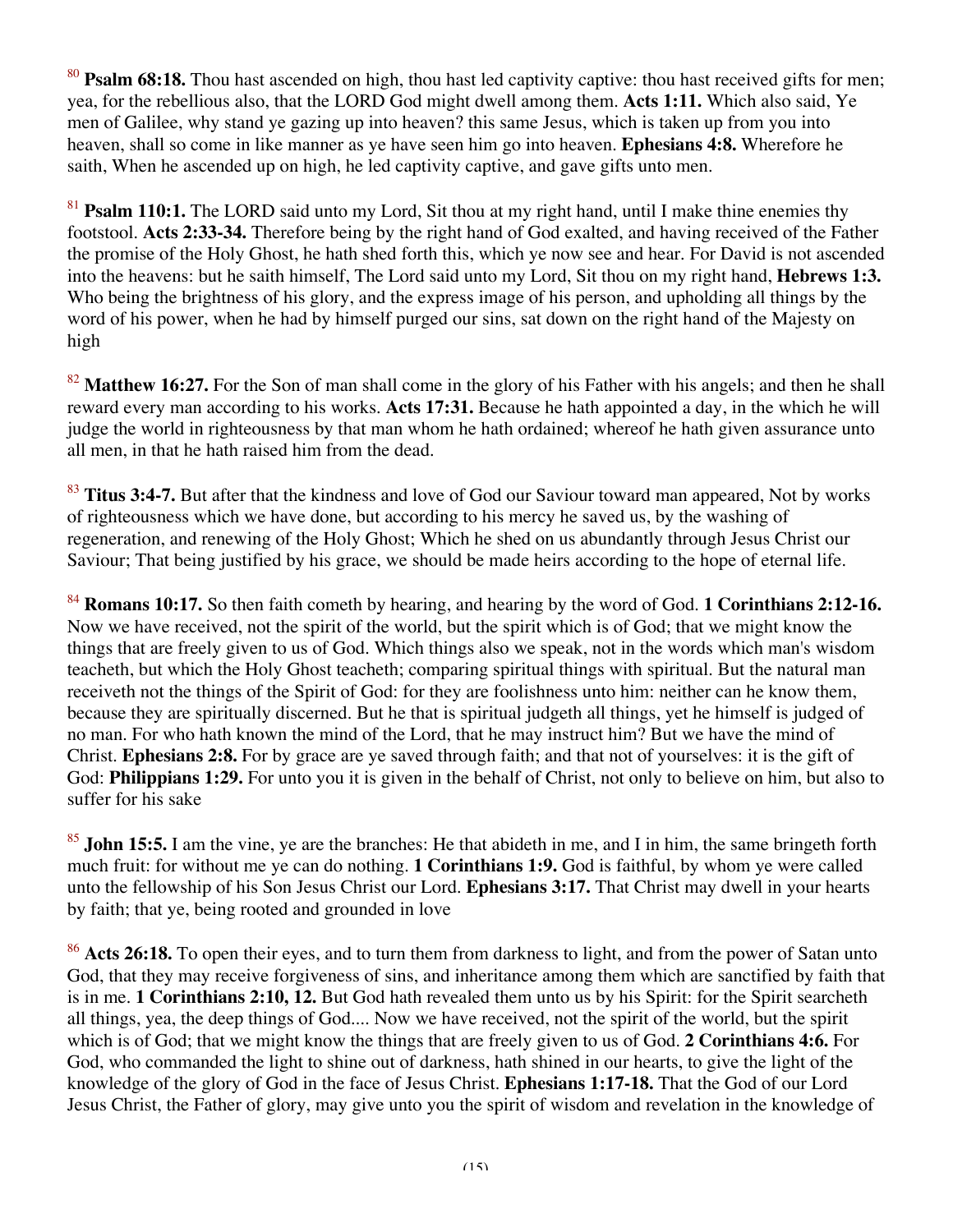[80] **Psalm 68:18.** Thou hast ascended on high, thou hast led captivity captive: thou hast received gifts for men; yea, for the rebellious also, that the LORD God might dwell among them. **Acts 1:11.** Which also said, Ye men of Galilee, why stand ye gazing up into heaven? this same Jesus, which is taken up from you into heaven, shall so come in like manner as ye have seen him go into heaven. **Ephesians 4:8.** Wherefore he saith, When he ascended up on high, he led captivity captive, and gave gifts unto men.

[81] **Psalm 110:1.** The LORD said unto my Lord, Sit thou at my right hand, until I make thine enemies thy footstool. **Acts 2:33-34.** Therefore being by the right hand of God exalted, and having received of the Father the promise of the Holy Ghost, he hath shed forth this, which ye now see and hear. For David is not ascended into the heavens: but he saith himself, The Lord said unto my Lord, Sit thou on my right hand, **Hebrews 1:3.** Who being the brightness of his glory, and the express image of his person, and upholding all things by the word of his power, when he had by himself purged our sins, sat down on the right hand of the Majesty on high

[82] **Matthew 16:27.** For the Son of man shall come in the glory of his Father with his angels; and then he shall reward every man according to his works. **Acts 17:31.** Because he hath appointed a day, in the which he will judge the world in righteousness by that man whom he hath ordained; whereof he hath given assurance unto all men, in that he hath raised him from the dead.

[83] **Titus 3:4-7.** But after that the kindness and love of God our Saviour toward man appeared, Not by works of righteousness which we have done, but according to his mercy he saved us, by the washing of regeneration, and renewing of the Holy Ghost; Which he shed on us abundantly through Jesus Christ our Saviour; That being justified by his grace, we should be made heirs according to the hope of eternal life.

[84] **Romans 10:17.** So then faith cometh by hearing, and hearing by the word of God. **1 Corinthians 2:12-16.** Now we have received, not the spirit of the world, but the spirit which is of God; that we might know the things that are freely given to us of God. Which things also we speak, not in the words which man's wisdom teacheth, but which the Holy Ghost teacheth; comparing spiritual things with spiritual. But the natural man receiveth not the things of the Spirit of God: for they are foolishness unto him: neither can he know them, because they are spiritually discerned. But he that is spiritual judgeth all things, yet he himself is judged of no man. For who hath known the mind of the Lord, that he may instruct him? But we have the mind of Christ. **Ephesians 2:8.** For by grace are ye saved through faith; and that not of yourselves: it is the gift of God: **Philippians 1:29.** For unto you it is given in the behalf of Christ, not only to believe on him, but also to suffer for his sake

[85] **John 15:5.** I am the vine, ye are the branches: He that abideth in me, and I in him, the same bringeth forth much fruit: for without me ye can do nothing. **1 Corinthians 1:9.** God is faithful, by whom ye were called unto the fellowship of his Son Jesus Christ our Lord. **Ephesians 3:17.** That Christ may dwell in your hearts by faith; that ye, being rooted and grounded in love

[86] **Acts 26:18.** To open their eyes, and to turn them from darkness to light, and from the power of Satan unto God, that they may receive forgiveness of sins, and inheritance among them which are sanctified by faith that is in me. **1 Corinthians 2:10, 12.** But God hath revealed them unto us by his Spirit: for the Spirit searcheth all things, yea, the deep things of God.... Now we have received, not the spirit of the world, but the spirit which is of God; that we might know the things that are freely given to us of God. **2 Corinthians 4:6.** For God, who commanded the light to shine out of darkness, hath shined in our hearts, to give the light of the knowledge of the glory of God in the face of Jesus Christ. **Ephesians 1:17-18.** That the God of our Lord Jesus Christ, the Father of glory, may give unto you the spirit of wisdom and revelation in the knowledge of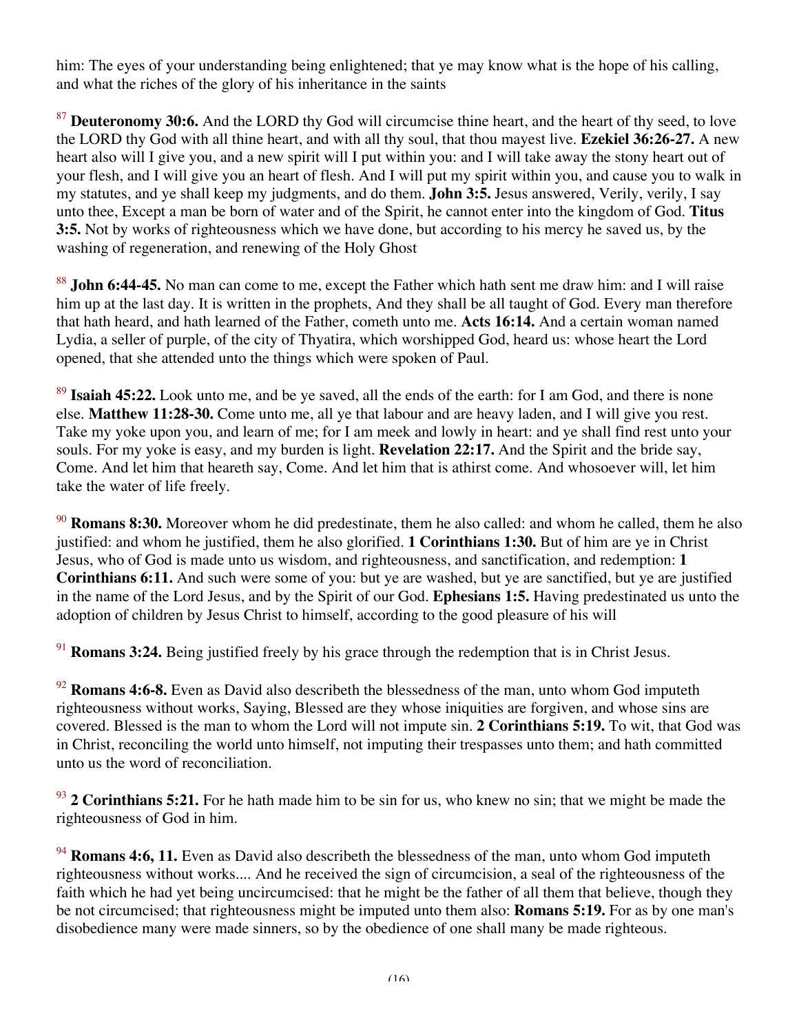him: The eyes of your understanding being enlightened; that ye may know what is the hope of his calling, and what the riches of the glory of his inheritance in the saints

[87] **Deuteronomy 30:6.** And the LORD thy God will circumcise thine heart, and the heart of thy seed, to love the LORD thy God with all thine heart, and with all thy soul, that thou mayest live. **Ezekiel 36:26-27.** A new heart also will I give you, and a new spirit will I put within you: and I will take away the stony heart out of your flesh, and I will give you an heart of flesh. And I will put my spirit within you, and cause you to walk in my statutes, and ye shall keep my judgments, and do them. **John 3:5.** Jesus answered, Verily, verily, I say unto thee, Except a man be born of water and of the Spirit, he cannot enter into the kingdom of God. **Titus 3:5.** Not by works of righteousness which we have done, but according to his mercy he saved us, by the washing of regeneration, and renewing of the Holy Ghost

[88] **John 6:44-45.** No man can come to me, except the Father which hath sent me draw him: and I will raise him up at the last day. It is written in the prophets, And they shall be all taught of God. Every man therefore that hath heard, and hath learned of the Father, cometh unto me. **Acts 16:14.** And a certain woman named Lydia, a seller of purple, of the city of Thyatira, which worshipped God, heard us: whose heart the Lord opened, that she attended unto the things which were spoken of Paul.

[89] **Isaiah 45:22.** Look unto me, and be ye saved, all the ends of the earth: for I am God, and there is none else. **Matthew 11:28-30.** Come unto me, all ye that labour and are heavy laden, and I will give you rest. Take my yoke upon you, and learn of me; for I am meek and lowly in heart: and ye shall find rest unto your souls. For my yoke is easy, and my burden is light. **Revelation 22:17.** And the Spirit and the bride say, Come. And let him that heareth say, Come. And let him that is athirst come. And whosoever will, let him take the water of life freely.

[90] **Romans 8:30.** Moreover whom he did predestinate, them he also called: and whom he called, them he also justified: and whom he justified, them he also glorified. **1 Corinthians 1:30.** But of him are ye in Christ Jesus, who of God is made unto us wisdom, and righteousness, and sanctification, and redemption: **1 Corinthians 6:11.** And such were some of you: but ye are washed, but ye are sanctified, but ye are justified in the name of the Lord Jesus, and by the Spirit of our God. **Ephesians 1:5.** Having predestinated us unto the adoption of children by Jesus Christ to himself, according to the good pleasure of his will

[91] **Romans 3:24.** Being justified freely by his grace through the redemption that is in Christ Jesus.

[92] **Romans 4:6-8.** Even as David also describeth the blessedness of the man, unto whom God imputeth righteousness without works, Saying, Blessed are they whose iniquities are forgiven, and whose sins are covered. Blessed is the man to whom the Lord will not impute sin. **2 Corinthians 5:19.** To wit, that God was in Christ, reconciling the world unto himself, not imputing their trespasses unto them; and hath committed unto us the word of reconciliation.

[93] **2 Corinthians 5:21.** For he hath made him to be sin for us, who knew no sin; that we might be made the righteousness of God in him.

[94] **Romans 4:6, 11.** Even as David also describeth the blessedness of the man, unto whom God imputeth righteousness without works.... And he received the sign of circumcision, a seal of the righteousness of the faith which he had yet being uncircumcised: that he might be the father of all them that believe, though they be not circumcised; that righteousness might be imputed unto them also: **Romans 5:19.** For as by one man's disobedience many were made sinners, so by the obedience of one shall many be made righteous.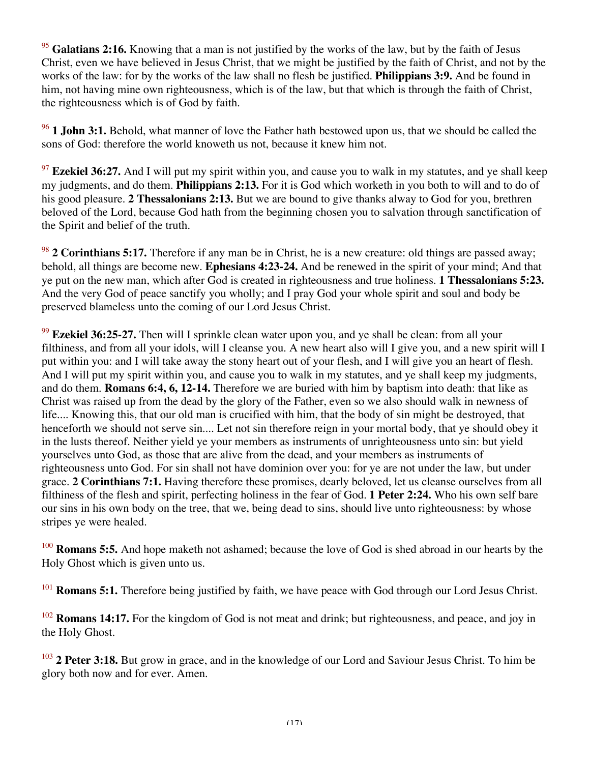[95] **Galatians 2:16.** Knowing that a man is not justified by the works of the law, but by the faith of Jesus Christ, even we have believed in Jesus Christ, that we might be justified by the faith of Christ, and not by the works of the law: for by the works of the law shall no flesh be justified. **Philippians 3:9.** And be found in him, not having mine own righteousness, which is of the law, but that which is through the faith of Christ, the righteousness which is of God by faith.

[96] **1 John 3:1.** Behold, what manner of love the Father hath bestowed upon us, that we should be called the sons of God: therefore the world knoweth us not, because it knew him not.

[97] **Ezekiel 36:27.** And I will put my spirit within you, and cause you to walk in my statutes, and ye shall keep my judgments, and do them. **Philippians 2:13.** For it is God which worketh in you both to will and to do of his good pleasure. **2 Thessalonians 2:13.** But we are bound to give thanks alway to God for you, brethren beloved of the Lord, because God hath from the beginning chosen you to salvation through sanctification of the Spirit and belief of the truth.

[98] **2 Corinthians 5:17.** Therefore if any man be in Christ, he is a new creature: old things are passed away; behold, all things are become new. **Ephesians 4:23-24.** And be renewed in the spirit of your mind; And that ye put on the new man, which after God is created in righteousness and true holiness. **1 Thessalonians 5:23.** And the very God of peace sanctify you wholly; and I pray God your whole spirit and soul and body be preserved blameless unto the coming of our Lord Jesus Christ.

[99] **Ezekiel 36:25-27.** Then will I sprinkle clean water upon you, and ye shall be clean: from all your filthiness, and from all your idols, will I cleanse you. A new heart also will I give you, and a new spirit will I put within you: and I will take away the stony heart out of your flesh, and I will give you an heart of flesh. And I will put my spirit within you, and cause you to walk in my statutes, and ye shall keep my judgments, and do them. **Romans 6:4, 6, 12-14.** Therefore we are buried with him by baptism into death: that like as Christ was raised up from the dead by the glory of the Father, even so we also should walk in newness of life.... Knowing this, that our old man is crucified with him, that the body of sin might be destroyed, that henceforth we should not serve sin.... Let not sin therefore reign in your mortal body, that ye should obey it in the lusts thereof. Neither yield ye your members as instruments of unrighteousness unto sin: but yield yourselves unto God, as those that are alive from the dead, and your members as instruments of righteousness unto God. For sin shall not have dominion over you: for ye are not under the law, but under grace. **2 Corinthians 7:1.** Having therefore these promises, dearly beloved, let us cleanse ourselves from all filthiness of the flesh and spirit, perfecting holiness in the fear of God. **1 Peter 2:24.** Who his own self bare our sins in his own body on the tree, that we, being dead to sins, should live unto righteousness: by whose stripes ye were healed.

[100] **Romans 5:5.** And hope maketh not ashamed; because the love of God is shed abroad in our hearts by the Holy Ghost which is given unto us.

[101] **Romans 5:1.** Therefore being justified by faith, we have peace with God through our Lord Jesus Christ.

[102] **Romans 14:17.** For the kingdom of God is not meat and drink; but righteousness, and peace, and joy in the Holy Ghost.

[103] **2 Peter 3:18.** But grow in grace, and in the knowledge of our Lord and Saviour Jesus Christ. To him be glory both now and for ever. Amen.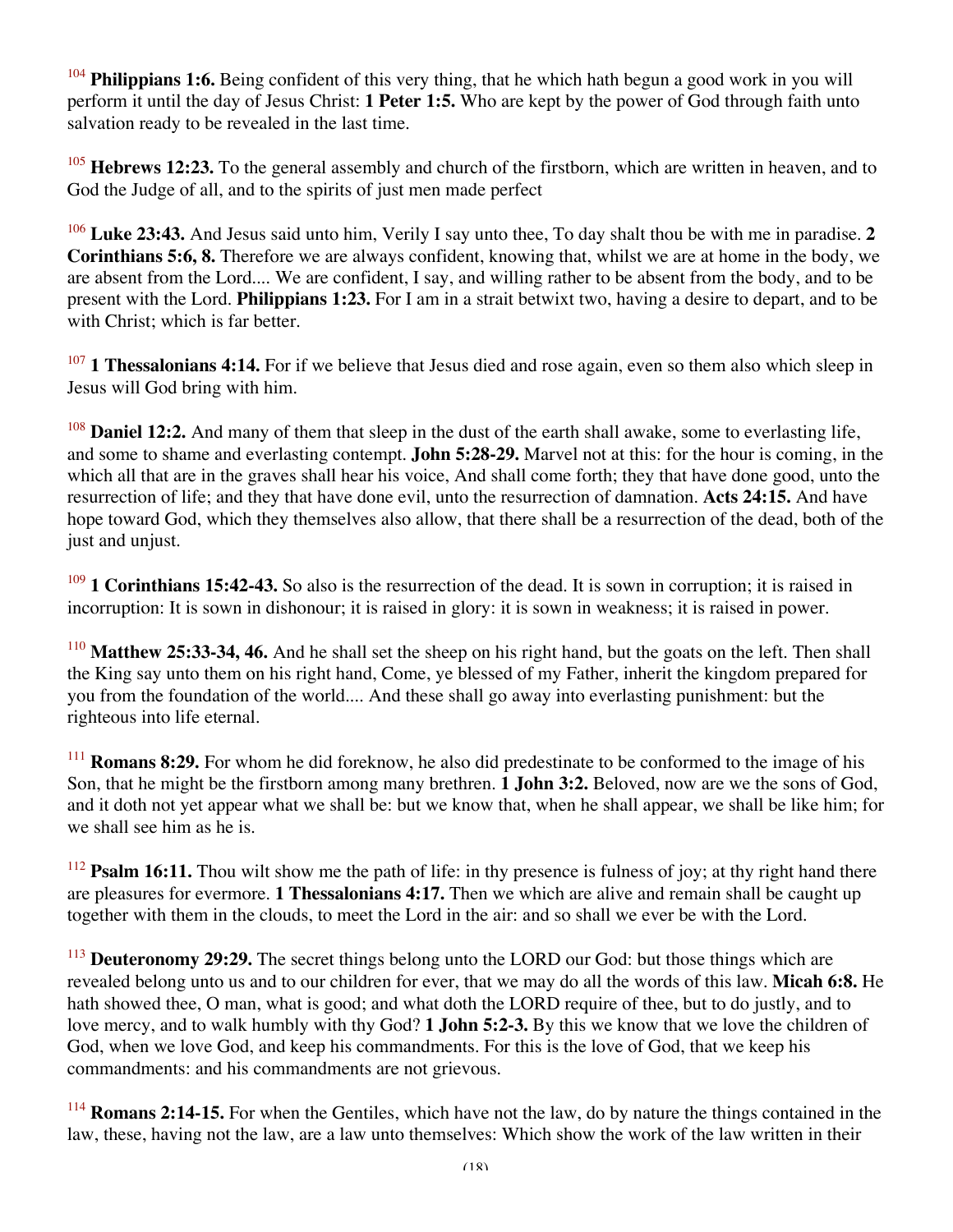[104] **Philippians 1:6.** Being confident of this very thing, that he which hath begun a good work in you will perform it until the day of Jesus Christ: **1 Peter 1:5.** Who are kept by the power of God through faith unto salvation ready to be revealed in the last time.

[105] **Hebrews 12:23.** To the general assembly and church of the firstborn, which are written in heaven, and to God the Judge of all, and to the spirits of just men made perfect

[106] **Luke 23:43.** And Jesus said unto him, Verily I say unto thee, To day shalt thou be with me in paradise. **2 Corinthians 5:6, 8.** Therefore we are always confident, knowing that, whilst we are at home in the body, we are absent from the Lord.... We are confident, I say, and willing rather to be absent from the body, and to be present with the Lord. **Philippians 1:23.** For I am in a strait betwixt two, having a desire to depart, and to be with Christ; which is far better.

[107] **1 Thessalonians 4:14.** For if we believe that Jesus died and rose again, even so them also which sleep in Jesus will God bring with him.

[108] **Daniel 12:2.** And many of them that sleep in the dust of the earth shall awake, some to everlasting life, and some to shame and everlasting contempt. **John 5:28-29.** Marvel not at this: for the hour is coming, in the which all that are in the graves shall hear his voice, And shall come forth; they that have done good, unto the resurrection of life; and they that have done evil, unto the resurrection of damnation. **Acts 24:15.** And have hope toward God, which they themselves also allow, that there shall be a resurrection of the dead, both of the just and unjust.

[109] **1 Corinthians 15:42-43.** So also is the resurrection of the dead. It is sown in corruption; it is raised in incorruption: It is sown in dishonour; it is raised in glory: it is sown in weakness; it is raised in power.

[110] **Matthew 25:33-34, 46.** And he shall set the sheep on his right hand, but the goats on the left. Then shall the King say unto them on his right hand, Come, ye blessed of my Father, inherit the kingdom prepared for you from the foundation of the world.... And these shall go away into everlasting punishment: but the righteous into life eternal.

[111] **Romans 8:29.** For whom he did foreknow, he also did predestinate to be conformed to the image of his Son, that he might be the firstborn among many brethren. **1 John 3:2.** Beloved, now are we the sons of God, and it doth not yet appear what we shall be: but we know that, when he shall appear, we shall be like him; for we shall see him as he is.

[112] **Psalm 16:11.** Thou wilt show me the path of life: in thy presence is fulness of joy; at thy right hand there are pleasures for evermore. **1 Thessalonians 4:17.** Then we which are alive and remain shall be caught up together with them in the clouds, to meet the Lord in the air: and so shall we ever be with the Lord.

[113] **Deuteronomy 29:29.** The secret things belong unto the LORD our God: but those things which are revealed belong unto us and to our children for ever, that we may do all the words of this law. **Micah 6:8.** He hath showed thee, O man, what is good; and what doth the LORD require of thee, but to do justly, and to love mercy, and to walk humbly with thy God? **1 John 5:2-3.** By this we know that we love the children of God, when we love God, and keep his commandments. For this is the love of God, that we keep his commandments: and his commandments are not grievous.

[114] **Romans 2:14-15.** For when the Gentiles, which have not the law, do by nature the things contained in the law, these, having not the law, are a law unto themselves: Which show the work of the law written in their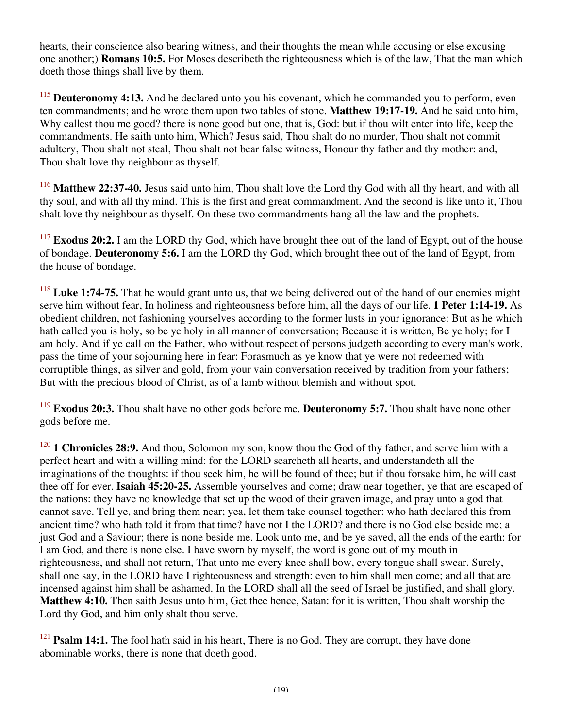hearts, their conscience also bearing witness, and their thoughts the mean while accusing or else excusing one another;) **Romans 10:5.** For Moses describeth the righteousness which is of the law, That the man which doeth those things shall live by them.

[115] **Deuteronomy 4:13.** And he declared unto you his covenant, which he commanded you to perform, even ten commandments; and he wrote them upon two tables of stone. **Matthew 19:17-19.** And he said unto him, Why callest thou me good? there is none good but one, that is, God: but if thou wilt enter into life, keep the commandments. He saith unto him, Which? Jesus said, Thou shalt do no murder, Thou shalt not commit adultery, Thou shalt not steal, Thou shalt not bear false witness, Honour thy father and thy mother: and, Thou shalt love thy neighbour as thyself.

[116] **Matthew 22:37-40.** Jesus said unto him, Thou shalt love the Lord thy God with all thy heart, and with all thy soul, and with all thy mind. This is the first and great commandment. And the second is like unto it, Thou shalt love thy neighbour as thyself. On these two commandments hang all the law and the prophets.

[117] **Exodus 20:2.** I am the LORD thy God, which have brought thee out of the land of Egypt, out of the house of bondage. **Deuteronomy 5:6.** I am the LORD thy God, which brought thee out of the land of Egypt, from the house of bondage.

[118] **Luke 1:74-75.** That he would grant unto us, that we being delivered out of the hand of our enemies might serve him without fear, In holiness and righteousness before him, all the days of our life. **1 Peter 1:14-19.** As obedient children, not fashioning yourselves according to the former lusts in your ignorance: But as he which hath called you is holy, so be ye holy in all manner of conversation; Because it is written, Be ye holy; for I am holy. And if ye call on the Father, who without respect of persons judgeth according to every man's work, pass the time of your sojourning here in fear: Forasmuch as ye know that ye were not redeemed with corruptible things, as silver and gold, from your vain conversation received by tradition from your fathers; But with the precious blood of Christ, as of a lamb without blemish and without spot.

[119] **Exodus 20:3.** Thou shalt have no other gods before me. **Deuteronomy 5:7.** Thou shalt have none other gods before me.

[120] **1 Chronicles 28:9.** And thou, Solomon my son, know thou the God of thy father, and serve him with a perfect heart and with a willing mind: for the LORD searcheth all hearts, and understandeth all the imaginations of the thoughts: if thou seek him, he will be found of thee; but if thou forsake him, he will cast thee off for ever. **Isaiah 45:20-25.** Assemble yourselves and come; draw near together, ye that are escaped of the nations: they have no knowledge that set up the wood of their graven image, and pray unto a god that cannot save. Tell ye, and bring them near; yea, let them take counsel together: who hath declared this from ancient time? who hath told it from that time? have not I the LORD? and there is no God else beside me; a just God and a Saviour; there is none beside me. Look unto me, and be ye saved, all the ends of the earth: for I am God, and there is none else. I have sworn by myself, the word is gone out of my mouth in righteousness, and shall not return, That unto me every knee shall bow, every tongue shall swear. Surely, shall one say, in the LORD have I righteousness and strength: even to him shall men come; and all that are incensed against him shall be ashamed. In the LORD shall all the seed of Israel be justified, and shall glory. **Matthew 4:10.** Then saith Jesus unto him, Get thee hence, Satan: for it is written, Thou shalt worship the Lord thy God, and him only shalt thou serve.

[121] **Psalm 14:1.** The fool hath said in his heart, There is no God. They are corrupt, they have done abominable works, there is none that doeth good.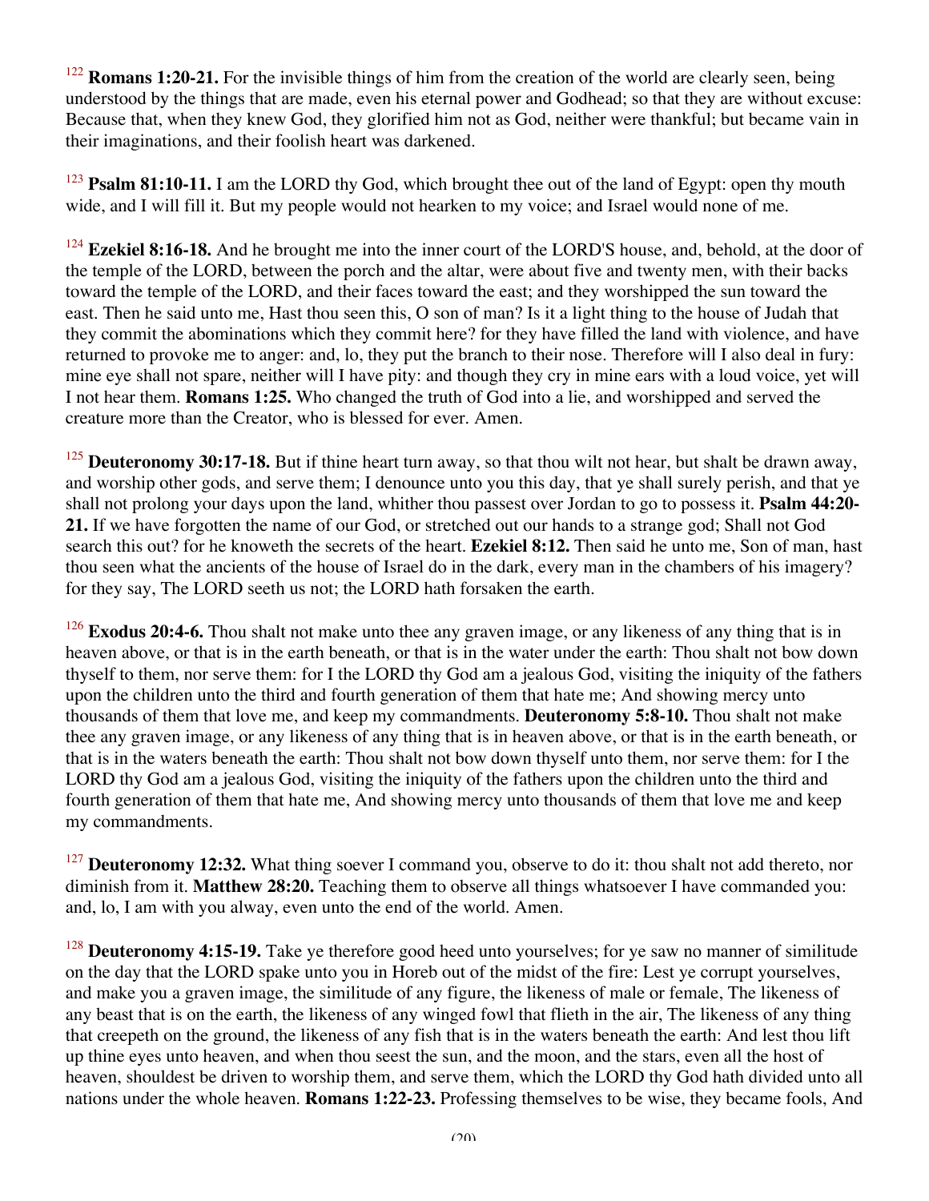[122] **Romans 1:20-21.** For the invisible things of him from the creation of the world are clearly seen, being understood by the things that are made, even his eternal power and Godhead; so that they are without excuse: Because that, when they knew God, they glorified him not as God, neither were thankful; but became vain in their imaginations, and their foolish heart was darkened.

[123] **Psalm 81:10-11.** I am the LORD thy God, which brought thee out of the land of Egypt: open thy mouth wide, and I will fill it. But my people would not hearken to my voice; and Israel would none of me.

[124] **Ezekiel 8:16-18.** And he brought me into the inner court of the LORD'S house, and, behold, at the door of the temple of the LORD, between the porch and the altar, were about five and twenty men, with their backs toward the temple of the LORD, and their faces toward the east; and they worshipped the sun toward the east. Then he said unto me, Hast thou seen this, O son of man? Is it a light thing to the house of Judah that they commit the abominations which they commit here? for they have filled the land with violence, and have returned to provoke me to anger: and, lo, they put the branch to their nose. Therefore will I also deal in fury: mine eye shall not spare, neither will I have pity: and though they cry in mine ears with a loud voice, yet will I not hear them. **Romans 1:25.** Who changed the truth of God into a lie, and worshipped and served the creature more than the Creator, who is blessed for ever. Amen.

[125] **Deuteronomy 30:17-18.** But if thine heart turn away, so that thou wilt not hear, but shalt be drawn away, and worship other gods, and serve them; I denounce unto you this day, that ye shall surely perish, and that ye shall not prolong your days upon the land, whither thou passest over Jordan to go to possess it. **Psalm 44:20-21.** If we have forgotten the name of our God, or stretched out our hands to a strange god; Shall not God search this out? for he knoweth the secrets of the heart. **Ezekiel 8:12.** Then said he unto me, Son of man, hast thou seen what the ancients of the house of Israel do in the dark, every man in the chambers of his imagery? for they say, The LORD seeth us not; the LORD hath forsaken the earth.

[126] **Exodus 20:4-6.** Thou shalt not make unto thee any graven image, or any likeness of any thing that is in heaven above, or that is in the earth beneath, or that is in the water under the earth: Thou shalt not bow down thyself to them, nor serve them: for I the LORD thy God am a jealous God, visiting the iniquity of the fathers upon the children unto the third and fourth generation of them that hate me; And showing mercy unto thousands of them that love me, and keep my commandments. **Deuteronomy 5:8-10.** Thou shalt not make thee any graven image, or any likeness of any thing that is in heaven above, or that is in the earth beneath, or that is in the waters beneath the earth: Thou shalt not bow down thyself unto them, nor serve them: for I the LORD thy God am a jealous God, visiting the iniquity of the fathers upon the children unto the third and fourth generation of them that hate me, And showing mercy unto thousands of them that love me and keep my commandments.

[127] **Deuteronomy 12:32.** What thing soever I command you, observe to do it: thou shalt not add thereto, nor diminish from it. **Matthew 28:20.** Teaching them to observe all things whatsoever I have commanded you: and, lo, I am with you alway, even unto the end of the world. Amen.

[128] **Deuteronomy 4:15-19.** Take ye therefore good heed unto yourselves; for ye saw no manner of similitude on the day that the LORD spake unto you in Horeb out of the midst of the fire: Lest ye corrupt yourselves, and make you a graven image, the similitude of any figure, the likeness of male or female, The likeness of any beast that is on the earth, the likeness of any winged fowl that flieth in the air, The likeness of any thing that creepeth on the ground, the likeness of any fish that is in the waters beneath the earth: And lest thou lift up thine eyes unto heaven, and when thou seest the sun, and the moon, and the stars, even all the host of heaven, shouldest be driven to worship them, and serve them, which the LORD thy God hath divided unto all nations under the whole heaven. **Romans 1:22-23.** Professing themselves to be wise, they became fools, And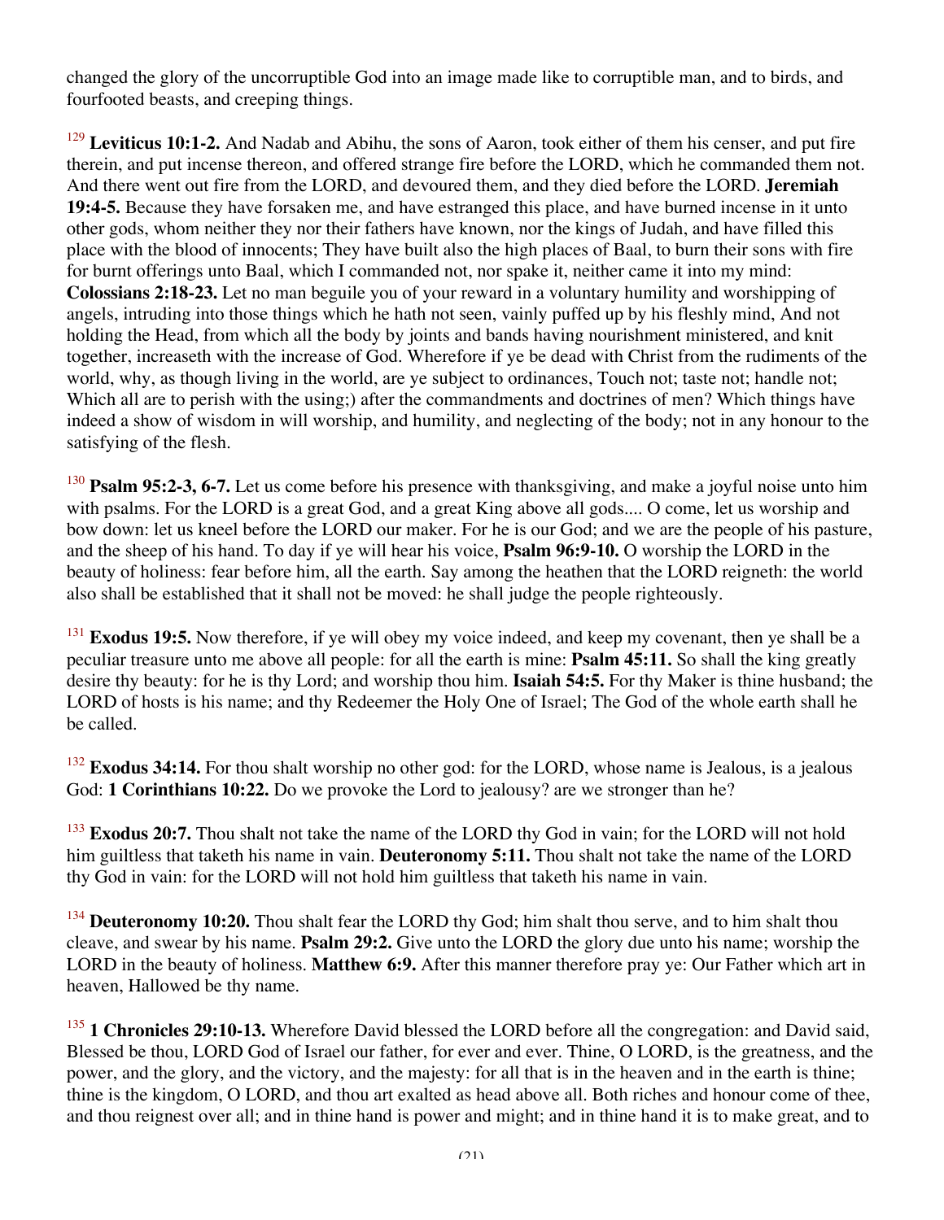changed the glory of the uncorruptible God into an image made like to corruptible man, and to birds, and fourfooted beasts, and creeping things.

[129] **Leviticus 10:1-2.** And Nadab and Abihu, the sons of Aaron, took either of them his censer, and put fire therein, and put incense thereon, and offered strange fire before the LORD, which he commanded them not. And there went out fire from the LORD, and devoured them, and they died before the LORD. **Jeremiah 19:4-5.** Because they have forsaken me, and have estranged this place, and have burned incense in it unto other gods, whom neither they nor their fathers have known, nor the kings of Judah, and have filled this place with the blood of innocents; They have built also the high places of Baal, to burn their sons with fire for burnt offerings unto Baal, which I commanded not, nor spake it, neither came it into my mind: **Colossians 2:18-23.** Let no man beguile you of your reward in a voluntary humility and worshipping of angels, intruding into those things which he hath not seen, vainly puffed up by his fleshly mind, And not holding the Head, from which all the body by joints and bands having nourishment ministered, and knit together, increaseth with the increase of God. Wherefore if ye be dead with Christ from the rudiments of the world, why, as though living in the world, are ye subject to ordinances, Touch not; taste not; handle not; Which all are to perish with the using;) after the commandments and doctrines of men? Which things have indeed a show of wisdom in will worship, and humility, and neglecting of the body; not in any honour to the satisfying of the flesh.

[130] **Psalm 95:2-3, 6-7.** Let us come before his presence with thanksgiving, and make a joyful noise unto him with psalms. For the LORD is a great God, and a great King above all gods.... O come, let us worship and bow down: let us kneel before the LORD our maker. For he is our God; and we are the people of his pasture, and the sheep of his hand. To day if ye will hear his voice, **Psalm 96:9-10.** O worship the LORD in the beauty of holiness: fear before him, all the earth. Say among the heathen that the LORD reigneth: the world also shall be established that it shall not be moved: he shall judge the people righteously.

[131] **Exodus 19:5.** Now therefore, if ye will obey my voice indeed, and keep my covenant, then ye shall be a peculiar treasure unto me above all people: for all the earth is mine: **Psalm 45:11.** So shall the king greatly desire thy beauty: for he is thy Lord; and worship thou him. **Isaiah 54:5.** For thy Maker is thine husband; the LORD of hosts is his name; and thy Redeemer the Holy One of Israel; The God of the whole earth shall he be called.

[132] **Exodus 34:14.** For thou shalt worship no other god: for the LORD, whose name is Jealous, is a jealous God: **1 Corinthians 10:22.** Do we provoke the Lord to jealousy? are we stronger than he?

[133] **Exodus 20:7.** Thou shalt not take the name of the LORD thy God in vain; for the LORD will not hold him guiltless that taketh his name in vain. **Deuteronomy 5:11.** Thou shalt not take the name of the LORD thy God in vain: for the LORD will not hold him guiltless that taketh his name in vain.

[134] **Deuteronomy 10:20.** Thou shalt fear the LORD thy God; him shalt thou serve, and to him shalt thou cleave, and swear by his name. **Psalm 29:2.** Give unto the LORD the glory due unto his name; worship the LORD in the beauty of holiness. **Matthew 6:9.** After this manner therefore pray ye: Our Father which art in heaven, Hallowed be thy name.

[135] **1 Chronicles 29:10-13.** Wherefore David blessed the LORD before all the congregation: and David said, Blessed be thou, LORD God of Israel our father, for ever and ever. Thine, O LORD, is the greatness, and the power, and the glory, and the victory, and the majesty: for all that is in the heaven and in the earth is thine; thine is the kingdom, O LORD, and thou art exalted as head above all. Both riches and honour come of thee, and thou reignest over all; and in thine hand is power and might; and in thine hand it is to make great, and to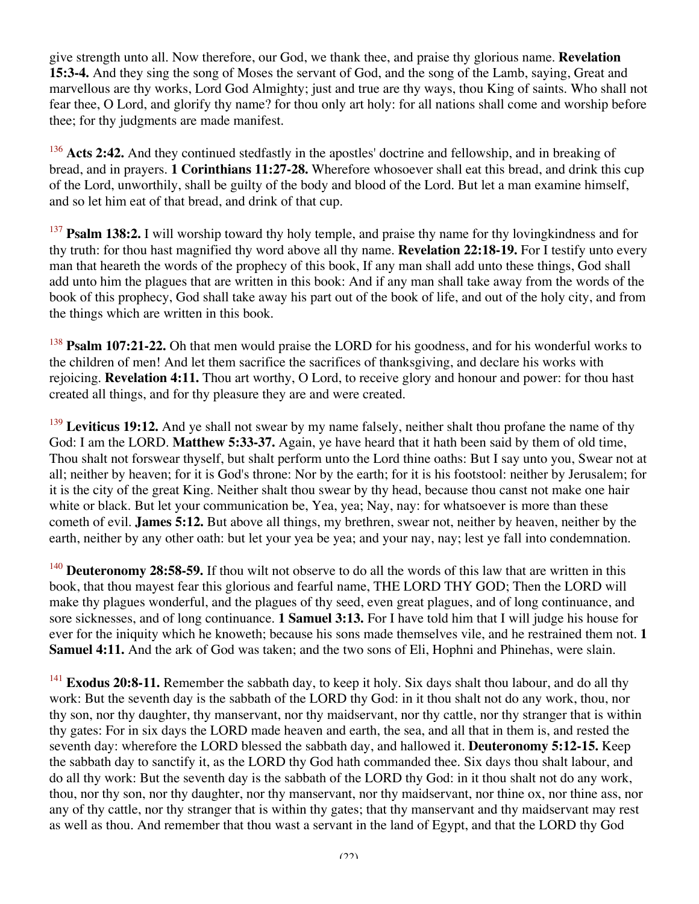give strength unto all. Now therefore, our God, we thank thee, and praise thy glorious name. **Revelation 15:3-4.** And they sing the song of Moses the servant of God, and the song of the Lamb, saying, Great and marvellous are thy works, Lord God Almighty; just and true are thy ways, thou King of saints. Who shall not fear thee, O Lord, and glorify thy name? for thou only art holy: for all nations shall come and worship before thee; for thy judgments are made manifest.

[136] **Acts 2:42.** And they continued stedfastly in the apostles' doctrine and fellowship, and in breaking of bread, and in prayers. **1 Corinthians 11:27-28.** Wherefore whosoever shall eat this bread, and drink this cup of the Lord, unworthily, shall be guilty of the body and blood of the Lord. But let a man examine himself, and so let him eat of that bread, and drink of that cup.

[137] **Psalm 138:2.** I will worship toward thy holy temple, and praise thy name for thy lovingkindness and for thy truth: for thou hast magnified thy word above all thy name. **Revelation 22:18-19.** For I testify unto every man that heareth the words of the prophecy of this book, If any man shall add unto these things, God shall add unto him the plagues that are written in this book: And if any man shall take away from the words of the book of this prophecy, God shall take away his part out of the book of life, and out of the holy city, and from the things which are written in this book.

[138] **Psalm 107:21-22.** Oh that men would praise the LORD for his goodness, and for his wonderful works to the children of men! And let them sacrifice the sacrifices of thanksgiving, and declare his works with rejoicing. **Revelation 4:11.** Thou art worthy, O Lord, to receive glory and honour and power: for thou hast created all things, and for thy pleasure they are and were created.

[139] **Leviticus 19:12.** And ye shall not swear by my name falsely, neither shalt thou profane the name of thy God: I am the LORD. **Matthew 5:33-37.** Again, ye have heard that it hath been said by them of old time, Thou shalt not forswear thyself, but shalt perform unto the Lord thine oaths: But I say unto you, Swear not at all; neither by heaven; for it is God's throne: Nor by the earth; for it is his footstool: neither by Jerusalem; for it is the city of the great King. Neither shalt thou swear by thy head, because thou canst not make one hair white or black. But let your communication be, Yea, yea; Nay, nay: for whatsoever is more than these cometh of evil. **James 5:12.** But above all things, my brethren, swear not, neither by heaven, neither by the earth, neither by any other oath: but let your yea be yea; and your nay, nay; lest ye fall into condemnation.

[140] **Deuteronomy 28:58-59.** If thou wilt not observe to do all the words of this law that are written in this book, that thou mayest fear this glorious and fearful name, THE LORD THY GOD; Then the LORD will make thy plagues wonderful, and the plagues of thy seed, even great plagues, and of long continuance, and sore sicknesses, and of long continuance. **1 Samuel 3:13.** For I have told him that I will judge his house for ever for the iniquity which he knoweth; because his sons made themselves vile, and he restrained them not. **1 Samuel 4:11.** And the ark of God was taken; and the two sons of Eli, Hophni and Phinehas, were slain.

[141] **Exodus 20:8-11.** Remember the sabbath day, to keep it holy. Six days shalt thou labour, and do all thy work: But the seventh day is the sabbath of the LORD thy God: in it thou shalt not do any work, thou, nor thy son, nor thy daughter, thy manservant, nor thy maidservant, nor thy cattle, nor thy stranger that is within thy gates: For in six days the LORD made heaven and earth, the sea, and all that in them is, and rested the seventh day: wherefore the LORD blessed the sabbath day, and hallowed it. **Deuteronomy 5:12-15.** Keep the sabbath day to sanctify it, as the LORD thy God hath commanded thee. Six days thou shalt labour, and do all thy work: But the seventh day is the sabbath of the LORD thy God: in it thou shalt not do any work, thou, nor thy son, nor thy daughter, nor thy manservant, nor thy maidservant, nor thine ox, nor thine ass, nor any of thy cattle, nor thy stranger that is within thy gates; that thy manservant and thy maidservant may rest as well as thou. And remember that thou wast a servant in the land of Egypt, and that the LORD thy God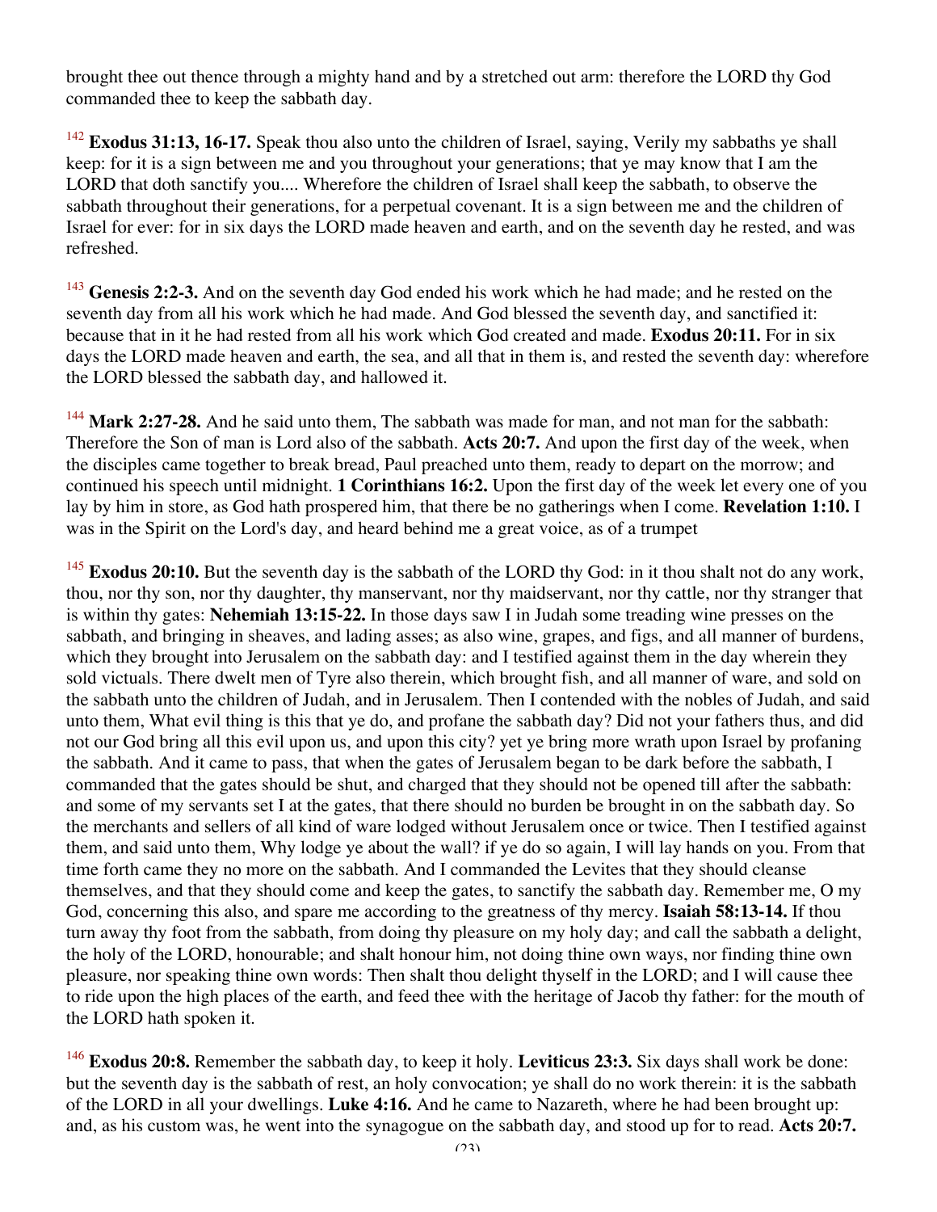brought thee out thence through a mighty hand and by a stretched out arm: therefore the LORD thy God commanded thee to keep the sabbath day.

[142] **Exodus 31:13, 16-17.** Speak thou also unto the children of Israel, saying, Verily my sabbaths ye shall keep: for it is a sign between me and you throughout your generations; that ye may know that I am the LORD that doth sanctify you.... Wherefore the children of Israel shall keep the sabbath, to observe the sabbath throughout their generations, for a perpetual covenant. It is a sign between me and the children of Israel for ever: for in six days the LORD made heaven and earth, and on the seventh day he rested, and was refreshed.

[143] **Genesis 2:2-3.** And on the seventh day God ended his work which he had made; and he rested on the seventh day from all his work which he had made. And God blessed the seventh day, and sanctified it: because that in it he had rested from all his work which God created and made. **Exodus 20:11.** For in six days the LORD made heaven and earth, the sea, and all that in them is, and rested the seventh day: wherefore the LORD blessed the sabbath day, and hallowed it.

[144] **Mark 2:27-28.** And he said unto them, The sabbath was made for man, and not man for the sabbath: Therefore the Son of man is Lord also of the sabbath. **Acts 20:7.** And upon the first day of the week, when the disciples came together to break bread, Paul preached unto them, ready to depart on the morrow; and continued his speech until midnight. **1 Corinthians 16:2.** Upon the first day of the week let every one of you lay by him in store, as God hath prospered him, that there be no gatherings when I come. **Revelation 1:10.** I was in the Spirit on the Lord's day, and heard behind me a great voice, as of a trumpet

[145] **Exodus 20:10.** But the seventh day is the sabbath of the LORD thy God: in it thou shalt not do any work, thou, nor thy son, nor thy daughter, thy manservant, nor thy maidservant, nor thy cattle, nor thy stranger that is within thy gates: **Nehemiah 13:15-22.** In those days saw I in Judah some treading wine presses on the sabbath, and bringing in sheaves, and lading asses; as also wine, grapes, and figs, and all manner of burdens, which they brought into Jerusalem on the sabbath day: and I testified against them in the day wherein they sold victuals. There dwelt men of Tyre also therein, which brought fish, and all manner of ware, and sold on the sabbath unto the children of Judah, and in Jerusalem. Then I contended with the nobles of Judah, and said unto them, What evil thing is this that ye do, and profane the sabbath day? Did not your fathers thus, and did not our God bring all this evil upon us, and upon this city? yet ye bring more wrath upon Israel by profaning the sabbath. And it came to pass, that when the gates of Jerusalem began to be dark before the sabbath, I commanded that the gates should be shut, and charged that they should not be opened till after the sabbath: and some of my servants set I at the gates, that there should no burden be brought in on the sabbath day. So the merchants and sellers of all kind of ware lodged without Jerusalem once or twice. Then I testified against them, and said unto them, Why lodge ye about the wall? if ye do so again, I will lay hands on you. From that time forth came they no more on the sabbath. And I commanded the Levites that they should cleanse themselves, and that they should come and keep the gates, to sanctify the sabbath day. Remember me, O my God, concerning this also, and spare me according to the greatness of thy mercy. **Isaiah 58:13-14.** If thou turn away thy foot from the sabbath, from doing thy pleasure on my holy day; and call the sabbath a delight, the holy of the LORD, honourable; and shalt honour him, not doing thine own ways, nor finding thine own pleasure, nor speaking thine own words: Then shalt thou delight thyself in the LORD; and I will cause thee to ride upon the high places of the earth, and feed thee with the heritage of Jacob thy father: for the mouth of the LORD hath spoken it.

[146] **Exodus 20:8.** Remember the sabbath day, to keep it holy. **Leviticus 23:3.** Six days shall work be done: but the seventh day is the sabbath of rest, an holy convocation; ye shall do no work therein: it is the sabbath of the LORD in all your dwellings. **Luke 4:16.** And he came to Nazareth, where he had been brought up: and, as his custom was, he went into the synagogue on the sabbath day, and stood up for to read. **Acts 20:7.**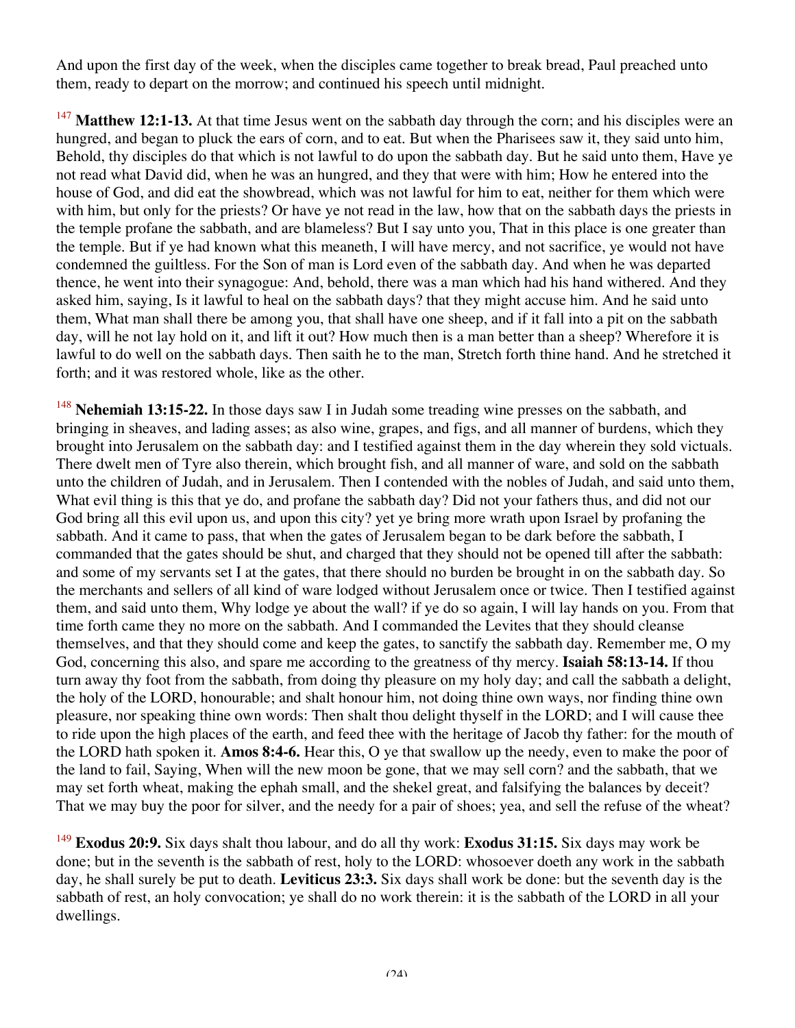And upon the first day of the week, when the disciples came together to break bread, Paul preached unto them, ready to depart on the morrow; and continued his speech until midnight.

[147] **Matthew 12:1-13.** At that time Jesus went on the sabbath day through the corn; and his disciples were an hungred, and began to pluck the ears of corn, and to eat. But when the Pharisees saw it, they said unto him, Behold, thy disciples do that which is not lawful to do upon the sabbath day. But he said unto them, Have ye not read what David did, when he was an hungred, and they that were with him; How he entered into the house of God, and did eat the showbread, which was not lawful for him to eat, neither for them which were with him, but only for the priests? Or have ye not read in the law, how that on the sabbath days the priests in the temple profane the sabbath, and are blameless? But I say unto you, That in this place is one greater than the temple. But if ye had known what this meaneth, I will have mercy, and not sacrifice, ye would not have condemned the guiltless. For the Son of man is Lord even of the sabbath day. And when he was departed thence, he went into their synagogue: And, behold, there was a man which had his hand withered. And they asked him, saying, Is it lawful to heal on the sabbath days? that they might accuse him. And he said unto them, What man shall there be among you, that shall have one sheep, and if it fall into a pit on the sabbath day, will he not lay hold on it, and lift it out? How much then is a man better than a sheep? Wherefore it is lawful to do well on the sabbath days. Then saith he to the man, Stretch forth thine hand. And he stretched it forth; and it was restored whole, like as the other.

[148] **Nehemiah 13:15-22.** In those days saw I in Judah some treading wine presses on the sabbath, and bringing in sheaves, and lading asses; as also wine, grapes, and figs, and all manner of burdens, which they brought into Jerusalem on the sabbath day: and I testified against them in the day wherein they sold victuals. There dwelt men of Tyre also therein, which brought fish, and all manner of ware, and sold on the sabbath unto the children of Judah, and in Jerusalem. Then I contended with the nobles of Judah, and said unto them, What evil thing is this that ye do, and profane the sabbath day? Did not your fathers thus, and did not our God bring all this evil upon us, and upon this city? yet ye bring more wrath upon Israel by profaning the sabbath. And it came to pass, that when the gates of Jerusalem began to be dark before the sabbath, I commanded that the gates should be shut, and charged that they should not be opened till after the sabbath: and some of my servants set I at the gates, that there should no burden be brought in on the sabbath day. So the merchants and sellers of all kind of ware lodged without Jerusalem once or twice. Then I testified against them, and said unto them, Why lodge ye about the wall? if ye do so again, I will lay hands on you. From that time forth came they no more on the sabbath. And I commanded the Levites that they should cleanse themselves, and that they should come and keep the gates, to sanctify the sabbath day. Remember me, O my God, concerning this also, and spare me according to the greatness of thy mercy. **Isaiah 58:13-14.** If thou turn away thy foot from the sabbath, from doing thy pleasure on my holy day; and call the sabbath a delight, the holy of the LORD, honourable; and shalt honour him, not doing thine own ways, nor finding thine own pleasure, nor speaking thine own words: Then shalt thou delight thyself in the LORD; and I will cause thee to ride upon the high places of the earth, and feed thee with the heritage of Jacob thy father: for the mouth of the LORD hath spoken it. **Amos 8:4-6.** Hear this, O ye that swallow up the needy, even to make the poor of the land to fail, Saying, When will the new moon be gone, that we may sell corn? and the sabbath, that we may set forth wheat, making the ephah small, and the shekel great, and falsifying the balances by deceit? That we may buy the poor for silver, and the needy for a pair of shoes; yea, and sell the refuse of the wheat?

[149] **Exodus 20:9.** Six days shalt thou labour, and do all thy work: **Exodus 31:15.** Six days may work be done; but in the seventh is the sabbath of rest, holy to the LORD: whosoever doeth any work in the sabbath day, he shall surely be put to death. **Leviticus 23:3.** Six days shall work be done: but the seventh day is the sabbath of rest, an holy convocation; ye shall do no work therein: it is the sabbath of the LORD in all your dwellings.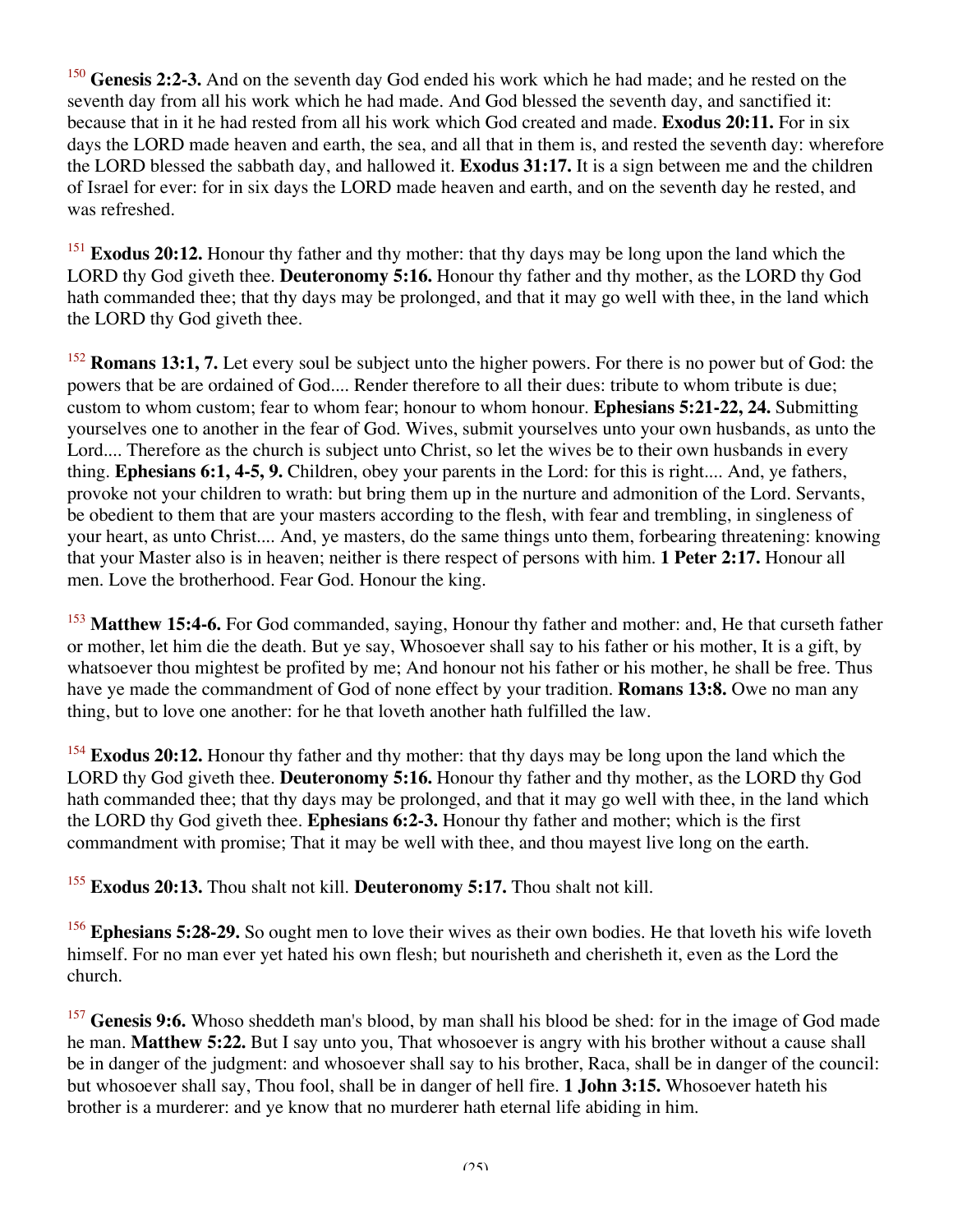[150] **Genesis 2:2-3.** And on the seventh day God ended his work which he had made; and he rested on the seventh day from all his work which he had made. And God blessed the seventh day, and sanctified it: because that in it he had rested from all his work which God created and made. **Exodus 20:11.** For in six days the LORD made heaven and earth, the sea, and all that in them is, and rested the seventh day: wherefore the LORD blessed the sabbath day, and hallowed it. **Exodus 31:17.** It is a sign between me and the children of Israel for ever: for in six days the LORD made heaven and earth, and on the seventh day he rested, and was refreshed.

[151] **Exodus 20:12.** Honour thy father and thy mother: that thy days may be long upon the land which the LORD thy God giveth thee. **Deuteronomy 5:16.** Honour thy father and thy mother, as the LORD thy God hath commanded thee; that thy days may be prolonged, and that it may go well with thee, in the land which the LORD thy God giveth thee.

[152] **Romans 13:1, 7.** Let every soul be subject unto the higher powers. For there is no power but of God: the powers that be are ordained of God.... Render therefore to all their dues: tribute to whom tribute is due; custom to whom custom; fear to whom fear; honour to whom honour. **Ephesians 5:21-22, 24.** Submitting yourselves one to another in the fear of God. Wives, submit yourselves unto your own husbands, as unto the Lord.... Therefore as the church is subject unto Christ, so let the wives be to their own husbands in every thing. **Ephesians 6:1, 4-5, 9.** Children, obey your parents in the Lord: for this is right.... And, ye fathers, provoke not your children to wrath: but bring them up in the nurture and admonition of the Lord. Servants, be obedient to them that are your masters according to the flesh, with fear and trembling, in singleness of your heart, as unto Christ.... And, ye masters, do the same things unto them, forbearing threatening: knowing that your Master also is in heaven; neither is there respect of persons with him. **1 Peter 2:17.** Honour all men. Love the brotherhood. Fear God. Honour the king.

[153] **Matthew 15:4-6.** For God commanded, saying, Honour thy father and mother: and, He that curseth father or mother, let him die the death. But ye say, Whosoever shall say to his father or his mother, It is a gift, by whatsoever thou mightest be profited by me; And honour not his father or his mother, he shall be free. Thus have ye made the commandment of God of none effect by your tradition. **Romans 13:8.** Owe no man any thing, but to love one another: for he that loveth another hath fulfilled the law.

[154] **Exodus 20:12.** Honour thy father and thy mother: that thy days may be long upon the land which the LORD thy God giveth thee. **Deuteronomy 5:16.** Honour thy father and thy mother, as the LORD thy God hath commanded thee; that thy days may be prolonged, and that it may go well with thee, in the land which the LORD thy God giveth thee. **Ephesians 6:2-3.** Honour thy father and mother; which is the first commandment with promise; That it may be well with thee, and thou mayest live long on the earth.

[155] **Exodus 20:13.** Thou shalt not kill. **Deuteronomy 5:17.** Thou shalt not kill.

[156] **Ephesians 5:28-29.** So ought men to love their wives as their own bodies. He that loveth his wife loveth himself. For no man ever yet hated his own flesh; but nourisheth and cherisheth it, even as the Lord the church.

[157] **Genesis 9:6.** Whoso sheddeth man's blood, by man shall his blood be shed: for in the image of God made he man. **Matthew 5:22.** But I say unto you, That whosoever is angry with his brother without a cause shall be in danger of the judgment: and whosoever shall say to his brother, Raca, shall be in danger of the council: but whosoever shall say, Thou fool, shall be in danger of hell fire. **1 John 3:15.** Whosoever hateth his brother is a murderer: and ye know that no murderer hath eternal life abiding in him.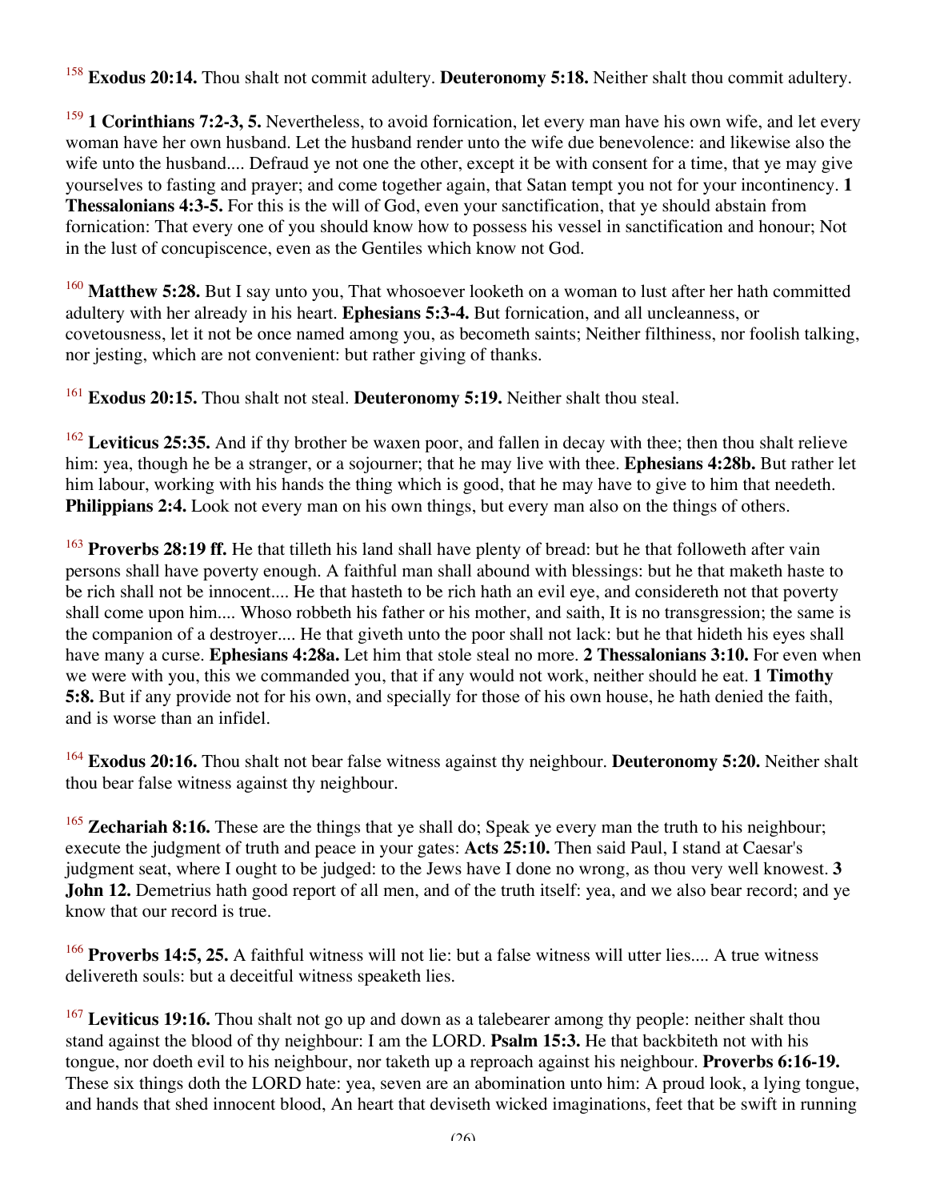[158] **Exodus 20:14.** Thou shalt not commit adultery. **Deuteronomy 5:18.** Neither shalt thou commit adultery.

[159] **1 Corinthians 7:2-3, 5.** Nevertheless, to avoid fornication, let every man have his own wife, and let every woman have her own husband. Let the husband render unto the wife due benevolence: and likewise also the wife unto the husband.... Defraud ye not one the other, except it be with consent for a time, that ye may give yourselves to fasting and prayer; and come together again, that Satan tempt you not for your incontinency. **1 Thessalonians 4:3-5.** For this is the will of God, even your sanctification, that ye should abstain from fornication: That every one of you should know how to possess his vessel in sanctification and honour; Not in the lust of concupiscence, even as the Gentiles which know not God.

[160] **Matthew 5:28.** But I say unto you, That whosoever looketh on a woman to lust after her hath committed adultery with her already in his heart. **Ephesians 5:3-4.** But fornication, and all uncleanness, or covetousness, let it not be once named among you, as becometh saints; Neither filthiness, nor foolish talking, nor jesting, which are not convenient: but rather giving of thanks.

[161] **Exodus 20:15.** Thou shalt not steal. **Deuteronomy 5:19.** Neither shalt thou steal.

[162] **Leviticus 25:35.** And if thy brother be waxen poor, and fallen in decay with thee; then thou shalt relieve him: yea, though he be a stranger, or a sojourner; that he may live with thee. **Ephesians 4:28b.** But rather let him labour, working with his hands the thing which is good, that he may have to give to him that needeth. **Philippians 2:4.** Look not every man on his own things, but every man also on the things of others.

[163] **Proverbs 28:19 ff.** He that tilleth his land shall have plenty of bread: but he that followeth after vain persons shall have poverty enough. A faithful man shall abound with blessings: but he that maketh haste to be rich shall not be innocent.... He that hasteth to be rich hath an evil eye, and considereth not that poverty shall come upon him.... Whoso robbeth his father or his mother, and saith, It is no transgression; the same is the companion of a destroyer.... He that giveth unto the poor shall not lack: but he that hideth his eyes shall have many a curse. **Ephesians 4:28a.** Let him that stole steal no more. **2 Thessalonians 3:10.** For even when we were with you, this we commanded you, that if any would not work, neither should he eat. **1 Timothy 5:8.** But if any provide not for his own, and specially for those of his own house, he hath denied the faith, and is worse than an infidel.

[164] **Exodus 20:16.** Thou shalt not bear false witness against thy neighbour. **Deuteronomy 5:20.** Neither shalt thou bear false witness against thy neighbour.

[165] **Zechariah 8:16.** These are the things that ye shall do; Speak ye every man the truth to his neighbour; execute the judgment of truth and peace in your gates: **Acts 25:10.** Then said Paul, I stand at Caesar's judgment seat, where I ought to be judged: to the Jews have I done no wrong, as thou very well knowest. **3 John 12.** Demetrius hath good report of all men, and of the truth itself: yea, and we also bear record; and ye know that our record is true.

[166] **Proverbs 14:5, 25.** A faithful witness will not lie: but a false witness will utter lies.... A true witness delivereth souls: but a deceitful witness speaketh lies.

[167] **Leviticus 19:16.** Thou shalt not go up and down as a talebearer among thy people: neither shalt thou stand against the blood of thy neighbour: I am the LORD. **Psalm 15:3.** He that backbiteth not with his tongue, nor doeth evil to his neighbour, nor taketh up a reproach against his neighbour. **Proverbs 6:16-19.** These six things doth the LORD hate: yea, seven are an abomination unto him: A proud look, a lying tongue, and hands that shed innocent blood, An heart that deviseth wicked imaginations, feet that be swift in running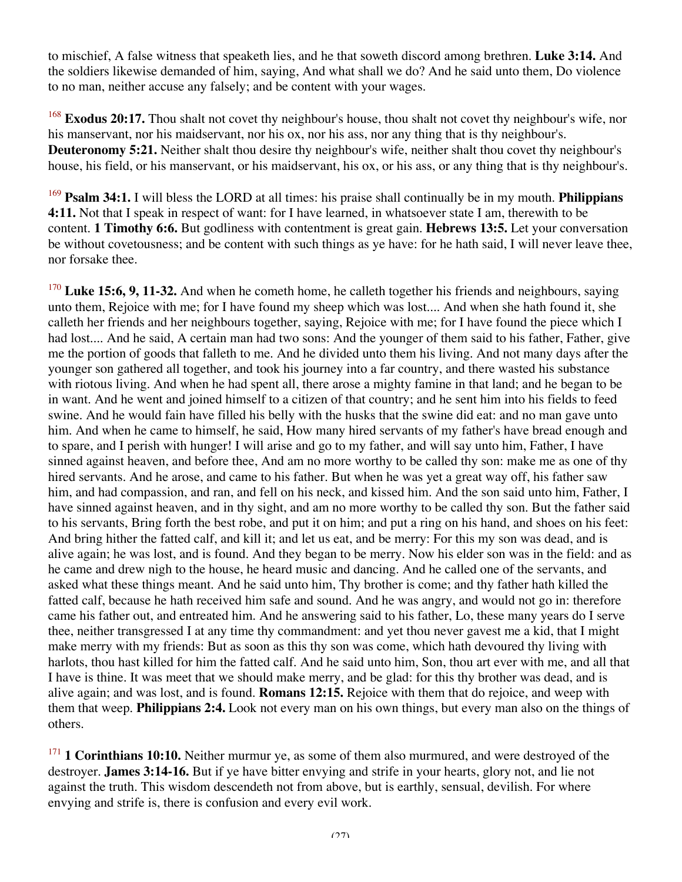to mischief, A false witness that speaketh lies, and he that soweth discord among brethren. **Luke 3:14.** And the soldiers likewise demanded of him, saying, And what shall we do? And he said unto them, Do violence to no man, neither accuse any falsely; and be content with your wages.

[168] **Exodus 20:17.** Thou shalt not covet thy neighbour's house, thou shalt not covet thy neighbour's wife, nor his manservant, nor his maidservant, nor his ox, nor his ass, nor any thing that is thy neighbour's. **Deuteronomy 5:21.** Neither shalt thou desire thy neighbour's wife, neither shalt thou covet thy neighbour's house, his field, or his manservant, or his maidservant, his ox, or his ass, or any thing that is thy neighbour's.

[169] **Psalm 34:1.** I will bless the LORD at all times: his praise shall continually be in my mouth. **Philippians 4:11.** Not that I speak in respect of want: for I have learned, in whatsoever state I am, therewith to be content. **1 Timothy 6:6.** But godliness with contentment is great gain. **Hebrews 13:5.** Let your conversation be without covetousness; and be content with such things as ye have: for he hath said, I will never leave thee, nor forsake thee.

[170] **Luke 15:6, 9, 11-32.** And when he cometh home, he calleth together his friends and neighbours, saying unto them, Rejoice with me; for I have found my sheep which was lost.... And when she hath found it, she calleth her friends and her neighbours together, saying, Rejoice with me; for I have found the piece which I had lost.... And he said, A certain man had two sons: And the younger of them said to his father, Father, give me the portion of goods that falleth to me. And he divided unto them his living. And not many days after the younger son gathered all together, and took his journey into a far country, and there wasted his substance with riotous living. And when he had spent all, there arose a mighty famine in that land; and he began to be in want. And he went and joined himself to a citizen of that country; and he sent him into his fields to feed swine. And he would fain have filled his belly with the husks that the swine did eat: and no man gave unto him. And when he came to himself, he said, How many hired servants of my father's have bread enough and to spare, and I perish with hunger! I will arise and go to my father, and will say unto him, Father, I have sinned against heaven, and before thee, And am no more worthy to be called thy son: make me as one of thy hired servants. And he arose, and came to his father. But when he was yet a great way off, his father saw him, and had compassion, and ran, and fell on his neck, and kissed him. And the son said unto him, Father, I have sinned against heaven, and in thy sight, and am no more worthy to be called thy son. But the father said to his servants, Bring forth the best robe, and put it on him; and put a ring on his hand, and shoes on his feet: And bring hither the fatted calf, and kill it; and let us eat, and be merry: For this my son was dead, and is alive again; he was lost, and is found. And they began to be merry. Now his elder son was in the field: and as he came and drew nigh to the house, he heard music and dancing. And he called one of the servants, and asked what these things meant. And he said unto him, Thy brother is come; and thy father hath killed the fatted calf, because he hath received him safe and sound. And he was angry, and would not go in: therefore came his father out, and entreated him. And he answering said to his father, Lo, these many years do I serve thee, neither transgressed I at any time thy commandment: and yet thou never gavest me a kid, that I might make merry with my friends: But as soon as this thy son was come, which hath devoured thy living with harlots, thou hast killed for him the fatted calf. And he said unto him, Son, thou art ever with me, and all that I have is thine. It was meet that we should make merry, and be glad: for this thy brother was dead, and is alive again; and was lost, and is found. **Romans 12:15.** Rejoice with them that do rejoice, and weep with them that weep. **Philippians 2:4.** Look not every man on his own things, but every man also on the things of others.

[171] **1 Corinthians 10:10.** Neither murmur ye, as some of them also murmured, and were destroyed of the destroyer. **James 3:14-16.** But if ye have bitter envying and strife in your hearts, glory not, and lie not against the truth. This wisdom descendeth not from above, but is earthly, sensual, devilish. For where envying and strife is, there is confusion and every evil work.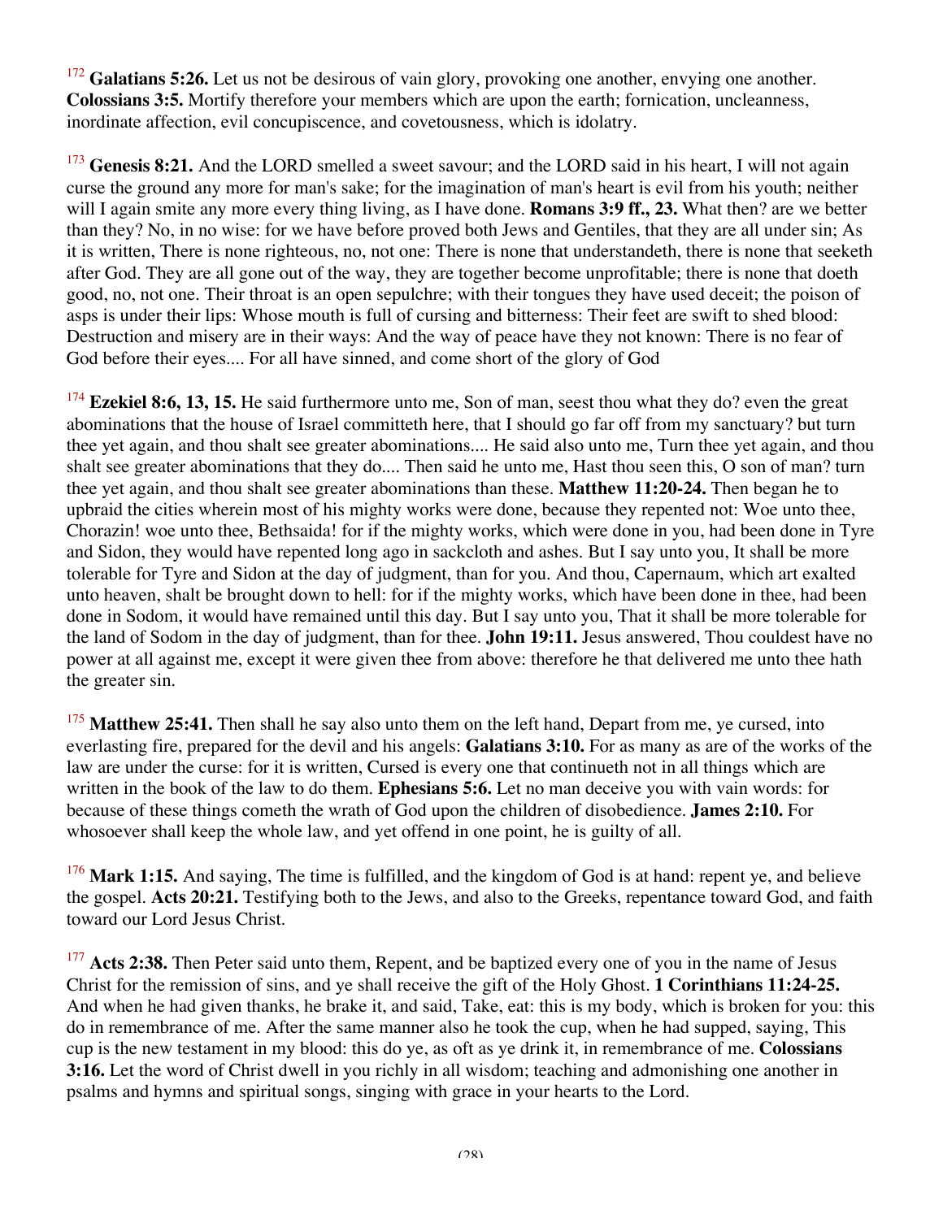[172] **Galatians 5:26.** Let us not be desirous of vain glory, provoking one another, envying one another. **Colossians 3:5.** Mortify therefore your members which are upon the earth; fornication, uncleanness, inordinate affection, evil concupiscence, and covetousness, which is idolatry.

[173] **Genesis 8:21.** And the LORD smelled a sweet savour; and the LORD said in his heart, I will not again curse the ground any more for man's sake; for the imagination of man's heart is evil from his youth; neither will I again smite any more every thing living, as I have done. **Romans 3:9 ff., 23.** What then? are we better than they? No, in no wise: for we have before proved both Jews and Gentiles, that they are all under sin; As it is written, There is none righteous, no, not one: There is none that understandeth, there is none that seeketh after God. They are all gone out of the way, they are together become unprofitable; there is none that doeth good, no, not one. Their throat is an open sepulchre; with their tongues they have used deceit; the poison of asps is under their lips: Whose mouth is full of cursing and bitterness: Their feet are swift to shed blood: Destruction and misery are in their ways: And the way of peace have they not known: There is no fear of God before their eyes.... For all have sinned, and come short of the glory of God

[174] **Ezekiel 8:6, 13, 15.** He said furthermore unto me, Son of man, seest thou what they do? even the great abominations that the house of Israel committeth here, that I should go far off from my sanctuary? but turn thee yet again, and thou shalt see greater abominations.... He said also unto me, Turn thee yet again, and thou shalt see greater abominations that they do.... Then said he unto me, Hast thou seen this, O son of man? turn thee yet again, and thou shalt see greater abominations than these. **Matthew 11:20-24.** Then began he to upbraid the cities wherein most of his mighty works were done, because they repented not: Woe unto thee, Chorazin! woe unto thee, Bethsaida! for if the mighty works, which were done in you, had been done in Tyre and Sidon, they would have repented long ago in sackcloth and ashes. But I say unto you, It shall be more tolerable for Tyre and Sidon at the day of judgment, than for you. And thou, Capernaum, which art exalted unto heaven, shalt be brought down to hell: for if the mighty works, which have been done in thee, had been done in Sodom, it would have remained until this day. But I say unto you, That it shall be more tolerable for the land of Sodom in the day of judgment, than for thee. **John 19:11.** Jesus answered, Thou couldest have no power at all against me, except it were given thee from above: therefore he that delivered me unto thee hath the greater sin.

[175] **Matthew 25:41.** Then shall he say also unto them on the left hand, Depart from me, ye cursed, into everlasting fire, prepared for the devil and his angels: **Galatians 3:10.** For as many as are of the works of the law are under the curse: for it is written, Cursed is every one that continueth not in all things which are written in the book of the law to do them. **Ephesians 5:6.** Let no man deceive you with vain words: for because of these things cometh the wrath of God upon the children of disobedience. **James 2:10.** For whosoever shall keep the whole law, and yet offend in one point, he is guilty of all.

[176] **Mark 1:15.** And saying, The time is fulfilled, and the kingdom of God is at hand: repent ye, and believe the gospel. **Acts 20:21.** Testifying both to the Jews, and also to the Greeks, repentance toward God, and faith toward our Lord Jesus Christ.

[177] **Acts 2:38.** Then Peter said unto them, Repent, and be baptized every one of you in the name of Jesus Christ for the remission of sins, and ye shall receive the gift of the Holy Ghost. **1 Corinthians 11:24-25.** And when he had given thanks, he brake it, and said, Take, eat: this is my body, which is broken for you: this do in remembrance of me. After the same manner also he took the cup, when he had supped, saying, This cup is the new testament in my blood: this do ye, as oft as ye drink it, in remembrance of me. **Colossians 3:16.** Let the word of Christ dwell in you richly in all wisdom; teaching and admonishing one another in psalms and hymns and spiritual songs, singing with grace in your hearts to the Lord.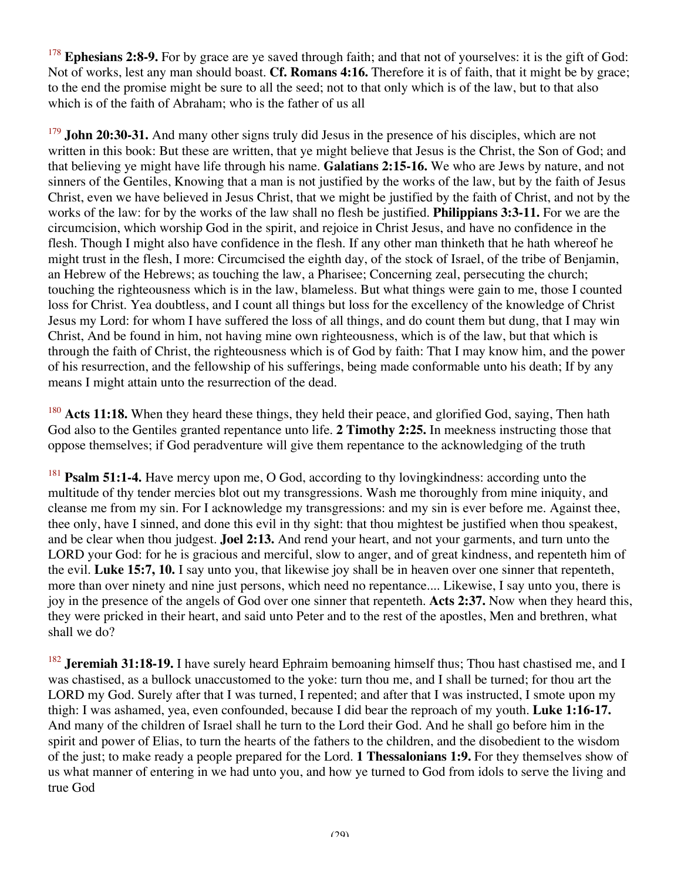[178] **Ephesians 2:8-9.** For by grace are ye saved through faith; and that not of yourselves: it is the gift of God: Not of works, lest any man should boast. **Cf. Romans 4:16.** Therefore it is of faith, that it might be by grace; to the end the promise might be sure to all the seed; not to that only which is of the law, but to that also which is of the faith of Abraham; who is the father of us all

[179] **John 20:30-31.** And many other signs truly did Jesus in the presence of his disciples, which are not written in this book: But these are written, that ye might believe that Jesus is the Christ, the Son of God; and that believing ye might have life through his name. **Galatians 2:15-16.** We who are Jews by nature, and not sinners of the Gentiles, Knowing that a man is not justified by the works of the law, but by the faith of Jesus Christ, even we have believed in Jesus Christ, that we might be justified by the faith of Christ, and not by the works of the law: for by the works of the law shall no flesh be justified. **Philippians 3:3-11.** For we are the circumcision, which worship God in the spirit, and rejoice in Christ Jesus, and have no confidence in the flesh. Though I might also have confidence in the flesh. If any other man thinketh that he hath whereof he might trust in the flesh, I more: Circumcised the eighth day, of the stock of Israel, of the tribe of Benjamin, an Hebrew of the Hebrews; as touching the law, a Pharisee; Concerning zeal, persecuting the church; touching the righteousness which is in the law, blameless. But what things were gain to me, those I counted loss for Christ. Yea doubtless, and I count all things but loss for the excellency of the knowledge of Christ Jesus my Lord: for whom I have suffered the loss of all things, and do count them but dung, that I may win Christ, And be found in him, not having mine own righteousness, which is of the law, but that which is through the faith of Christ, the righteousness which is of God by faith: That I may know him, and the power of his resurrection, and the fellowship of his sufferings, being made conformable unto his death; If by any means I might attain unto the resurrection of the dead.

[180] **Acts 11:18.** When they heard these things, they held their peace, and glorified God, saying, Then hath God also to the Gentiles granted repentance unto life. **2 Timothy 2:25.** In meekness instructing those that oppose themselves; if God peradventure will give them repentance to the acknowledging of the truth

[181] **Psalm 51:1-4.** Have mercy upon me, O God, according to thy lovingkindness: according unto the multitude of thy tender mercies blot out my transgressions. Wash me thoroughly from mine iniquity, and cleanse me from my sin. For I acknowledge my transgressions: and my sin is ever before me. Against thee, thee only, have I sinned, and done this evil in thy sight: that thou mightest be justified when thou speakest, and be clear when thou judgest. **Joel 2:13.** And rend your heart, and not your garments, and turn unto the LORD your God: for he is gracious and merciful, slow to anger, and of great kindness, and repenteth him of the evil. **Luke 15:7, 10.** I say unto you, that likewise joy shall be in heaven over one sinner that repenteth, more than over ninety and nine just persons, which need no repentance.... Likewise, I say unto you, there is joy in the presence of the angels of God over one sinner that repenteth. **Acts 2:37.** Now when they heard this, they were pricked in their heart, and said unto Peter and to the rest of the apostles, Men and brethren, what shall we do?

[182] **Jeremiah 31:18-19.** I have surely heard Ephraim bemoaning himself thus; Thou hast chastised me, and I was chastised, as a bullock unaccustomed to the yoke: turn thou me, and I shall be turned; for thou art the LORD my God. Surely after that I was turned, I repented; and after that I was instructed, I smote upon my thigh: I was ashamed, yea, even confounded, because I did bear the reproach of my youth. **Luke 1:16-17.** And many of the children of Israel shall he turn to the Lord their God. And he shall go before him in the spirit and power of Elias, to turn the hearts of the fathers to the children, and the disobedient to the wisdom of the just; to make ready a people prepared for the Lord. **1 Thessalonians 1:9.** For they themselves show of us what manner of entering in we had unto you, and how ye turned to God from idols to serve the living and true God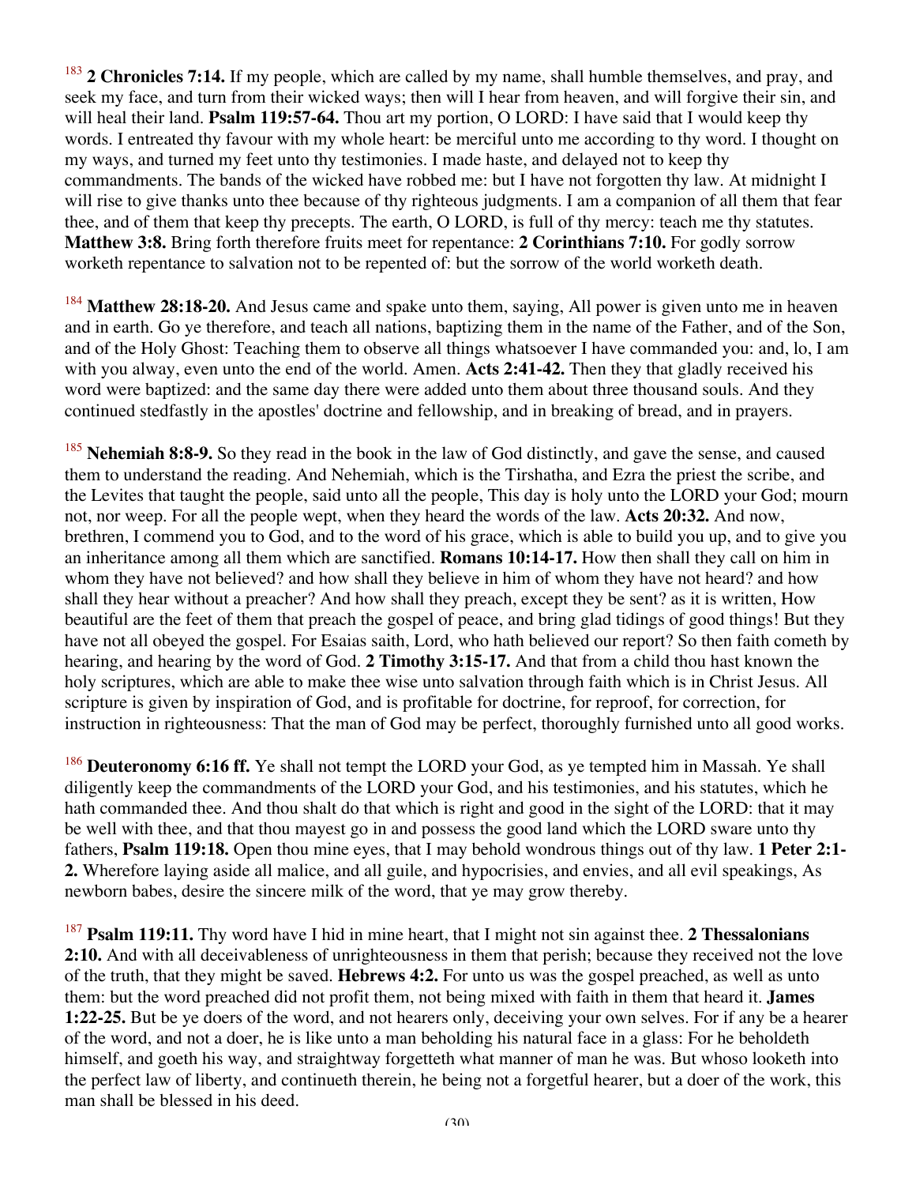[183] **2 Chronicles 7:14.** If my people, which are called by my name, shall humble themselves, and pray, and seek my face, and turn from their wicked ways; then will I hear from heaven, and will forgive their sin, and will heal their land. **Psalm 119:57-64.** Thou art my portion, O LORD: I have said that I would keep thy words. I entreated thy favour with my whole heart: be merciful unto me according to thy word. I thought on my ways, and turned my feet unto thy testimonies. I made haste, and delayed not to keep thy commandments. The bands of the wicked have robbed me: but I have not forgotten thy law. At midnight I will rise to give thanks unto thee because of thy righteous judgments. I am a companion of all them that fear thee, and of them that keep thy precepts. The earth, O LORD, is full of thy mercy: teach me thy statutes. **Matthew 3:8.** Bring forth therefore fruits meet for repentance: **2 Corinthians 7:10.** For godly sorrow worketh repentance to salvation not to be repented of: but the sorrow of the world worketh death.

[184] **Matthew 28:18-20.** And Jesus came and spake unto them, saying, All power is given unto me in heaven and in earth. Go ye therefore, and teach all nations, baptizing them in the name of the Father, and of the Son, and of the Holy Ghost: Teaching them to observe all things whatsoever I have commanded you: and, lo, I am with you alway, even unto the end of the world. Amen. **Acts 2:41-42.** Then they that gladly received his word were baptized: and the same day there were added unto them about three thousand souls. And they continued stedfastly in the apostles' doctrine and fellowship, and in breaking of bread, and in prayers.

[185] **Nehemiah 8:8-9.** So they read in the book in the law of God distinctly, and gave the sense, and caused them to understand the reading. And Nehemiah, which is the Tirshatha, and Ezra the priest the scribe, and the Levites that taught the people, said unto all the people, This day is holy unto the LORD your God; mourn not, nor weep. For all the people wept, when they heard the words of the law. **Acts 20:32.** And now, brethren, I commend you to God, and to the word of his grace, which is able to build you up, and to give you an inheritance among all them which are sanctified. **Romans 10:14-17.** How then shall they call on him in whom they have not believed? and how shall they believe in him of whom they have not heard? and how shall they hear without a preacher? And how shall they preach, except they be sent? as it is written, How beautiful are the feet of them that preach the gospel of peace, and bring glad tidings of good things! But they have not all obeyed the gospel. For Esaias saith, Lord, who hath believed our report? So then faith cometh by hearing, and hearing by the word of God. **2 Timothy 3:15-17.** And that from a child thou hast known the holy scriptures, which are able to make thee wise unto salvation through faith which is in Christ Jesus. All scripture is given by inspiration of God, and is profitable for doctrine, for reproof, for correction, for instruction in righteousness: That the man of God may be perfect, thoroughly furnished unto all good works.

[186] **Deuteronomy 6:16 ff.** Ye shall not tempt the LORD your God, as ye tempted him in Massah. Ye shall diligently keep the commandments of the LORD your God, and his testimonies, and his statutes, which he hath commanded thee. And thou shalt do that which is right and good in the sight of the LORD: that it may be well with thee, and that thou mayest go in and possess the good land which the LORD sware unto thy fathers, **Psalm 119:18.** Open thou mine eyes, that I may behold wondrous things out of thy law. **1 Peter 2:1-2.** Wherefore laying aside all malice, and all guile, and hypocrisies, and envies, and all evil speakings, As newborn babes, desire the sincere milk of the word, that ye may grow thereby.

[187] **Psalm 119:11.** Thy word have I hid in mine heart, that I might not sin against thee. **2 Thessalonians 2:10.** And with all deceivableness of unrighteousness in them that perish; because they received not the love of the truth, that they might be saved. **Hebrews 4:2.** For unto us was the gospel preached, as well as unto them: but the word preached did not profit them, not being mixed with faith in them that heard it. **James 1:22-25.** But be ye doers of the word, and not hearers only, deceiving your own selves. For if any be a hearer of the word, and not a doer, he is like unto a man beholding his natural face in a glass: For he beholdeth himself, and goeth his way, and straightway forgetteth what manner of man he was. But whoso looketh into the perfect law of liberty, and continueth therein, he being not a forgetful hearer, but a doer of the work, this man shall be blessed in his deed.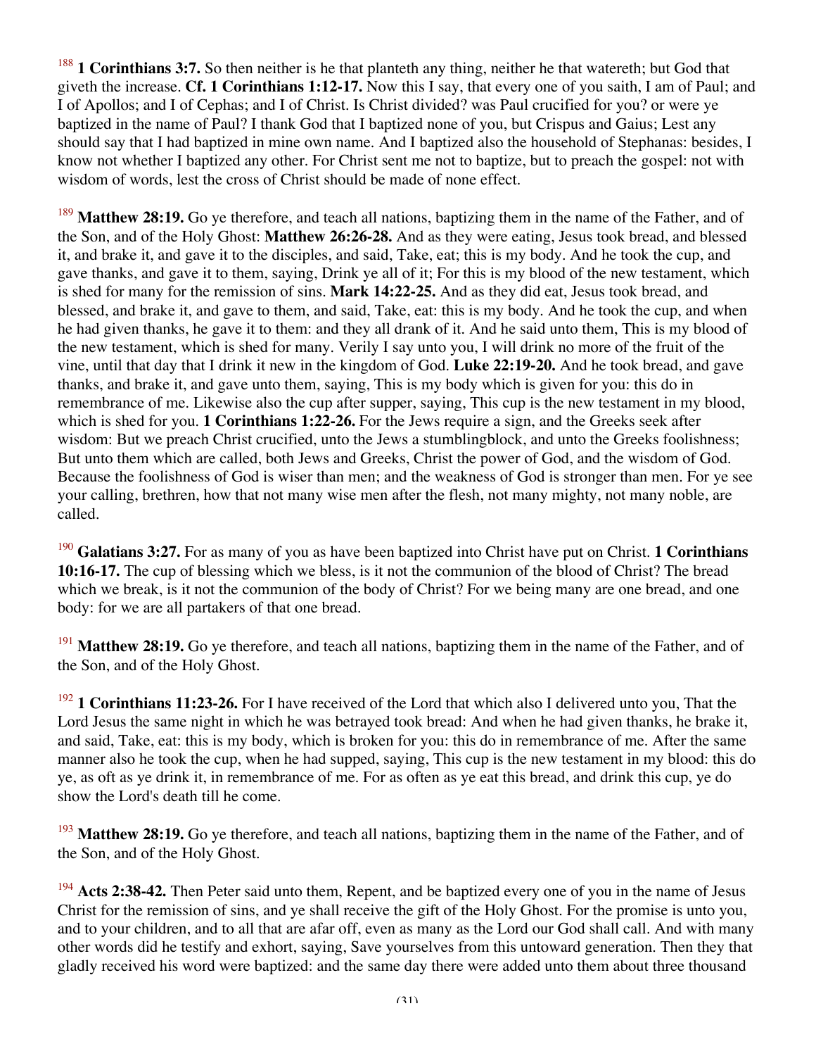[188] **1 Corinthians 3:7.** So then neither is he that planteth any thing, neither he that watereth; but God that giveth the increase. **Cf. 1 Corinthians 1:12-17.** Now this I say, that every one of you saith, I am of Paul; and I of Apollos; and I of Cephas; and I of Christ. Is Christ divided? was Paul crucified for you? or were ye baptized in the name of Paul? I thank God that I baptized none of you, but Crispus and Gaius; Lest any should say that I had baptized in mine own name. And I baptized also the household of Stephanas: besides, I know not whether I baptized any other. For Christ sent me not to baptize, but to preach the gospel: not with wisdom of words, lest the cross of Christ should be made of none effect.

[189] **Matthew 28:19.** Go ye therefore, and teach all nations, baptizing them in the name of the Father, and of the Son, and of the Holy Ghost: **Matthew 26:26-28.** And as they were eating, Jesus took bread, and blessed it, and brake it, and gave it to the disciples, and said, Take, eat; this is my body. And he took the cup, and gave thanks, and gave it to them, saying, Drink ye all of it; For this is my blood of the new testament, which is shed for many for the remission of sins. **Mark 14:22-25.** And as they did eat, Jesus took bread, and blessed, and brake it, and gave to them, and said, Take, eat: this is my body. And he took the cup, and when he had given thanks, he gave it to them: and they all drank of it. And he said unto them, This is my blood of the new testament, which is shed for many. Verily I say unto you, I will drink no more of the fruit of the vine, until that day that I drink it new in the kingdom of God. **Luke 22:19-20.** And he took bread, and gave thanks, and brake it, and gave unto them, saying, This is my body which is given for you: this do in remembrance of me. Likewise also the cup after supper, saying, This cup is the new testament in my blood, which is shed for you. **1 Corinthians 1:22-26.** For the Jews require a sign, and the Greeks seek after wisdom: But we preach Christ crucified, unto the Jews a stumblingblock, and unto the Greeks foolishness; But unto them which are called, both Jews and Greeks, Christ the power of God, and the wisdom of God. Because the foolishness of God is wiser than men; and the weakness of God is stronger than men. For ye see your calling, brethren, how that not many wise men after the flesh, not many mighty, not many noble, are called.

[190] **Galatians 3:27.** For as many of you as have been baptized into Christ have put on Christ. **1 Corinthians 10:16-17.** The cup of blessing which we bless, is it not the communion of the blood of Christ? The bread which we break, is it not the communion of the body of Christ? For we being many are one bread, and one body: for we are all partakers of that one bread.

[191] **Matthew 28:19.** Go ye therefore, and teach all nations, baptizing them in the name of the Father, and of the Son, and of the Holy Ghost.

[192] **1 Corinthians 11:23-26.** For I have received of the Lord that which also I delivered unto you, That the Lord Jesus the same night in which he was betrayed took bread: And when he had given thanks, he brake it, and said, Take, eat: this is my body, which is broken for you: this do in remembrance of me. After the same manner also he took the cup, when he had supped, saying, This cup is the new testament in my blood: this do ye, as oft as ye drink it, in remembrance of me. For as often as ye eat this bread, and drink this cup, ye do show the Lord's death till he come.

[193] **Matthew 28:19.** Go ye therefore, and teach all nations, baptizing them in the name of the Father, and of the Son, and of the Holy Ghost.

[194] **Acts 2:38-42.** Then Peter said unto them, Repent, and be baptized every one of you in the name of Jesus Christ for the remission of sins, and ye shall receive the gift of the Holy Ghost. For the promise is unto you, and to your children, and to all that are afar off, even as many as the Lord our God shall call. And with many other words did he testify and exhort, saying, Save yourselves from this untoward generation. Then they that gladly received his word were baptized: and the same day there were added unto them about three thousand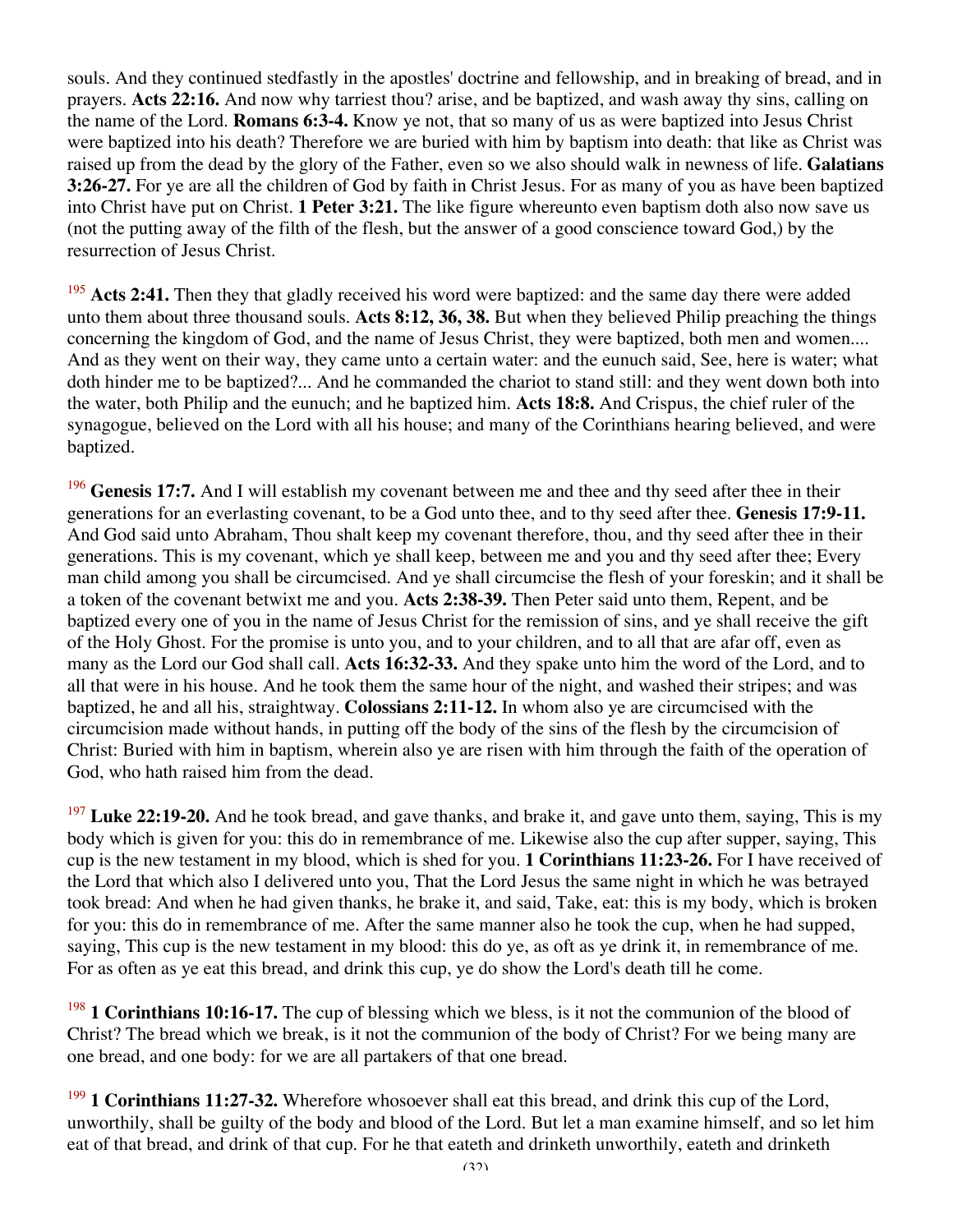souls. And they continued stedfastly in the apostles' doctrine and fellowship, and in breaking of bread, and in prayers. **Acts 22:16.** And now why tarriest thou? arise, and be baptized, and wash away thy sins, calling on the name of the Lord. **Romans 6:3-4.** Know ye not, that so many of us as were baptized into Jesus Christ were baptized into his death? Therefore we are buried with him by baptism into death: that like as Christ was raised up from the dead by the glory of the Father, even so we also should walk in newness of life. **Galatians 3:26-27.** For ye are all the children of God by faith in Christ Jesus. For as many of you as have been baptized into Christ have put on Christ. **1 Peter 3:21.** The like figure whereunto even baptism doth also now save us (not the putting away of the filth of the flesh, but the answer of a good conscience toward God,) by the resurrection of Jesus Christ.

[195] **Acts 2:41.** Then they that gladly received his word were baptized: and the same day there were added unto them about three thousand souls. **Acts 8:12, 36, 38.** But when they believed Philip preaching the things concerning the kingdom of God, and the name of Jesus Christ, they were baptized, both men and women.... And as they went on their way, they came unto a certain water: and the eunuch said, See, here is water; what doth hinder me to be baptized?... And he commanded the chariot to stand still: and they went down both into the water, both Philip and the eunuch; and he baptized him. **Acts 18:8.** And Crispus, the chief ruler of the synagogue, believed on the Lord with all his house; and many of the Corinthians hearing believed, and were baptized.

[196] **Genesis 17:7.** And I will establish my covenant between me and thee and thy seed after thee in their generations for an everlasting covenant, to be a God unto thee, and to thy seed after thee. **Genesis 17:9-11.** And God said unto Abraham, Thou shalt keep my covenant therefore, thou, and thy seed after thee in their generations. This is my covenant, which ye shall keep, between me and you and thy seed after thee; Every man child among you shall be circumcised. And ye shall circumcise the flesh of your foreskin; and it shall be a token of the covenant betwixt me and you. **Acts 2:38-39.** Then Peter said unto them, Repent, and be baptized every one of you in the name of Jesus Christ for the remission of sins, and ye shall receive the gift of the Holy Ghost. For the promise is unto you, and to your children, and to all that are afar off, even as many as the Lord our God shall call. **Acts 16:32-33.** And they spake unto him the word of the Lord, and to all that were in his house. And he took them the same hour of the night, and washed their stripes; and was baptized, he and all his, straightway. **Colossians 2:11-12.** In whom also ye are circumcised with the circumcision made without hands, in putting off the body of the sins of the flesh by the circumcision of Christ: Buried with him in baptism, wherein also ye are risen with him through the faith of the operation of God, who hath raised him from the dead.

[197] **Luke 22:19-20.** And he took bread, and gave thanks, and brake it, and gave unto them, saying, This is my body which is given for you: this do in remembrance of me. Likewise also the cup after supper, saying, This cup is the new testament in my blood, which is shed for you. **1 Corinthians 11:23-26.** For I have received of the Lord that which also I delivered unto you, That the Lord Jesus the same night in which he was betrayed took bread: And when he had given thanks, he brake it, and said, Take, eat: this is my body, which is broken for you: this do in remembrance of me. After the same manner also he took the cup, when he had supped, saying, This cup is the new testament in my blood: this do ye, as oft as ye drink it, in remembrance of me. For as often as ye eat this bread, and drink this cup, ye do show the Lord's death till he come.

[198] **1 Corinthians 10:16-17.** The cup of blessing which we bless, is it not the communion of the blood of Christ? The bread which we break, is it not the communion of the body of Christ? For we being many are one bread, and one body: for we are all partakers of that one bread.

[199] **1 Corinthians 11:27-32.** Wherefore whosoever shall eat this bread, and drink this cup of the Lord, unworthily, shall be guilty of the body and blood of the Lord. But let a man examine himself, and so let him eat of that bread, and drink of that cup. For he that eateth and drinketh unworthily, eateth and drinketh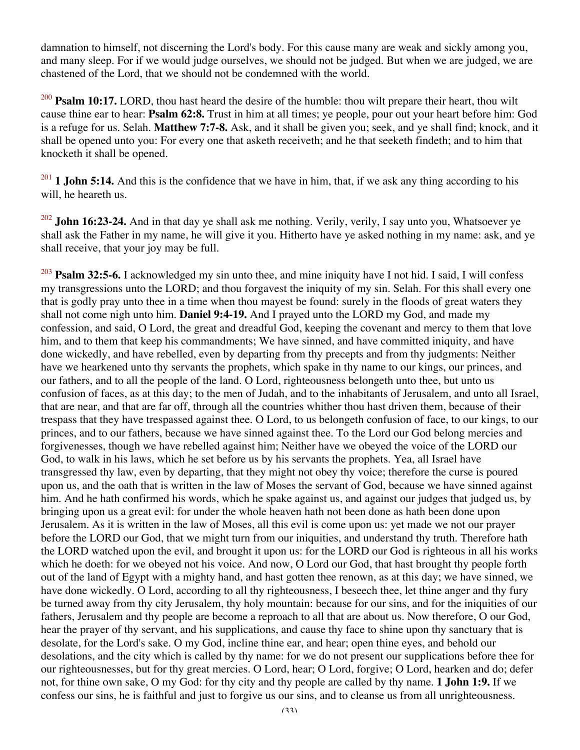damnation to himself, not discerning the Lord's body. For this cause many are weak and sickly among you, and many sleep. For if we would judge ourselves, we should not be judged. But when we are judged, we are chastened of the Lord, that we should not be condemned with the world.

[200] **Psalm 10:17.** LORD, thou hast heard the desire of the humble: thou wilt prepare their heart, thou wilt cause thine ear to hear: **Psalm 62:8.** Trust in him at all times; ye people, pour out your heart before him: God is a refuge for us. Selah. **Matthew 7:7-8.** Ask, and it shall be given you; seek, and ye shall find; knock, and it shall be opened unto you: For every one that asketh receiveth; and he that seeketh findeth; and to him that knocketh it shall be opened.

[201] **1 John 5:14.** And this is the confidence that we have in him, that, if we ask any thing according to his will, he heareth us.

[202] **John 16:23-24.** And in that day ye shall ask me nothing. Verily, verily, I say unto you, Whatsoever ye shall ask the Father in my name, he will give it you. Hitherto have ye asked nothing in my name: ask, and ye shall receive, that your joy may be full.

[203] **Psalm 32:5-6.** I acknowledged my sin unto thee, and mine iniquity have I not hid. I said, I will confess my transgressions unto the LORD; and thou forgavest the iniquity of my sin. Selah. For this shall every one that is godly pray unto thee in a time when thou mayest be found: surely in the floods of great waters they shall not come nigh unto him. **Daniel 9:4-19.** And I prayed unto the LORD my God, and made my confession, and said, O Lord, the great and dreadful God, keeping the covenant and mercy to them that love him, and to them that keep his commandments; We have sinned, and have committed iniquity, and have done wickedly, and have rebelled, even by departing from thy precepts and from thy judgments: Neither have we hearkened unto thy servants the prophets, which spake in thy name to our kings, our princes, and our fathers, and to all the people of the land. O Lord, righteousness belongeth unto thee, but unto us confusion of faces, as at this day; to the men of Judah, and to the inhabitants of Jerusalem, and unto all Israel, that are near, and that are far off, through all the countries whither thou hast driven them, because of their trespass that they have trespassed against thee. O Lord, to us belongeth confusion of face, to our kings, to our princes, and to our fathers, because we have sinned against thee. To the Lord our God belong mercies and forgivenesses, though we have rebelled against him; Neither have we obeyed the voice of the LORD our God, to walk in his laws, which he set before us by his servants the prophets. Yea, all Israel have transgressed thy law, even by departing, that they might not obey thy voice; therefore the curse is poured upon us, and the oath that is written in the law of Moses the servant of God, because we have sinned against him. And he hath confirmed his words, which he spake against us, and against our judges that judged us, by bringing upon us a great evil: for under the whole heaven hath not been done as hath been done upon Jerusalem. As it is written in the law of Moses, all this evil is come upon us: yet made we not our prayer before the LORD our God, that we might turn from our iniquities, and understand thy truth. Therefore hath the LORD watched upon the evil, and brought it upon us: for the LORD our God is righteous in all his works which he doeth: for we obeyed not his voice. And now, O Lord our God, that hast brought thy people forth out of the land of Egypt with a mighty hand, and hast gotten thee renown, as at this day; we have sinned, we have done wickedly. O Lord, according to all thy righteousness, I beseech thee, let thine anger and thy fury be turned away from thy city Jerusalem, thy holy mountain: because for our sins, and for the iniquities of our fathers, Jerusalem and thy people are become a reproach to all that are about us. Now therefore, O our God, hear the prayer of thy servant, and his supplications, and cause thy face to shine upon thy sanctuary that is desolate, for the Lord's sake. O my God, incline thine ear, and hear; open thine eyes, and behold our desolations, and the city which is called by thy name: for we do not present our supplications before thee for our righteousnesses, but for thy great mercies. O Lord, hear; O Lord, forgive; O Lord, hearken and do; defer not, for thine own sake, O my God: for thy city and thy people are called by thy name. **1 John 1:9.** If we confess our sins, he is faithful and just to forgive us our sins, and to cleanse us from all unrighteousness.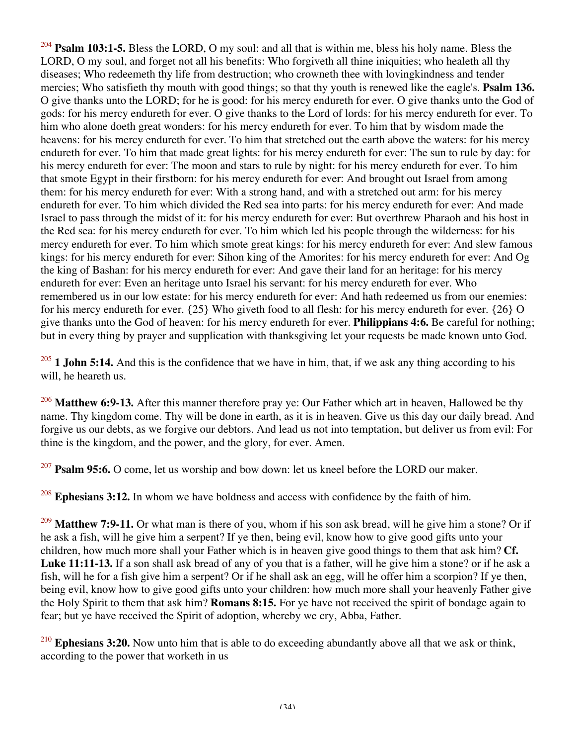[204] **Psalm 103:1-5.** Bless the LORD, O my soul: and all that is within me, bless his holy name. Bless the LORD, O my soul, and forget not all his benefits: Who forgiveth all thine iniquities; who healeth all thy diseases; Who redeemeth thy life from destruction; who crowneth thee with lovingkindness and tender mercies; Who satisfieth thy mouth with good things; so that thy youth is renewed like the eagle's. **Psalm 136.** O give thanks unto the LORD; for he is good: for his mercy endureth for ever. O give thanks unto the God of gods: for his mercy endureth for ever. O give thanks to the Lord of lords: for his mercy endureth for ever. To him who alone doeth great wonders: for his mercy endureth for ever. To him that by wisdom made the heavens: for his mercy endureth for ever. To him that stretched out the earth above the waters: for his mercy endureth for ever. To him that made great lights: for his mercy endureth for ever: The sun to rule by day: for his mercy endureth for ever: The moon and stars to rule by night: for his mercy endureth for ever. To him that smote Egypt in their firstborn: for his mercy endureth for ever: And brought out Israel from among them: for his mercy endureth for ever: With a strong hand, and with a stretched out arm: for his mercy endureth for ever. To him which divided the Red sea into parts: for his mercy endureth for ever: And made Israel to pass through the midst of it: for his mercy endureth for ever: But overthrew Pharaoh and his host in the Red sea: for his mercy endureth for ever. To him which led his people through the wilderness: for his mercy endureth for ever. To him which smote great kings: for his mercy endureth for ever: And slew famous kings: for his mercy endureth for ever: Sihon king of the Amorites: for his mercy endureth for ever: And Og the king of Bashan: for his mercy endureth for ever: And gave their land for an heritage: for his mercy endureth for ever: Even an heritage unto Israel his servant: for his mercy endureth for ever. Who remembered us in our low estate: for his mercy endureth for ever: And hath redeemed us from our enemies: for his mercy endureth for ever. {25} Who giveth food to all flesh: for his mercy endureth for ever. {26} O give thanks unto the God of heaven: for his mercy endureth for ever. **Philippians 4:6.** Be careful for nothing; but in every thing by prayer and supplication with thanksgiving let your requests be made known unto God.

[205] **1 John 5:14.** And this is the confidence that we have in him, that, if we ask any thing according to his will, he heareth us.

[206] **Matthew 6:9-13.** After this manner therefore pray ye: Our Father which art in heaven, Hallowed be thy name. Thy kingdom come. Thy will be done in earth, as it is in heaven. Give us this day our daily bread. And forgive us our debts, as we forgive our debtors. And lead us not into temptation, but deliver us from evil: For thine is the kingdom, and the power, and the glory, for ever. Amen.

[207] **Psalm 95:6.** O come, let us worship and bow down: let us kneel before the LORD our maker.

[208] **Ephesians 3:12.** In whom we have boldness and access with confidence by the faith of him.

[209] **Matthew 7:9-11.** Or what man is there of you, whom if his son ask bread, will he give him a stone? Or if he ask a fish, will he give him a serpent? If ye then, being evil, know how to give good gifts unto your children, how much more shall your Father which is in heaven give good things to them that ask him? **Cf. Luke 11:11-13.** If a son shall ask bread of any of you that is a father, will he give him a stone? or if he ask a fish, will he for a fish give him a serpent? Or if he shall ask an egg, will he offer him a scorpion? If ye then, being evil, know how to give good gifts unto your children: how much more shall your heavenly Father give the Holy Spirit to them that ask him? **Romans 8:15.** For ye have not received the spirit of bondage again to fear; but ye have received the Spirit of adoption, whereby we cry, Abba, Father.

[210] **Ephesians 3:20.** Now unto him that is able to do exceeding abundantly above all that we ask or think, according to the power that worketh in us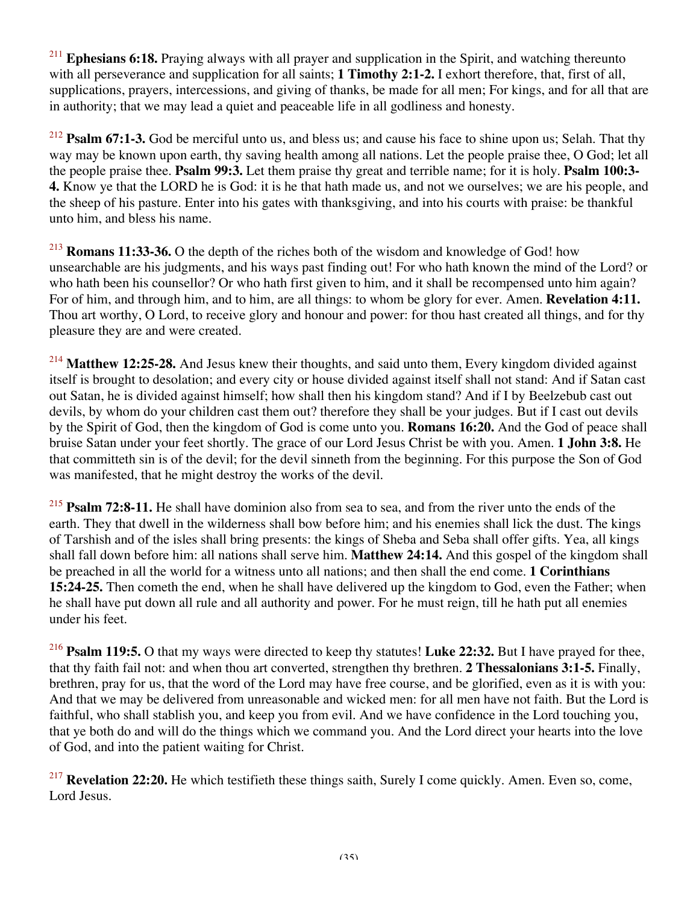[211] **Ephesians 6:18.** Praying always with all prayer and supplication in the Spirit, and watching thereunto with all perseverance and supplication for all saints; **1 Timothy 2:1-2.** I exhort therefore, that, first of all, supplications, prayers, intercessions, and giving of thanks, be made for all men; For kings, and for all that are in authority; that we may lead a quiet and peaceable life in all godliness and honesty.

[212] **Psalm 67:1-3.** God be merciful unto us, and bless us; and cause his face to shine upon us; Selah. That thy way may be known upon earth, thy saving health among all nations. Let the people praise thee, O God; let all the people praise thee. **Psalm 99:3.** Let them praise thy great and terrible name; for it is holy. **Psalm 100:3-4.** Know ye that the LORD he is God: it is he that hath made us, and not we ourselves; we are his people, and the sheep of his pasture. Enter into his gates with thanksgiving, and into his courts with praise: be thankful unto him, and bless his name.

[213] **Romans 11:33-36.** O the depth of the riches both of the wisdom and knowledge of God! how unsearchable are his judgments, and his ways past finding out! For who hath known the mind of the Lord? or who hath been his counsellor? Or who hath first given to him, and it shall be recompensed unto him again? For of him, and through him, and to him, are all things: to whom be glory for ever. Amen. **Revelation 4:11.** Thou art worthy, O Lord, to receive glory and honour and power: for thou hast created all things, and for thy pleasure they are and were created.

[214] **Matthew 12:25-28.** And Jesus knew their thoughts, and said unto them, Every kingdom divided against itself is brought to desolation; and every city or house divided against itself shall not stand: And if Satan cast out Satan, he is divided against himself; how shall then his kingdom stand? And if I by Beelzebub cast out devils, by whom do your children cast them out? therefore they shall be your judges. But if I cast out devils by the Spirit of God, then the kingdom of God is come unto you. **Romans 16:20.** And the God of peace shall bruise Satan under your feet shortly. The grace of our Lord Jesus Christ be with you. Amen. **1 John 3:8.** He that committeth sin is of the devil; for the devil sinneth from the beginning. For this purpose the Son of God was manifested, that he might destroy the works of the devil.

[215] **Psalm 72:8-11.** He shall have dominion also from sea to sea, and from the river unto the ends of the earth. They that dwell in the wilderness shall bow before him; and his enemies shall lick the dust. The kings of Tarshish and of the isles shall bring presents: the kings of Sheba and Seba shall offer gifts. Yea, all kings shall fall down before him: all nations shall serve him. **Matthew 24:14.** And this gospel of the kingdom shall be preached in all the world for a witness unto all nations; and then shall the end come. **1 Corinthians 15:24-25.** Then cometh the end, when he shall have delivered up the kingdom to God, even the Father; when he shall have put down all rule and all authority and power. For he must reign, till he hath put all enemies under his feet.

[216] **Psalm 119:5.** O that my ways were directed to keep thy statutes! **Luke 22:32.** But I have prayed for thee, that thy faith fail not: and when thou art converted, strengthen thy brethren. **2 Thessalonians 3:1-5.** Finally, brethren, pray for us, that the word of the Lord may have free course, and be glorified, even as it is with you: And that we may be delivered from unreasonable and wicked men: for all men have not faith. But the Lord is faithful, who shall stablish you, and keep you from evil. And we have confidence in the Lord touching you, that ye both do and will do the things which we command you. And the Lord direct your hearts into the love of God, and into the patient waiting for Christ.

[217] **Revelation 22:20.** He which testifieth these things saith, Surely I come quickly. Amen. Even so, come, Lord Jesus.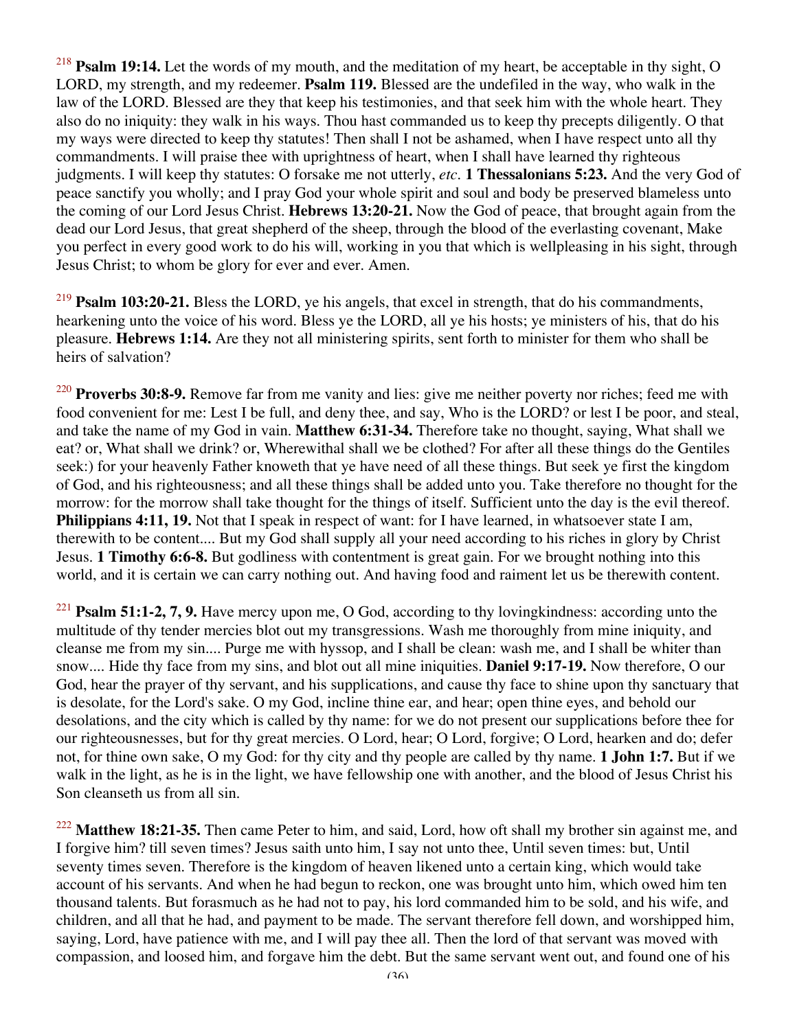[218] **Psalm 19:14.** Let the words of my mouth, and the meditation of my heart, be acceptable in thy sight, O LORD, my strength, and my redeemer. **Psalm 119.** Blessed are the undefiled in the way, who walk in the law of the LORD. Blessed are they that keep his testimonies, and that seek him with the whole heart. They also do no iniquity: they walk in his ways. Thou hast commanded us to keep thy precepts diligently. O that my ways were directed to keep thy statutes! Then shall I not be ashamed, when I have respect unto all thy commandments. I will praise thee with uprightness of heart, when I shall have learned thy righteous judgments. I will keep thy statutes: O forsake me not utterly, *etc*. **1 Thessalonians 5:23.** And the very God of peace sanctify you wholly; and I pray God your whole spirit and soul and body be preserved blameless unto the coming of our Lord Jesus Christ. **Hebrews 13:20-21.** Now the God of peace, that brought again from the dead our Lord Jesus, that great shepherd of the sheep, through the blood of the everlasting covenant, Make you perfect in every good work to do his will, working in you that which is wellpleasing in his sight, through Jesus Christ; to whom be glory for ever and ever. Amen.

[219] **Psalm 103:20-21.** Bless the LORD, ye his angels, that excel in strength, that do his commandments, hearkening unto the voice of his word. Bless ye the LORD, all ye his hosts; ye ministers of his, that do his pleasure. **Hebrews 1:14.** Are they not all ministering spirits, sent forth to minister for them who shall be heirs of salvation?

[220] **Proverbs 30:8-9.** Remove far from me vanity and lies: give me neither poverty nor riches; feed me with food convenient for me: Lest I be full, and deny thee, and say, Who is the LORD? or lest I be poor, and steal, and take the name of my God in vain. **Matthew 6:31-34.** Therefore take no thought, saying, What shall we eat? or, What shall we drink? or, Wherewithal shall we be clothed? For after all these things do the Gentiles seek:) for your heavenly Father knoweth that ye have need of all these things. But seek ye first the kingdom of God, and his righteousness; and all these things shall be added unto you. Take therefore no thought for the morrow: for the morrow shall take thought for the things of itself. Sufficient unto the day is the evil thereof. **Philippians 4:11, 19.** Not that I speak in respect of want: for I have learned, in whatsoever state I am, therewith to be content.... But my God shall supply all your need according to his riches in glory by Christ Jesus. **1 Timothy 6:6-8.** But godliness with contentment is great gain. For we brought nothing into this world, and it is certain we can carry nothing out. And having food and raiment let us be therewith content.

[221] **Psalm 51:1-2, 7, 9.** Have mercy upon me, O God, according to thy lovingkindness: according unto the multitude of thy tender mercies blot out my transgressions. Wash me thoroughly from mine iniquity, and cleanse me from my sin.... Purge me with hyssop, and I shall be clean: wash me, and I shall be whiter than snow.... Hide thy face from my sins, and blot out all mine iniquities. **Daniel 9:17-19.** Now therefore, O our God, hear the prayer of thy servant, and his supplications, and cause thy face to shine upon thy sanctuary that is desolate, for the Lord's sake. O my God, incline thine ear, and hear; open thine eyes, and behold our desolations, and the city which is called by thy name: for we do not present our supplications before thee for our righteousnesses, but for thy great mercies. O Lord, hear; O Lord, forgive; O Lord, hearken and do; defer not, for thine own sake, O my God: for thy city and thy people are called by thy name. **1 John 1:7.** But if we walk in the light, as he is in the light, we have fellowship one with another, and the blood of Jesus Christ his Son cleanseth us from all sin.

[222] **Matthew 18:21-35.** Then came Peter to him, and said, Lord, how oft shall my brother sin against me, and I forgive him? till seven times? Jesus saith unto him, I say not unto thee, Until seven times: but, Until seventy times seven. Therefore is the kingdom of heaven likened unto a certain king, which would take account of his servants. And when he had begun to reckon, one was brought unto him, which owed him ten thousand talents. But forasmuch as he had not to pay, his lord commanded him to be sold, and his wife, and children, and all that he had, and payment to be made. The servant therefore fell down, and worshipped him, saying, Lord, have patience with me, and I will pay thee all. Then the lord of that servant was moved with compassion, and loosed him, and forgave him the debt. But the same servant went out, and found one of his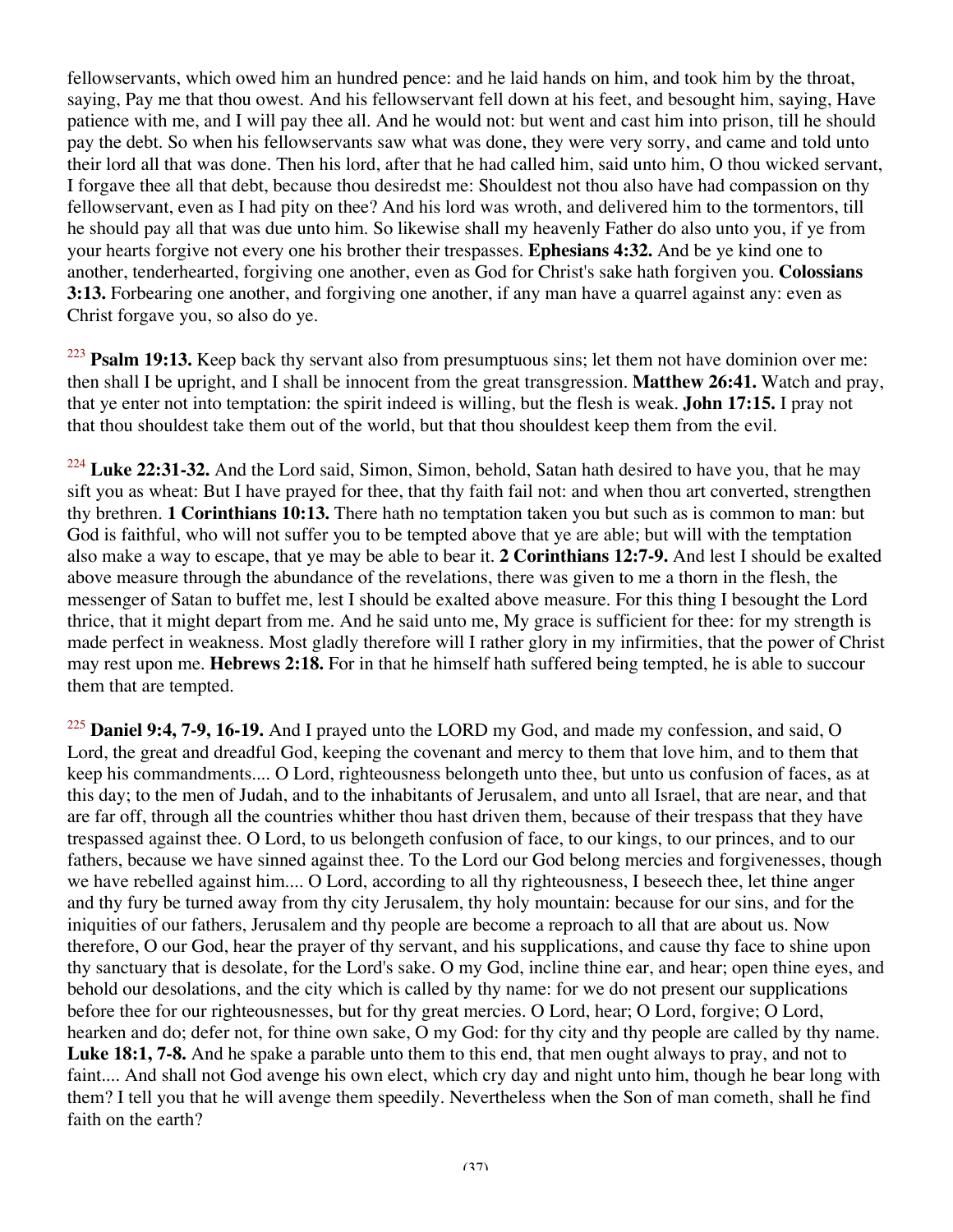fellowservants, which owed him an hundred pence: and he laid hands on him, and took him by the throat, saying, Pay me that thou owest. And his fellowservant fell down at his feet, and besought him, saying, Have patience with me, and I will pay thee all. And he would not: but went and cast him into prison, till he should pay the debt. So when his fellowservants saw what was done, they were very sorry, and came and told unto their lord all that was done. Then his lord, after that he had called him, said unto him, O thou wicked servant, I forgave thee all that debt, because thou desiredst me: Shouldest not thou also have had compassion on thy fellowservant, even as I had pity on thee? And his lord was wroth, and delivered him to the tormentors, till he should pay all that was due unto him. So likewise shall my heavenly Father do also unto you, if ye from your hearts forgive not every one his brother their trespasses. **Ephesians 4:32.** And be ye kind one to another, tenderhearted, forgiving one another, even as God for Christ's sake hath forgiven you. **Colossians 3:13.** Forbearing one another, and forgiving one another, if any man have a quarrel against any: even as Christ forgave you, so also do ye.

[223] **Psalm 19:13.** Keep back thy servant also from presumptuous sins; let them not have dominion over me: then shall I be upright, and I shall be innocent from the great transgression. **Matthew 26:41.** Watch and pray, that ye enter not into temptation: the spirit indeed is willing, but the flesh is weak. **John 17:15.** I pray not that thou shouldest take them out of the world, but that thou shouldest keep them from the evil.

[224] **Luke 22:31-32.** And the Lord said, Simon, Simon, behold, Satan hath desired to have you, that he may sift you as wheat: But I have prayed for thee, that thy faith fail not: and when thou art converted, strengthen thy brethren. **1 Corinthians 10:13.** There hath no temptation taken you but such as is common to man: but God is faithful, who will not suffer you to be tempted above that ye are able; but will with the temptation also make a way to escape, that ye may be able to bear it. **2 Corinthians 12:7-9.** And lest I should be exalted above measure through the abundance of the revelations, there was given to me a thorn in the flesh, the messenger of Satan to buffet me, lest I should be exalted above measure. For this thing I besought the Lord thrice, that it might depart from me. And he said unto me, My grace is sufficient for thee: for my strength is made perfect in weakness. Most gladly therefore will I rather glory in my infirmities, that the power of Christ may rest upon me. **Hebrews 2:18.** For in that he himself hath suffered being tempted, he is able to succour them that are tempted.

[225] **Daniel 9:4, 7-9, 16-19.** And I prayed unto the LORD my God, and made my confession, and said, O Lord, the great and dreadful God, keeping the covenant and mercy to them that love him, and to them that keep his commandments.... O Lord, righteousness belongeth unto thee, but unto us confusion of faces, as at this day; to the men of Judah, and to the inhabitants of Jerusalem, and unto all Israel, that are near, and that are far off, through all the countries whither thou hast driven them, because of their trespass that they have trespassed against thee. O Lord, to us belongeth confusion of face, to our kings, to our princes, and to our fathers, because we have sinned against thee. To the Lord our God belong mercies and forgivenesses, though we have rebelled against him.... O Lord, according to all thy righteousness, I beseech thee, let thine anger and thy fury be turned away from thy city Jerusalem, thy holy mountain: because for our sins, and for the iniquities of our fathers, Jerusalem and thy people are become a reproach to all that are about us. Now therefore, O our God, hear the prayer of thy servant, and his supplications, and cause thy face to shine upon thy sanctuary that is desolate, for the Lord's sake. O my God, incline thine ear, and hear; open thine eyes, and behold our desolations, and the city which is called by thy name: for we do not present our supplications before thee for our righteousnesses, but for thy great mercies. O Lord, hear; O Lord, forgive; O Lord, hearken and do; defer not, for thine own sake, O my God: for thy city and thy people are called by thy name. **Luke 18:1, 7-8.** And he spake a parable unto them to this end, that men ought always to pray, and not to faint.... And shall not God avenge his own elect, which cry day and night unto him, though he bear long with them? I tell you that he will avenge them speedily. Nevertheless when the Son of man cometh, shall he find faith on the earth?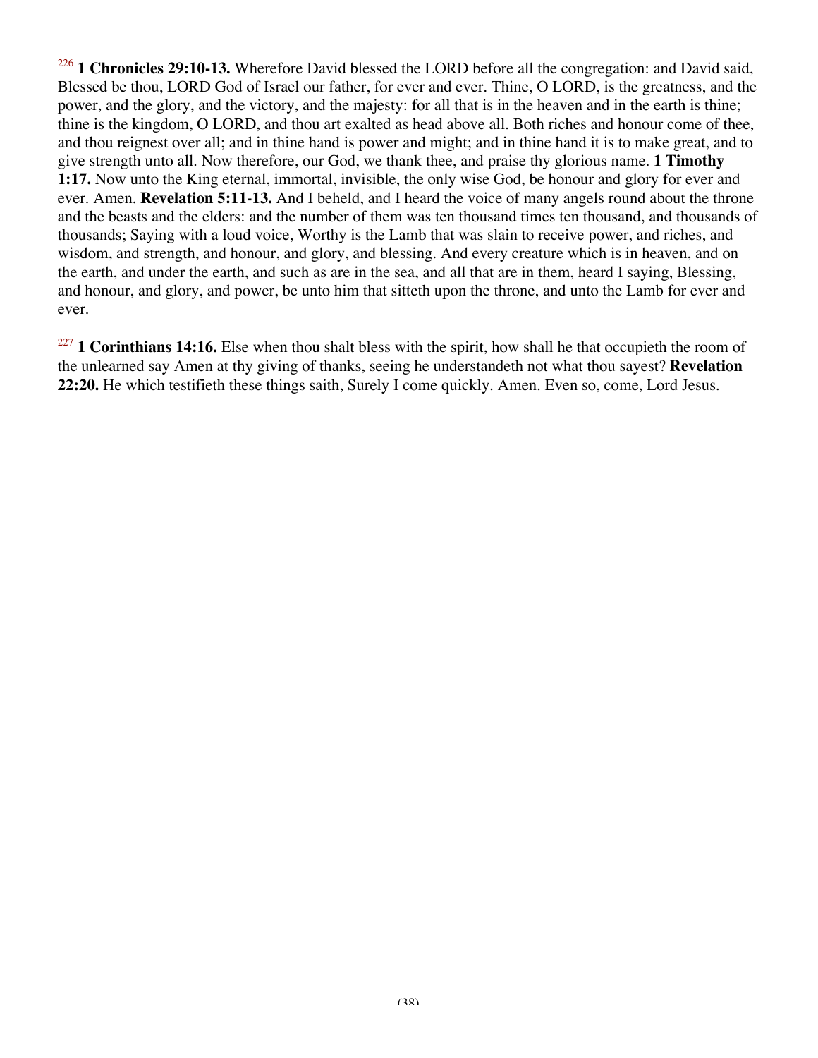[226] **1 Chronicles 29:10-13.** Wherefore David blessed the LORD before all the congregation: and David said, Blessed be thou, LORD God of Israel our father, for ever and ever. Thine, O LORD, is the greatness, and the power, and the glory, and the victory, and the majesty: for all that is in the heaven and in the earth is thine; thine is the kingdom, O LORD, and thou art exalted as head above all. Both riches and honour come of thee, and thou reignest over all; and in thine hand is power and might; and in thine hand it is to make great, and to give strength unto all. Now therefore, our God, we thank thee, and praise thy glorious name. **1 Timothy 1:17.** Now unto the King eternal, immortal, invisible, the only wise God, be honour and glory for ever and ever. Amen. **Revelation 5:11-13.** And I beheld, and I heard the voice of many angels round about the throne and the beasts and the elders: and the number of them was ten thousand times ten thousand, and thousands of thousands; Saying with a loud voice, Worthy is the Lamb that was slain to receive power, and riches, and wisdom, and strength, and honour, and glory, and blessing. And every creature which is in heaven, and on the earth, and under the earth, and such as are in the sea, and all that are in them, heard I saying, Blessing, and honour, and glory, and power, be unto him that sitteth upon the throne, and unto the Lamb for ever and ever.

[227] **1 Corinthians 14:16.** Else when thou shalt bless with the spirit, how shall he that occupieth the room of the unlearned say Amen at thy giving of thanks, seeing he understandeth not what thou sayest? **Revelation 22:20.** He which testifieth these things saith, Surely I come quickly. Amen. Even so, come, Lord Jesus.